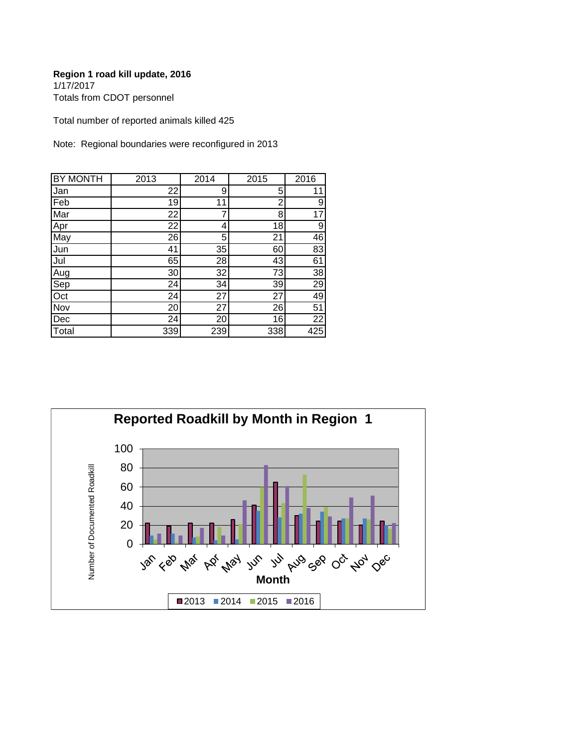**Region 1 road kill update, 2016**
1/17/2017
Totals from CDOT personnel

Total number of reported animals killed 425

Note: Regional boundaries were reconfigured in 2013

| BY MONTH | 2013 | 2014 | 2015 | 2016 |
|---|---|---|---|---|
| Jan | 22 | 9 | 5 | 11 |
| Feb | 19 | 11 | 2 | 9 |
| Mar | 22 | 7 | 8 | 17 |
| Apr | 22 | 4 | 18 | 9 |
| May | 26 | 5 | 21 | 46 |
| Jun | 41 | 35 | 60 | 83 |
| Jul | 65 | 28 | 43 | 61 |
| Aug | 30 | 32 | 73 | 38 |
| Sep | 24 | 34 | 39 | 29 |
| Oct | 24 | 27 | 27 | 49 |
| Nov | 20 | 27 | 26 | 51 |
| Dec | 24 | 20 | 16 | 22 |
| Total | 339 | 239 | 338 | 425 |

**Reported Roadkill by Month in Region 1**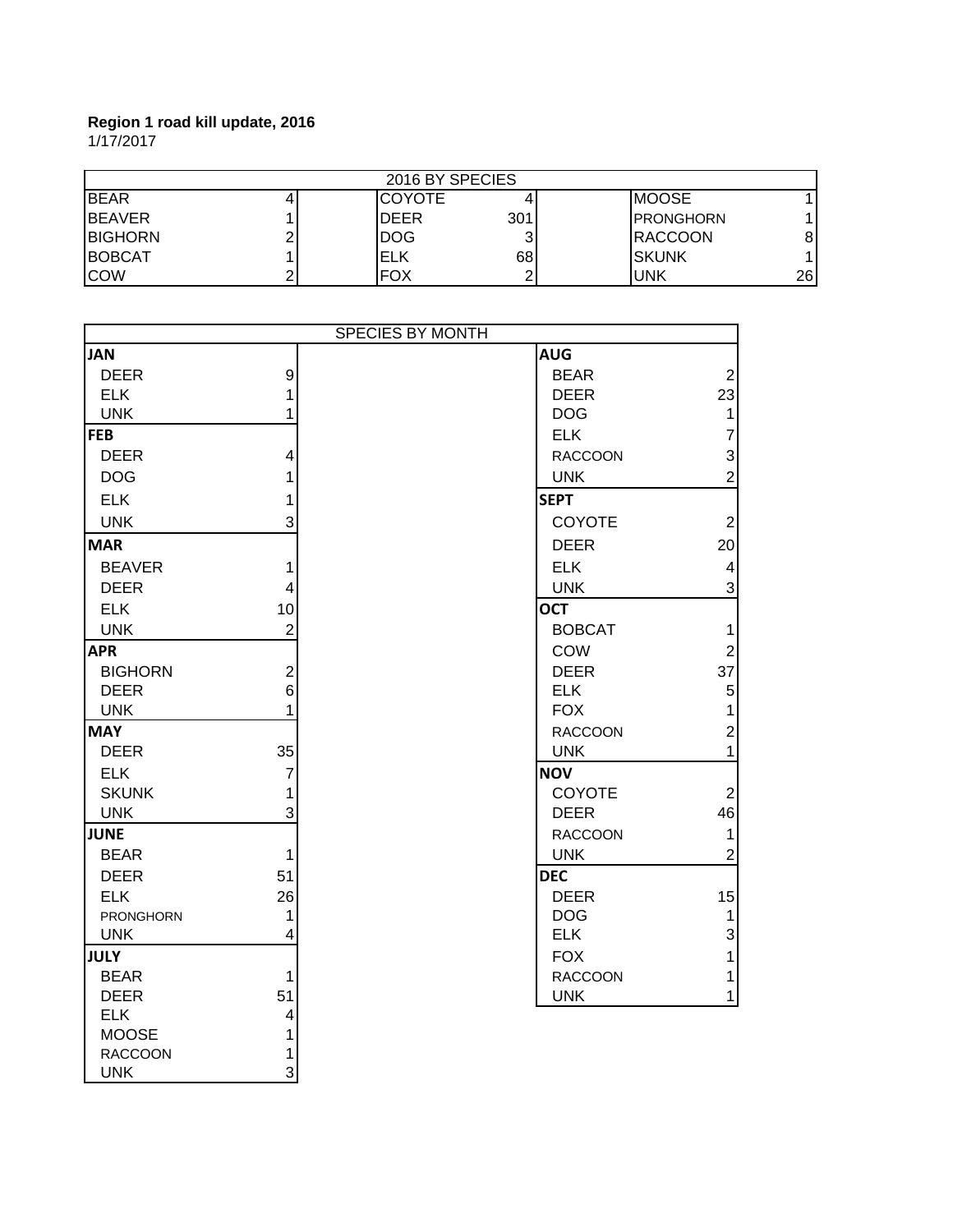**Region 1 road kill update, 2016**

1/17/2017

| 2016 BY SPECIES | | | | | |
|---|---|---|---|---|---|
| BEAR | 4 | COYOTE | 4 | MOOSE | 1 |
| BEAVER | 1 | DEER | 301 | PRONGHORN | 1 |
| BIGHORN | 2 | DOG | 3 | RACCOON | 8 |
| BOBCAT | 1 | ELK | 68 | SKUNK | 1 |
| COW | 2 | FOX | 2 | UNK | 26 |

| SPECIES BY MONTH | | | |
|---|---|---|---|
| **JAN** | | **AUG** | |
| DEER | 9 | BEAR | 2 |
| ELK | 1 | DEER | 23 |
| UNK | 1 | DOG | 1 |
| **FEB** | | ELK | 7 |
| DEER | 4 | RACCOON | 3 |
| DOG | 1 | UNK | 2 |
| ELK | 1 | **SEPT** | |
| UNK | 3 | COYOTE | 2 |
| **MAR** | | DEER | 20 |
| BEAVER | 1 | ELK | 4 |
| DEER | 4 | UNK | 3 |
| ELK | 10 | **OCT** | |
| UNK | 2 | BOBCAT | 1 |
| **APR** | | COW | 2 |
| BIGHORN | 2 | DEER | 37 |
| DEER | 6 | ELK | 5 |
| UNK | 1 | FOX | 1 |
| **MAY** | | RACCOON | 2 |
| DEER | 35 | UNK | 1 |
| ELK | 7 | **NOV** | |
| SKUNK | 1 | COYOTE | 2 |
| UNK | 3 | DEER | 46 |
| **JUNE** | | RACCOON | 1 |
| BEAR | 1 | UNK | 2 |
| DEER | 51 | **DEC** | |
| ELK | 26 | DEER | 15 |
| PRONGHORN | 1 | DOG | 1 |
| UNK | 4 | ELK | 3 |
| **JULY** | | FOX | 1 |
| BEAR | 1 | RACCOON | 1 |
| DEER | 51 | UNK | 1 |
| ELK | 4 | | |
| MOOSE | 1 | | |
| RACCOON | 1 | | |
| UNK | 3 | | |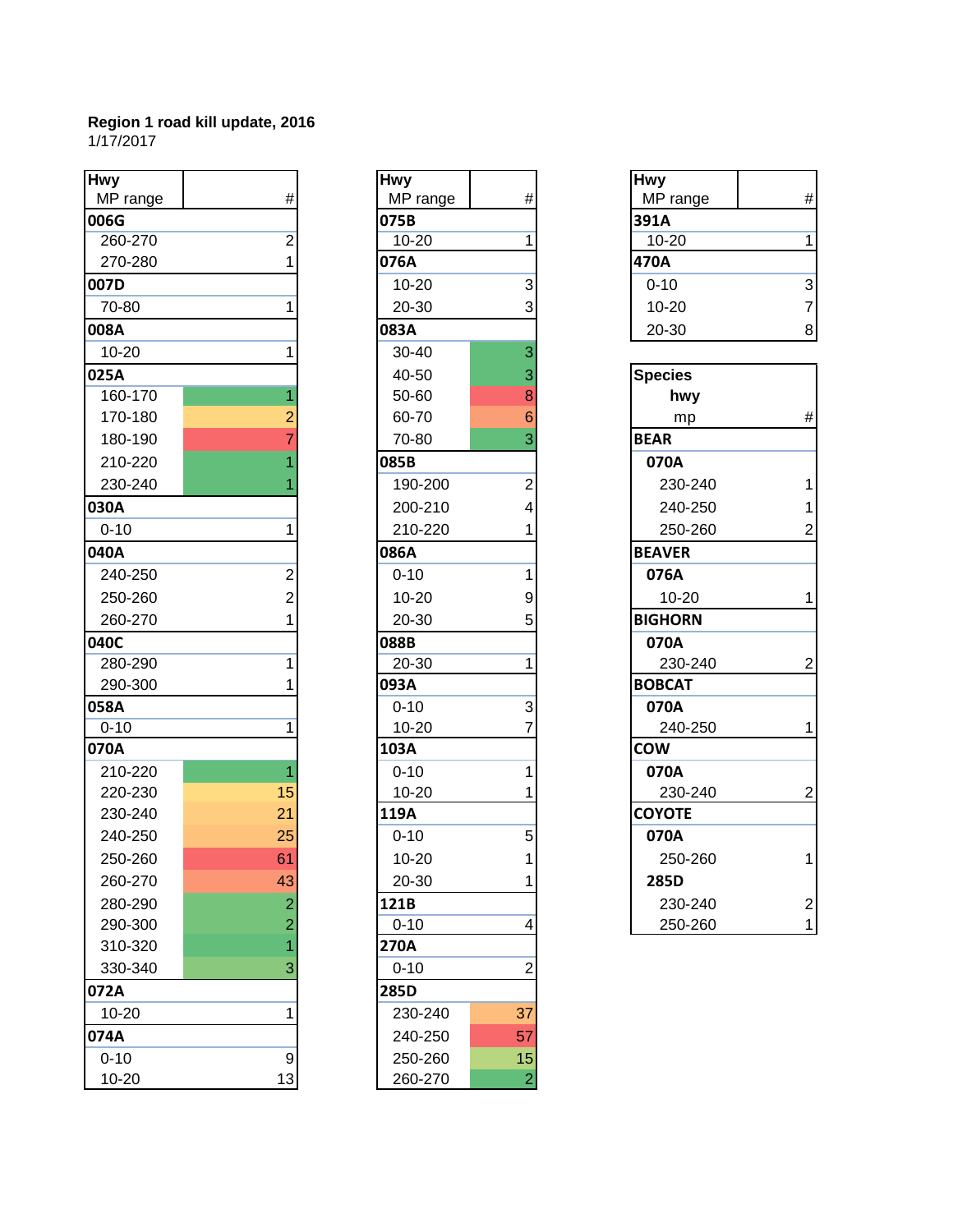**Region 1 road kill update, 2016**
1/17/2017

| Hwy MP range | # |
|---|---|
| **006G** | |
| 260-270 | 2 |
| 270-280 | 1 |
| **007D** | |
| 70-80 | 1 |
| **008A** | |
| 10-20 | 1 |
| **025A** | |
| 160-170 | 1 |
| 170-180 | 2 |
| 180-190 | 7 |
| 210-220 | 1 |
| 230-240 | 1 |
| **030A** | |
| 0-10 | 1 |
| **040A** | |
| 240-250 | 2 |
| 250-260 | 2 |
| 260-270 | 1 |
| **040C** | |
| 280-290 | 1 |
| 290-300 | 1 |
| **058A** | |
| 0-10 | 1 |
| **070A** | |
| 210-220 | 1 |
| 220-230 | 15 |
| 230-240 | 21 |
| 240-250 | 25 |
| 250-260 | 61 |
| 260-270 | 43 |
| 280-290 | 2 |
| 290-300 | 2 |
| 310-320 | 1 |
| 330-340 | 3 |
| **072A** | |
| 10-20 | 1 |
| **074A** | |
| 0-10 | 9 |
| 10-20 | 13 |

| Hwy MP range | # |
|---|---|
| **075B** | |
| 10-20 | 1 |
| **076A** | |
| 10-20 | 3 |
| 20-30 | 3 |
| **083A** | |
| 30-40 | 3 |
| 40-50 | 3 |
| 50-60 | 8 |
| 60-70 | 6 |
| 70-80 | 3 |
| **085B** | |
| 190-200 | 2 |
| 200-210 | 4 |
| 210-220 | 1 |
| **086A** | |
| 0-10 | 1 |
| 10-20 | 9 |
| 20-30 | 5 |
| **088B** | |
| 20-30 | 1 |
| **093A** | |
| 0-10 | 3 |
| 10-20 | 7 |
| **103A** | |
| 0-10 | 1 |
| 10-20 | 1 |
| **119A** | |
| 0-10 | 5 |
| 10-20 | 1 |
| 20-30 | 1 |
| **121B** | |
| 0-10 | 4 |
| **270A** | |
| 0-10 | 2 |
| **285D** | |
| 230-240 | 37 |
| 240-250 | 57 |
| 250-260 | 15 |
| 260-270 | 2 |

| Hwy MP range | # |
|---|---|
| **391A** | |
| 10-20 | 1 |
| **470A** | |
| 0-10 | 3 |
| 10-20 | 7 |
| 20-30 | 8 |

| Species hwy mp | # |
|---|---|
| **BEAR** | |
| **070A** | |
| 230-240 | 1 |
| 240-250 | 1 |
| 250-260 | 2 |
| **BEAVER** | |
| **076A** | |
| 10-20 | 1 |
| **BIGHORN** | |
| **070A** | |
| 230-240 | 2 |
| **BOBCAT** | |
| **070A** | |
| 240-250 | 1 |
| **COW** | |
| **070A** | |
| 230-240 | 2 |
| **COYOTE** | |
| **070A** | |
| 250-260 | 1 |
| **285D** | |
| 230-240 | 2 |
| 250-260 | 1 |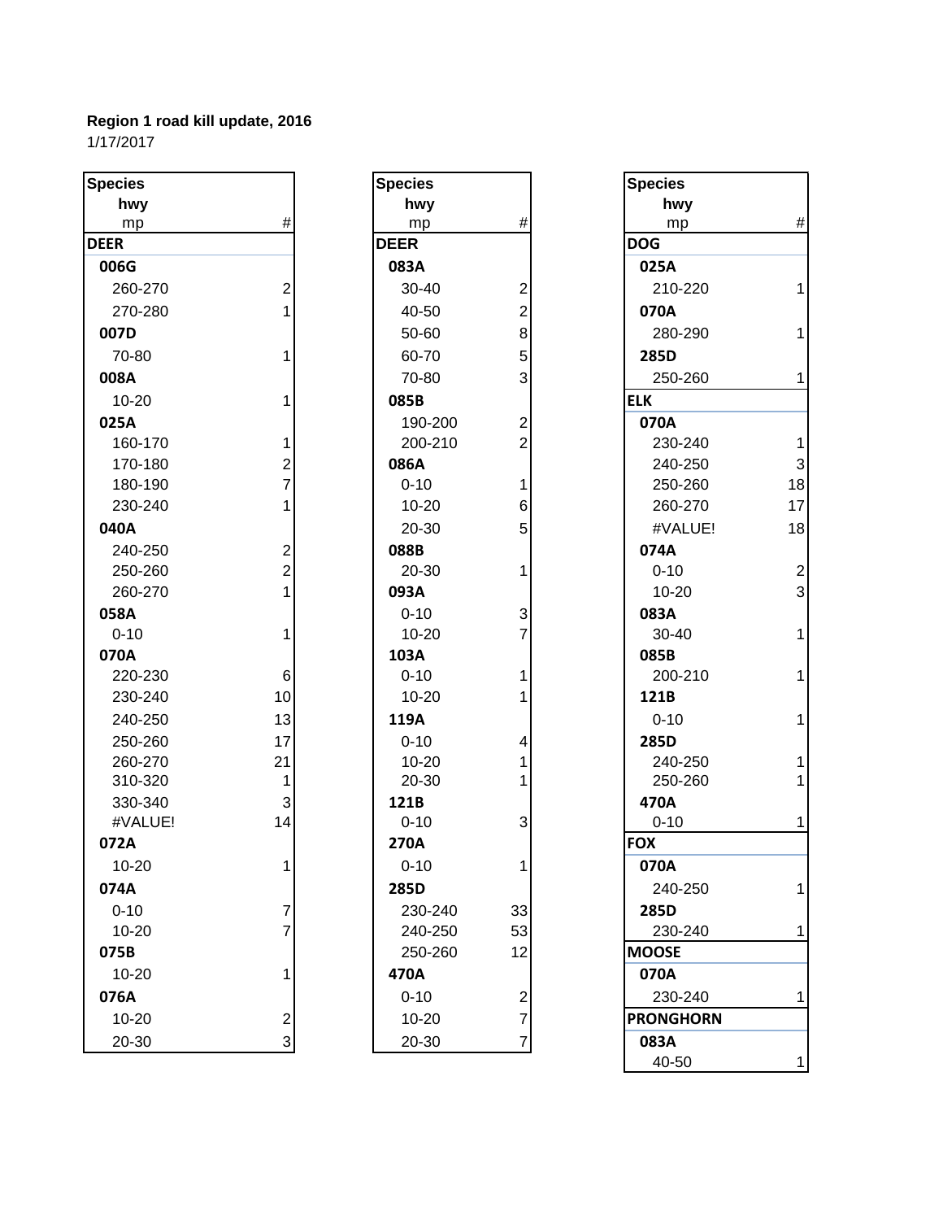**Region 1 road kill update, 2016**

1/17/2017

| Species hwy mp | # |
|---|---|
| **DEER** | |
| **006G** | |
| 260-270 | 2 |
| 270-280 | 1 |
| **007D** | |
| 70-80 | 1 |
| **008A** | |
| 10-20 | 1 |
| **025A** | |
| 160-170 | 1 |
| 170-180 | 2 |
| 180-190 | 7 |
| 230-240 | 1 |
| **040A** | |
| 240-250 | 2 |
| 250-260 | 2 |
| 260-270 | 1 |
| **058A** | |
| 0-10 | 1 |
| **070A** | |
| 220-230 | 6 |
| 230-240 | 10 |
| 240-250 | 13 |
| 250-260 | 17 |
| 260-270 | 21 |
| 310-320 | 1 |
| 330-340 | 3 |
| #VALUE! | 14 |
| **072A** | |
| 10-20 | 1 |
| **074A** | |
| 0-10 | 7 |
| 10-20 | 7 |
| **075B** | |
| 10-20 | 1 |
| **076A** | |
| 10-20 | 2 |
| 20-30 | 3 |

| Species hwy mp | # |
|---|---|
| **DEER** | |
| **083A** | |
| 30-40 | 2 |
| 40-50 | 2 |
| 50-60 | 8 |
| 60-70 | 5 |
| 70-80 | 3 |
| **085B** | |
| 190-200 | 2 |
| 200-210 | 2 |
| **086A** | |
| 0-10 | 1 |
| 10-20 | 6 |
| 20-30 | 5 |
| **088B** | |
| 20-30 | 1 |
| **093A** | |
| 0-10 | 3 |
| 10-20 | 7 |
| **103A** | |
| 0-10 | 1 |
| 10-20 | 1 |
| **119A** | |
| 0-10 | 4 |
| 10-20 | 1 |
| 20-30 | 1 |
| **121B** | |
| 0-10 | 3 |
| **270A** | |
| 0-10 | 1 |
| **285D** | |
| 230-240 | 33 |
| 240-250 | 53 |
| 250-260 | 12 |
| **470A** | |
| 0-10 | 2 |
| 10-20 | 7 |
| 20-30 | 7 |

| Species hwy mp | # |
|---|---|
| **DOG** | |
| **025A** | |
| 210-220 | 1 |
| **070A** | |
| 280-290 | 1 |
| **285D** | |
| 250-260 | 1 |
| **ELK** | |
| **070A** | |
| 230-240 | 1 |
| 240-250 | 3 |
| 250-260 | 18 |
| 260-270 | 17 |
| #VALUE! | 18 |
| **074A** | |
| 0-10 | 2 |
| 10-20 | 3 |
| **083A** | |
| 30-40 | 1 |
| **085B** | |
| 200-210 | 1 |
| **121B** | |
| 0-10 | 1 |
| **285D** | |
| 240-250 | 1 |
| 250-260 | 1 |
| **470A** | |
| 0-10 | 1 |
| **FOX** | |
| **070A** | |
| 240-250 | 1 |
| **285D** | |
| 230-240 | 1 |
| **MOOSE** | |
| **070A** | |
| 230-240 | 1 |
| **PRONGHORN** | |
| **083A** | |
| 40-50 | 1 |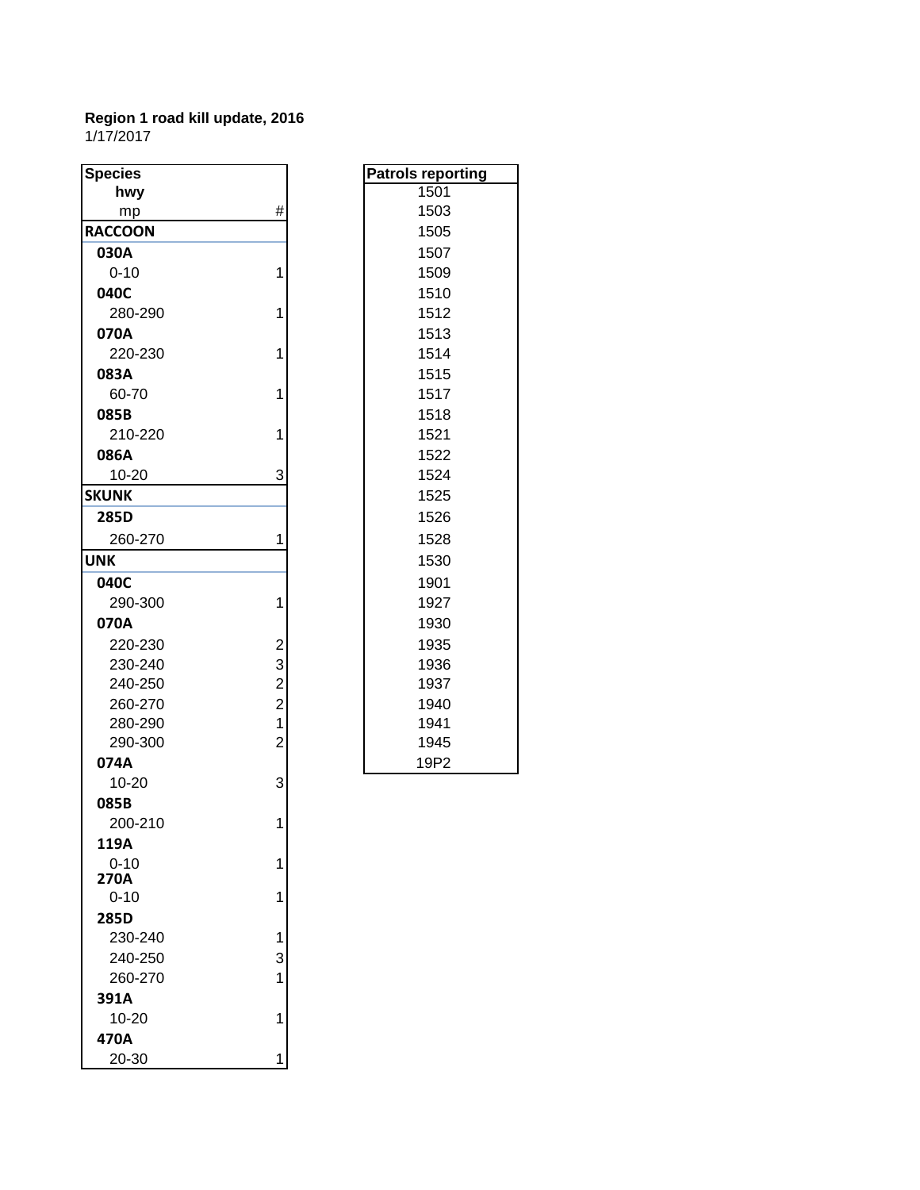**Region 1 road kill update, 2016**
1/17/2017

| Species hwy mp | # |
|---|---|
| **RACCOON** | |
| **030A** | |
| 0-10 | 1 |
| **040C** | |
| 280-290 | 1 |
| **070A** | |
| 220-230 | 1 |
| **083A** | |
| 60-70 | 1 |
| **085B** | |
| 210-220 | 1 |
| **086A** | |
| 10-20 | 3 |
| **SKUNK** | |
| **285D** | |
| 260-270 | 1 |
| **UNK** | |
| **040C** | |
| 290-300 | 1 |
| **070A** | |
| 220-230 | 2 |
| 230-240 | 3 |
| 240-250 | 2 |
| 260-270 | 2 |
| 280-290 | 1 |
| 290-300 | 2 |
| **074A** | |
| 10-20 | 3 |
| **085B** | |
| 200-210 | 1 |
| **119A** | |
| 0-10 | 1 |
| **270A** | |
| 0-10 | 1 |
| **285D** | |
| 230-240 | 1 |
| 240-250 | 3 |
| 260-270 | 1 |
| **391A** | |
| 10-20 | 1 |
| **470A** | |
| 20-30 | 1 |

| Patrols reporting |
|---|
| 1501 |
| 1503 |
| 1505 |
| 1507 |
| 1509 |
| 1510 |
| 1512 |
| 1513 |
| 1514 |
| 1515 |
| 1517 |
| 1518 |
| 1521 |
| 1522 |
| 1524 |
| 1525 |
| 1526 |
| 1528 |
| 1530 |
| 1901 |
| 1927 |
| 1930 |
| 1935 |
| 1936 |
| 1937 |
| 1940 |
| 1941 |
| 1945 |
| 19P2 |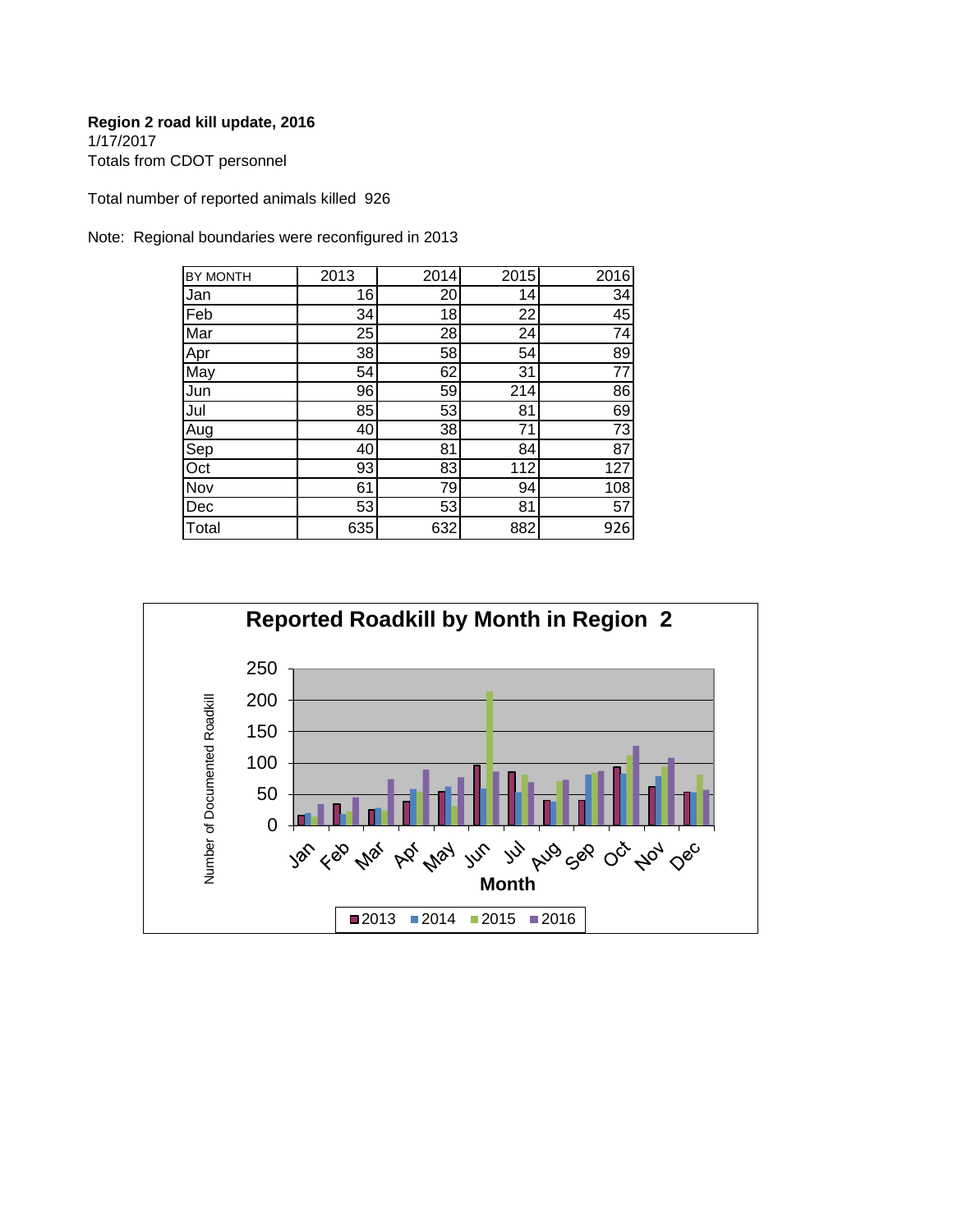**Region 2 road kill update, 2016**
1/17/2017
Totals from CDOT personnel

Total number of reported animals killed 926

Note: Regional boundaries were reconfigured in 2013

| BY MONTH | 2013 | 2014 | 2015 | 2016 |
|---|---|---|---|---|
| Jan | 16 | 20 | 14 | 34 |
| Feb | 34 | 18 | 22 | 45 |
| Mar | 25 | 28 | 24 | 74 |
| Apr | 38 | 58 | 54 | 89 |
| May | 54 | 62 | 31 | 77 |
| Jun | 96 | 59 | 214 | 86 |
| Jul | 85 | 53 | 81 | 69 |
| Aug | 40 | 38 | 71 | 73 |
| Sep | 40 | 81 | 84 | 87 |
| Oct | 93 | 83 | 112 | 127 |
| Nov | 61 | 79 | 94 | 108 |
| Dec | 53 | 53 | 81 | 57 |
| Total | 635 | 632 | 882 | 926 |

**Reported Roadkill by Month in Region 2**

Number of Documented Roadkill (0–250) by Month (Jan–Dec); series: 2013, 2014, 2015, 2016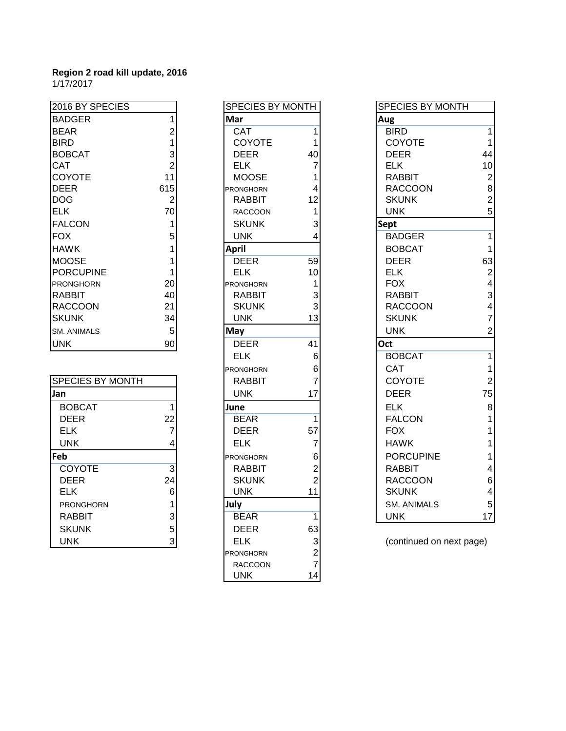**Region 2 road kill update, 2016**
1/17/2017

| 2016 BY SPECIES | |
|---|---|
| BADGER | 1 |
| BEAR | 2 |
| BIRD | 1 |
| BOBCAT | 3 |
| CAT | 2 |
| COYOTE | 11 |
| DEER | 615 |
| DOG | 2 |
| ELK | 70 |
| FALCON | 1 |
| FOX | 5 |
| HAWK | 1 |
| MOOSE | 1 |
| PORCUPINE | 1 |
| PRONGHORN | 20 |
| RABBIT | 40 |
| RACCOON | 21 |
| SKUNK | 34 |
| SM. ANIMALS | 5 |
| UNK | 90 |

| SPECIES BY MONTH | |
|---|---|
| **Jan** | |
| BOBCAT | 1 |
| DEER | 22 |
| ELK | 7 |
| UNK | 4 |
| **Feb** | |
| COYOTE | 3 |
| DEER | 24 |
| ELK | 6 |
| PRONGHORN | 1 |
| RABBIT | 3 |
| SKUNK | 5 |
| UNK | 3 |

| SPECIES BY MONTH | |
|---|---|
| **Mar** | |
| CAT | 1 |
| COYOTE | 1 |
| DEER | 40 |
| ELK | 7 |
| MOOSE | 1 |
| PRONGHORN | 4 |
| RABBIT | 12 |
| RACCOON | 1 |
| SKUNK | 3 |
| UNK | 4 |
| **April** | |
| DEER | 59 |
| ELK | 10 |
| PRONGHORN | 1 |
| RABBIT | 3 |
| SKUNK | 3 |
| UNK | 13 |
| **May** | |
| DEER | 41 |
| ELK | 6 |
| PRONGHORN | 6 |
| RABBIT | 7 |
| UNK | 17 |
| **June** | |
| BEAR | 1 |
| DEER | 57 |
| ELK | 7 |
| PRONGHORN | 6 |
| RABBIT | 2 |
| SKUNK | 2 |
| UNK | 11 |
| **July** | |
| BEAR | 1 |
| DEER | 63 |
| ELK | 3 |
| PRONGHORN | 2 |
| RACCOON | 7 |
| UNK | 14 |

| SPECIES BY MONTH | |
|---|---|
| **Aug** | |
| BIRD | 1 |
| COYOTE | 1 |
| DEER | 44 |
| ELK | 10 |
| RABBIT | 2 |
| RACCOON | 8 |
| SKUNK | 2 |
| UNK | 5 |
| **Sept** | |
| BADGER | 1 |
| BOBCAT | 1 |
| DEER | 63 |
| ELK | 2 |
| FOX | 4 |
| RABBIT | 3 |
| RACCOON | 4 |
| SKUNK | 7 |
| UNK | 2 |
| **Oct** | |
| BOBCAT | 1 |
| CAT | 1 |
| COYOTE | 2 |
| DEER | 75 |
| ELK | 8 |
| FALCON | 1 |
| FOX | 1 |
| HAWK | 1 |
| PORCUPINE | 1 |
| RABBIT | 4 |
| RACCOON | 6 |
| SKUNK | 4 |
| SM. ANIMALS | 5 |
| UNK | 17 |

(continued on next page)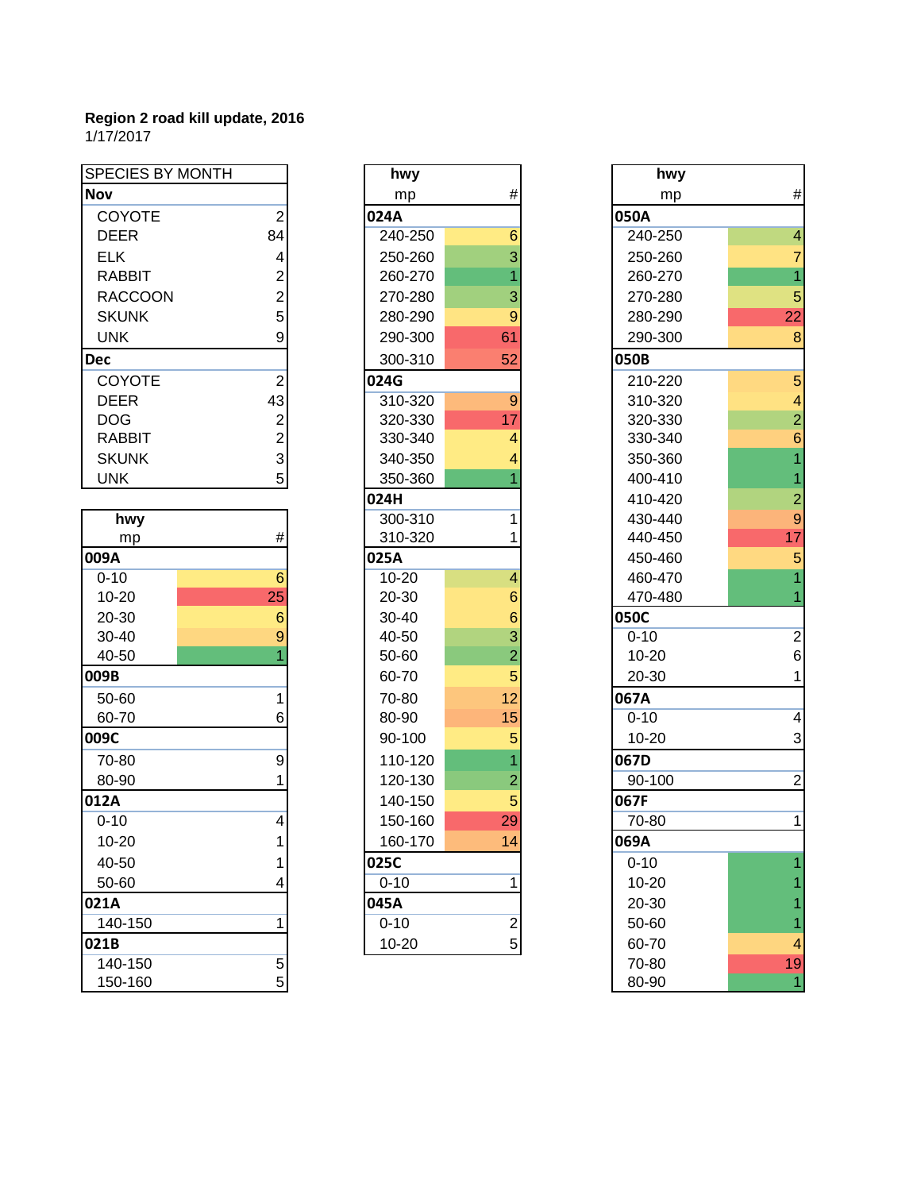**Region 2 road kill update, 2016**
1/17/2017

| SPECIES BY MONTH | |
|---|---|
| **Nov** | |
| COYOTE | 2 |
| DEER | 84 |
| ELK | 4 |
| RABBIT | 2 |
| RACCOON | 2 |
| SKUNK | 5 |
| UNK | 9 |
| **Dec** | |
| COYOTE | 2 |
| DEER | 43 |
| DOG | 2 |
| RABBIT | 2 |
| SKUNK | 3 |
| UNK | 5 |

| hwy mp | # |
|---|---|
| **009A** | |
| 0-10 | 6 |
| 10-20 | 25 |
| 20-30 | 6 |
| 30-40 | 9 |
| 40-50 | 1 |
| **009B** | |
| 50-60 | 1 |
| 60-70 | 6 |
| **009C** | |
| 70-80 | 9 |
| 80-90 | 1 |
| **012A** | |
| 0-10 | 4 |
| 10-20 | 1 |
| 40-50 | 1 |
| 50-60 | 4 |
| **021A** | |
| 140-150 | 1 |
| **021B** | |
| 140-150 | 5 |
| 150-160 | 5 |

| hwy mp | # |
|---|---|
| **024A** | |
| 240-250 | 6 |
| 250-260 | 3 |
| 260-270 | 1 |
| 270-280 | 3 |
| 280-290 | 9 |
| 290-300 | 61 |
| 300-310 | 52 |
| **024G** | |
| 310-320 | 9 |
| 320-330 | 17 |
| 330-340 | 4 |
| 340-350 | 4 |
| 350-360 | 1 |
| **024H** | |
| 300-310 | 1 |
| 310-320 | 1 |
| **025A** | |
| 10-20 | 4 |
| 20-30 | 6 |
| 30-40 | 6 |
| 40-50 | 3 |
| 50-60 | 2 |
| 60-70 | 5 |
| 70-80 | 12 |
| 80-90 | 15 |
| 90-100 | 5 |
| 110-120 | 1 |
| 120-130 | 2 |
| 140-150 | 5 |
| 150-160 | 29 |
| 160-170 | 14 |
| **025C** | |
| 0-10 | 1 |
| **045A** | |
| 0-10 | 2 |
| 10-20 | 5 |

| hwy mp | # |
|---|---|
| **050A** | |
| 240-250 | 4 |
| 250-260 | 7 |
| 260-270 | 1 |
| 270-280 | 5 |
| 280-290 | 22 |
| 290-300 | 8 |
| **050B** | |
| 210-220 | 5 |
| 310-320 | 4 |
| 320-330 | 2 |
| 330-340 | 6 |
| 350-360 | 1 |
| 400-410 | 1 |
| 410-420 | 2 |
| 430-440 | 9 |
| 440-450 | 17 |
| 450-460 | 5 |
| 460-470 | 1 |
| 470-480 | 1 |
| **050C** | |
| 0-10 | 2 |
| 10-20 | 6 |
| 20-30 | 1 |
| **067A** | |
| 0-10 | 4 |
| 10-20 | 3 |
| **067D** | |
| 90-100 | 2 |
| **067F** | |
| 70-80 | 1 |
| **069A** | |
| 0-10 | 1 |
| 10-20 | 1 |
| 20-30 | 1 |
| 50-60 | 1 |
| 60-70 | 4 |
| 70-80 | 19 |
| 80-90 | 1 |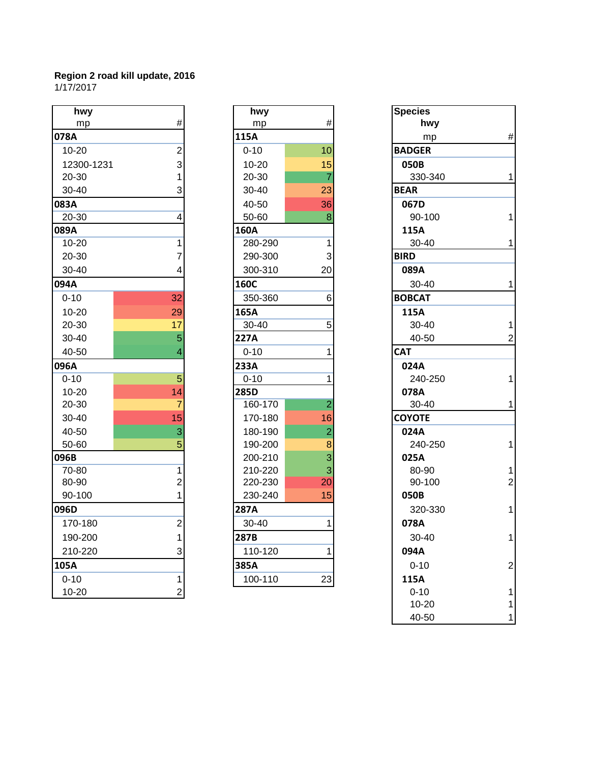**Region 2 road kill update, 2016**
1/17/2017

| hwy mp | # |
|---|---|
| **078A** | |
| 10-20 | 2 |
| 12300-1231 | 3 |
| 20-30 | 1 |
| 30-40 | 3 |
| **083A** | |
| 20-30 | 4 |
| **089A** | |
| 10-20 | 1 |
| 20-30 | 7 |
| 30-40 | 4 |
| **094A** | |
| 0-10 | 32 |
| 10-20 | 29 |
| 20-30 | 17 |
| 30-40 | 5 |
| 40-50 | 4 |
| **096A** | |
| 0-10 | 5 |
| 10-20 | 14 |
| 20-30 | 7 |
| 30-40 | 15 |
| 40-50 | 3 |
| 50-60 | 5 |
| **096B** | |
| 70-80 | 1 |
| 80-90 | 2 |
| 90-100 | 1 |
| **096D** | |
| 170-180 | 2 |
| 190-200 | 1 |
| 210-220 | 3 |
| **105A** | |
| 0-10 | 1 |
| 10-20 | 2 |

| hwy mp | # |
|---|---|
| **115A** | |
| 0-10 | 10 |
| 10-20 | 15 |
| 20-30 | 7 |
| 30-40 | 23 |
| 40-50 | 36 |
| 50-60 | 8 |
| **160A** | |
| 280-290 | 1 |
| 290-300 | 3 |
| 300-310 | 20 |
| **160C** | |
| 350-360 | 6 |
| **165A** | |
| 30-40 | 5 |
| **227A** | |
| 0-10 | 1 |
| **233A** | |
| 0-10 | 1 |
| **285D** | |
| 160-170 | 2 |
| 170-180 | 16 |
| 180-190 | 2 |
| 190-200 | 8 |
| 200-210 | 3 |
| 210-220 | 3 |
| 220-230 | 20 |
| 230-240 | 15 |
| **287A** | |
| 30-40 | 1 |
| **287B** | |
| 110-120 | 1 |
| **385A** | |
| 100-110 | 23 |

| Species hwy mp | # |
|---|---|
| **BADGER** | |
| **050B** | |
| 330-340 | 1 |
| **BEAR** | |
| **067D** | |
| 90-100 | 1 |
| **115A** | |
| 30-40 | 1 |
| **BIRD** | |
| **089A** | |
| 30-40 | 1 |
| **BOBCAT** | |
| **115A** | |
| 30-40 | 1 |
| 40-50 | 2 |
| **CAT** | |
| **024A** | |
| 240-250 | 1 |
| **078A** | |
| 30-40 | 1 |
| **COYOTE** | |
| **024A** | |
| 240-250 | 1 |
| **025A** | |
| 80-90 | 1 |
| 90-100 | 2 |
| **050B** | |
| 320-330 | 1 |
| **078A** | |
| 30-40 | 1 |
| **094A** | |
| 0-10 | 2 |
| **115A** | |
| 0-10 | 1 |
| 10-20 | 1 |
| 40-50 | 1 |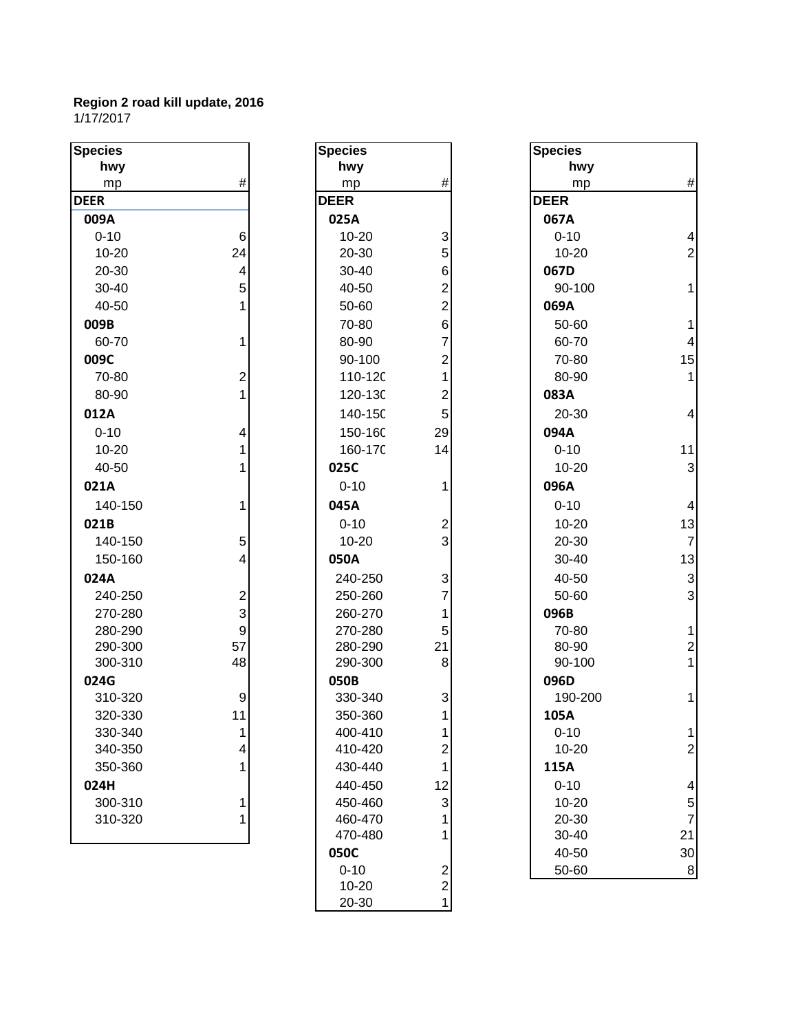**Region 2 road kill update, 2016**
1/17/2017

| Species hwy mp | # |
|---|---|
| **DEER** | |
| **009A** | |
| 0-10 | 6 |
| 10-20 | 24 |
| 20-30 | 4 |
| 30-40 | 5 |
| 40-50 | 1 |
| **009B** | |
| 60-70 | 1 |
| **009C** | |
| 70-80 | 2 |
| 80-90 | 1 |
| **012A** | |
| 0-10 | 4 |
| 10-20 | 1 |
| 40-50 | 1 |
| **021A** | |
| 140-150 | 1 |
| **021B** | |
| 140-150 | 5 |
| 150-160 | 4 |
| **024A** | |
| 240-250 | 2 |
| 270-280 | 3 |
| 280-290 | 9 |
| 290-300 | 57 |
| 300-310 | 48 |
| **024G** | |
| 310-320 | 9 |
| 320-330 | 11 |
| 330-340 | 1 |
| 340-350 | 4 |
| 350-360 | 1 |
| **024H** | |
| 300-310 | 1 |
| 310-320 | 1 |

| Species hwy mp | # |
|---|---|
| **DEER** | |
| **025A** | |
| 10-20 | 3 |
| 20-30 | 5 |
| 30-40 | 6 |
| 40-50 | 2 |
| 50-60 | 2 |
| 70-80 | 6 |
| 80-90 | 7 |
| 90-100 | 2 |
| 110-120 | 1 |
| 120-130 | 2 |
| 140-150 | 5 |
| 150-160 | 29 |
| 160-170 | 14 |
| **025C** | |
| 0-10 | 1 |
| **045A** | |
| 0-10 | 2 |
| 10-20 | 3 |
| **050A** | |
| 240-250 | 3 |
| 250-260 | 7 |
| 260-270 | 1 |
| 270-280 | 5 |
| 280-290 | 21 |
| 290-300 | 8 |
| **050B** | |
| 330-340 | 3 |
| 350-360 | 1 |
| 400-410 | 1 |
| 410-420 | 2 |
| 430-440 | 1 |
| 440-450 | 12 |
| 450-460 | 3 |
| 460-470 | 1 |
| 470-480 | 1 |
| **050C** | |
| 0-10 | 2 |
| 10-20 | 2 |
| 20-30 | 1 |

| Species hwy mp | # |
|---|---|
| **DEER** | |
| **067A** | |
| 0-10 | 4 |
| 10-20 | 2 |
| **067D** | |
| 90-100 | 1 |
| **069A** | |
| 50-60 | 1 |
| 60-70 | 4 |
| 70-80 | 15 |
| 80-90 | 1 |
| **083A** | |
| 20-30 | 4 |
| **094A** | |
| 0-10 | 11 |
| 10-20 | 3 |
| **096A** | |
| 0-10 | 4 |
| 10-20 | 13 |
| 20-30 | 7 |
| 30-40 | 13 |
| 40-50 | 3 |
| 50-60 | 3 |
| **096B** | |
| 70-80 | 1 |
| 80-90 | 2 |
| 90-100 | 1 |
| **096D** | |
| 190-200 | 1 |
| **105A** | |
| 0-10 | 1 |
| 10-20 | 2 |
| **115A** | |
| 0-10 | 4 |
| 10-20 | 5 |
| 20-30 | 7 |
| 30-40 | 21 |
| 40-50 | 30 |
| 50-60 | 8 |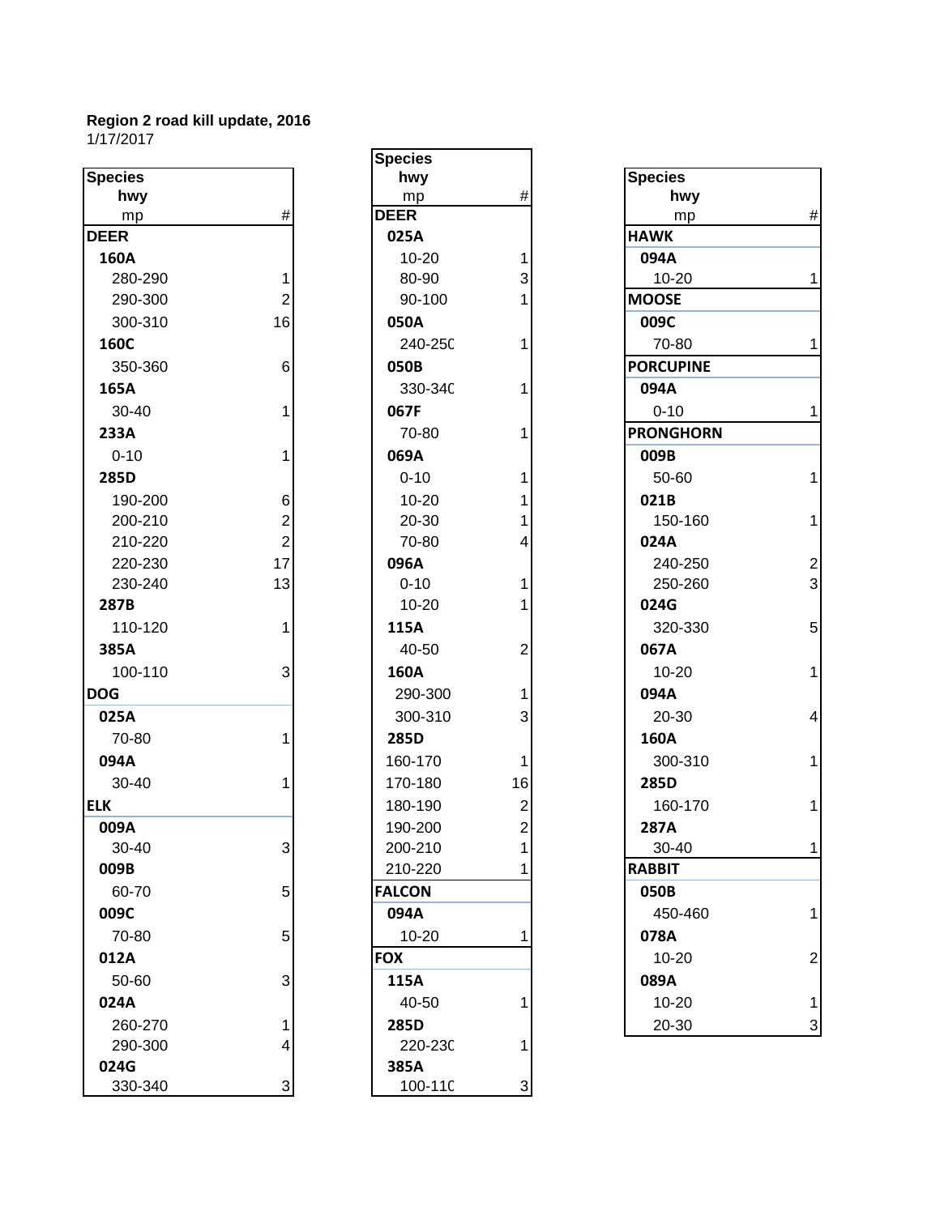**Region 2 road kill update, 2016**
1/17/2017

| Species<br>hwy<br>mp | # |
|---|---|
| **DEER** | |
| **160A** | |
| 280-290 | 1 |
| 290-300 | 2 |
| 300-310 | 16 |
| **160C** | |
| 350-360 | 6 |
| **165A** | |
| 30-40 | 1 |
| **233A** | |
| 0-10 | 1 |
| **285D** | |
| 190-200 | 6 |
| 200-210 | 2 |
| 210-220 | 2 |
| 220-230 | 17 |
| 230-240 | 13 |
| **287B** | |
| 110-120 | 1 |
| **385A** | |
| 100-110 | 3 |
| **DOG** | |
| **025A** | |
| 70-80 | 1 |
| **094A** | |
| 30-40 | 1 |
| **ELK** | |
| **009A** | |
| 30-40 | 3 |
| **009B** | |
| 60-70 | 5 |
| **009C** | |
| 70-80 | 5 |
| **012A** | |
| 50-60 | 3 |
| **024A** | |
| 260-270 | 1 |
| 290-300 | 4 |
| **024G** | |
| 330-340 | 3 |

| Species<br>hwy<br>mp | # |
|---|---|
| **DEER** | |
| **025A** | |
| 10-20 | 1 |
| 80-90 | 3 |
| 90-100 | 1 |
| **050A** | |
| 240-250 | 1 |
| **050B** | |
| 330-340 | 1 |
| **067F** | |
| 70-80 | 1 |
| **069A** | |
| 0-10 | 1 |
| 10-20 | 1 |
| 20-30 | 1 |
| 70-80 | 4 |
| **096A** | |
| 0-10 | 1 |
| 10-20 | 1 |
| **115A** | |
| 40-50 | 2 |
| **160A** | |
| 290-300 | 1 |
| 300-310 | 3 |
| **285D** | |
| 160-170 | 1 |
| 170-180 | 16 |
| 180-190 | 2 |
| 190-200 | 2 |
| 200-210 | 1 |
| 210-220 | 1 |
| **FALCON** | |
| **094A** | |
| 10-20 | 1 |
| **FOX** | |
| **115A** | |
| 40-50 | 1 |
| **285D** | |
| 220-230 | 1 |
| **385A** | |
| 100-110 | 3 |

| Species<br>hwy<br>mp | # |
|---|---|
| **HAWK** | |
| **094A** | |
| 10-20 | 1 |
| **MOOSE** | |
| **009C** | |
| 70-80 | 1 |
| **PORCUPINE** | |
| **094A** | |
| 0-10 | 1 |
| **PRONGHORN** | |
| **009B** | |
| 50-60 | 1 |
| **021B** | |
| 150-160 | 1 |
| **024A** | |
| 240-250 | 2 |
| 250-260 | 3 |
| **024G** | |
| 320-330 | 5 |
| **067A** | |
| 10-20 | 1 |
| **094A** | |
| 20-30 | 4 |
| **160A** | |
| 300-310 | 1 |
| **285D** | |
| 160-170 | 1 |
| **287A** | |
| 30-40 | 1 |
| **RABBIT** | |
| **050B** | |
| 450-460 | 1 |
| **078A** | |
| 10-20 | 2 |
| **089A** | |
| 10-20 | 1 |
| 20-30 | 3 |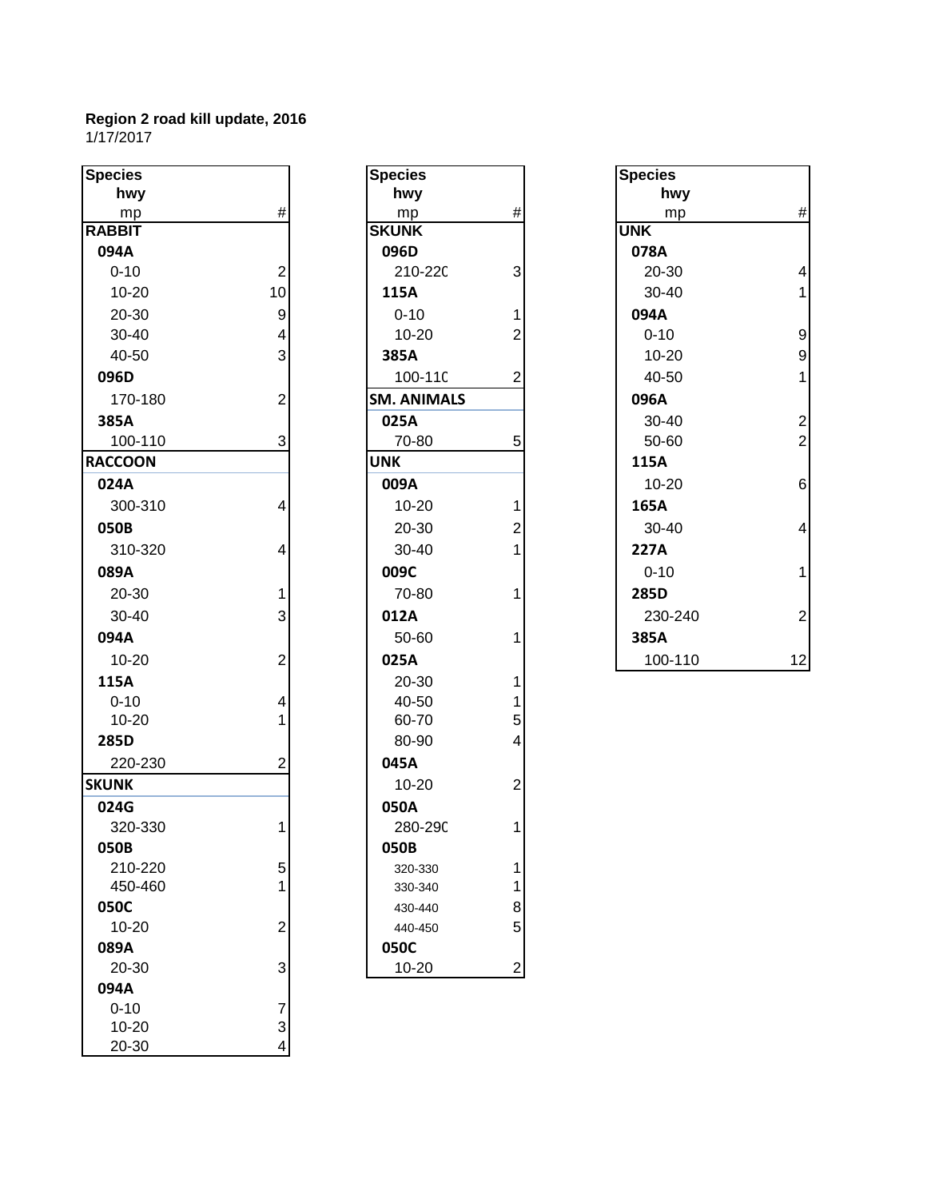**Region 2 road kill update, 2016**
1/17/2017

| Species<br>hwy<br>mp | # |
|---|---|
| **RABBIT** | |
| **094A** | |
| 0-10 | 2 |
| 10-20 | 10 |
| 20-30 | 9 |
| 30-40 | 4 |
| 40-50 | 3 |
| **096D** | |
| 170-180 | 2 |
| **385A** | |
| 100-110 | 3 |
| **RACCOON** | |
| **024A** | |
| 300-310 | 4 |
| **050B** | |
| 310-320 | 4 |
| **089A** | |
| 20-30 | 1 |
| 30-40 | 3 |
| **094A** | |
| 10-20 | 2 |
| **115A** | |
| 0-10 | 4 |
| 10-20 | 1 |
| **285D** | |
| 220-230 | 2 |
| **SKUNK** | |
| **024G** | |
| 320-330 | 1 |
| **050B** | |
| 210-220 | 5 |
| 450-460 | 1 |
| **050C** | |
| 10-20 | 2 |
| **089A** | |
| 20-30 | 3 |
| **094A** | |
| 0-10 | 7 |
| 10-20 | 3 |
| 20-30 | 4 |

| Species<br>hwy<br>mp | # |
|---|---|
| **SKUNK** | |
| **096D** | |
| 210-220 | 3 |
| **115A** | |
| 0-10 | 1 |
| 10-20 | 2 |
| **385A** | |
| 100-110 | 2 |
| **SM. ANIMALS** | |
| **025A** | |
| 70-80 | 5 |
| **UNK** | |
| **009A** | |
| 10-20 | 1 |
| 20-30 | 2 |
| 30-40 | 1 |
| **009C** | |
| 70-80 | 1 |
| **012A** | |
| 50-60 | 1 |
| **025A** | |
| 20-30 | 1 |
| 40-50 | 1 |
| 60-70 | 5 |
| 80-90 | 4 |
| **045A** | |
| 10-20 | 2 |
| **050A** | |
| 280-290 | 1 |
| **050B** | |
| 320-330 | 1 |
| 330-340 | 1 |
| 430-440 | 8 |
| 440-450 | 5 |
| **050C** | |
| 10-20 | 2 |

| Species<br>hwy<br>mp | # |
|---|---|
| **UNK** | |
| **078A** | |
| 20-30 | 4 |
| 30-40 | 1 |
| **094A** | |
| 0-10 | 9 |
| 10-20 | 9 |
| 40-50 | 1 |
| **096A** | |
| 30-40 | 2 |
| 50-60 | 2 |
| **115A** | |
| 10-20 | 6 |
| **165A** | |
| 30-40 | 4 |
| **227A** | |
| 0-10 | 1 |
| **285D** | |
| 230-240 | 2 |
| **385A** | |
| 100-110 | 12 |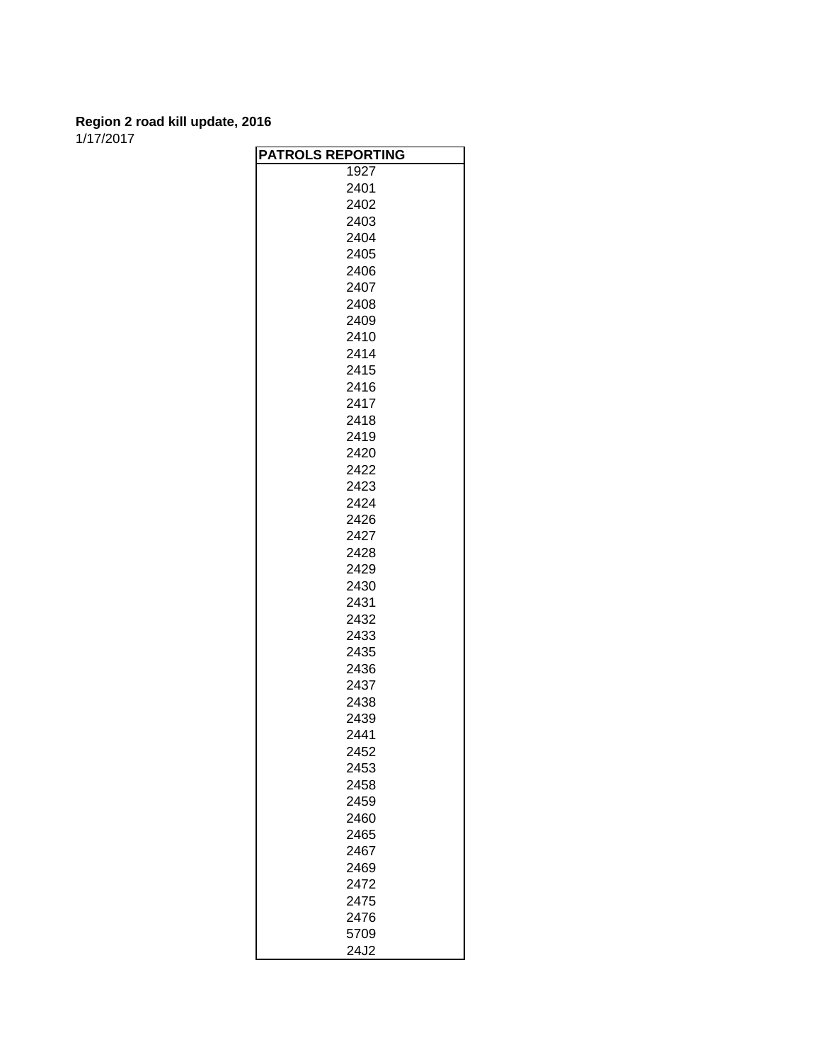**Region 2 road kill update, 2016**

1/17/2017

| PATROLS REPORTING |
|---|
| 1927 |
| 2401 |
| 2402 |
| 2403 |
| 2404 |
| 2405 |
| 2406 |
| 2407 |
| 2408 |
| 2409 |
| 2410 |
| 2414 |
| 2415 |
| 2416 |
| 2417 |
| 2418 |
| 2419 |
| 2420 |
| 2422 |
| 2423 |
| 2424 |
| 2426 |
| 2427 |
| 2428 |
| 2429 |
| 2430 |
| 2431 |
| 2432 |
| 2433 |
| 2435 |
| 2436 |
| 2437 |
| 2438 |
| 2439 |
| 2441 |
| 2452 |
| 2453 |
| 2458 |
| 2459 |
| 2460 |
| 2465 |
| 2467 |
| 2469 |
| 2472 |
| 2475 |
| 2476 |
| 5709 |
| 24J2 |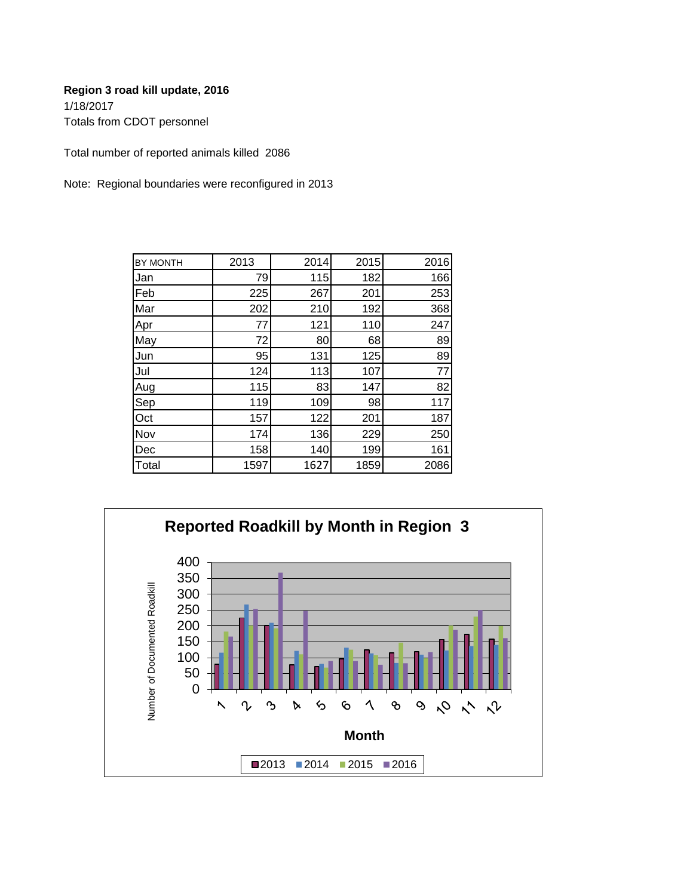**Region 3 road kill update, 2016**

1/18/2017

Totals from CDOT personnel

Total number of reported animals killed 2086

Note: Regional boundaries were reconfigured in 2013

| BY MONTH | 2013 | 2014 | 2015 | 2016 |
|---|---|---|---|---|
| Jan | 79 | 115 | 182 | 166 |
| Feb | 225 | 267 | 201 | 253 |
| Mar | 202 | 210 | 192 | 368 |
| Apr | 77 | 121 | 110 | 247 |
| May | 72 | 80 | 68 | 89 |
| Jun | 95 | 131 | 125 | 89 |
| Jul | 124 | 113 | 107 | 77 |
| Aug | 115 | 83 | 147 | 82 |
| Sep | 119 | 109 | 98 | 117 |
| Oct | 157 | 122 | 201 | 187 |
| Nov | 174 | 136 | 229 | 250 |
| Dec | 158 | 140 | 199 | 161 |
| Total | 1597 | 1627 | 1859 | 2086 |

**Reported Roadkill by Month in Region 3**

Y-axis: Number of Documented Roadkill (0–400)

X-axis: Month (1–12)

Legend: 2013, 2014, 2015, 2016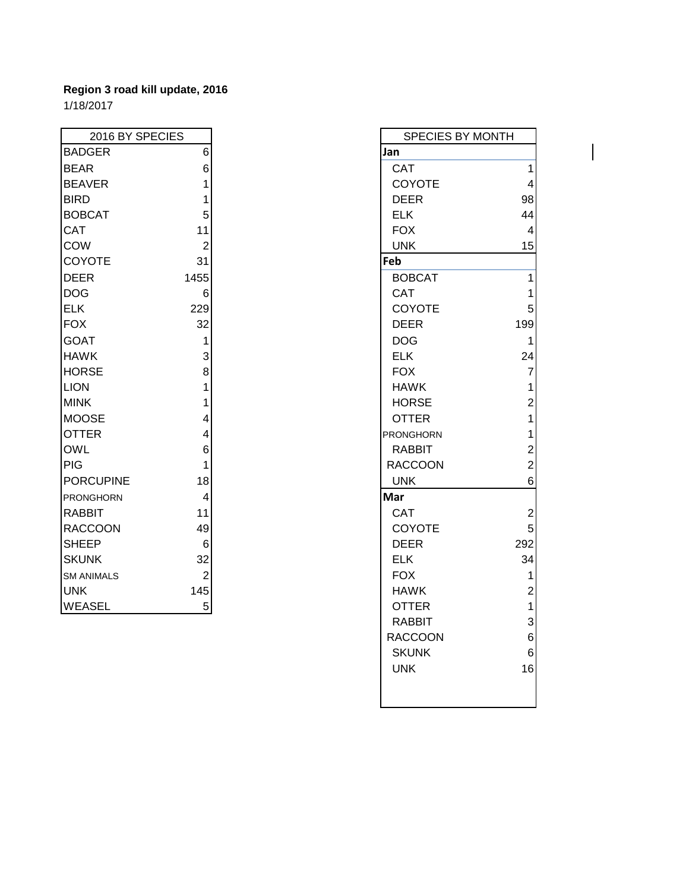**Region 3 road kill update, 2016**

1/18/2017

| 2016 BY SPECIES | |
|---|---|
| BADGER | 6 |
| BEAR | 6 |
| BEAVER | 1 |
| BIRD | 1 |
| BOBCAT | 5 |
| CAT | 11 |
| COW | 2 |
| COYOTE | 31 |
| DEER | 1455 |
| DOG | 6 |
| ELK | 229 |
| FOX | 32 |
| GOAT | 1 |
| HAWK | 3 |
| HORSE | 8 |
| LION | 1 |
| MINK | 1 |
| MOOSE | 4 |
| OTTER | 4 |
| OWL | 6 |
| PIG | 1 |
| PORCUPINE | 18 |
| PRONGHORN | 4 |
| RABBIT | 11 |
| RACCOON | 49 |
| SHEEP | 6 |
| SKUNK | 32 |
| SM ANIMALS | 2 |
| UNK | 145 |
| WEASEL | 5 |

| SPECIES BY MONTH | |
|---|---|
| **Jan** | |
| CAT | 1 |
| COYOTE | 4 |
| DEER | 98 |
| ELK | 44 |
| FOX | 4 |
| UNK | 15 |
| **Feb** | |
| BOBCAT | 1 |
| CAT | 1 |
| COYOTE | 5 |
| DEER | 199 |
| DOG | 1 |
| ELK | 24 |
| FOX | 7 |
| HAWK | 1 |
| HORSE | 2 |
| OTTER | 1 |
| PRONGHORN | 1 |
| RABBIT | 2 |
| RACCOON | 2 |
| UNK | 6 |
| **Mar** | |
| CAT | 2 |
| COYOTE | 5 |
| DEER | 292 |
| ELK | 34 |
| FOX | 1 |
| HAWK | 2 |
| OTTER | 1 |
| RABBIT | 3 |
| RACCOON | 6 |
| SKUNK | 6 |
| UNK | 16 |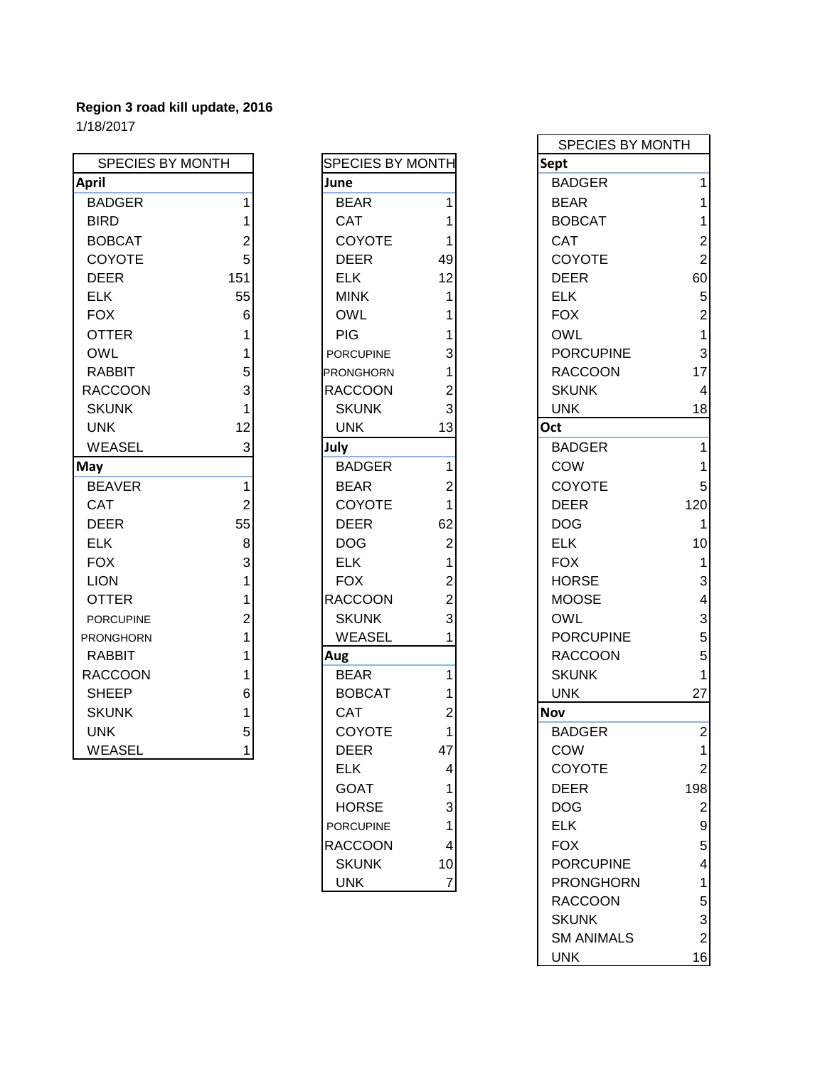**Region 3 road kill update, 2016**

1/18/2017

| SPECIES BY MONTH | |
|---|---|
| **April** | |
| BADGER | 1 |
| BIRD | 1 |
| BOBCAT | 2 |
| COYOTE | 5 |
| DEER | 151 |
| ELK | 55 |
| FOX | 6 |
| OTTER | 1 |
| OWL | 1 |
| RABBIT | 5 |
| RACCOON | 3 |
| SKUNK | 1 |
| UNK | 12 |
| WEASEL | 3 |
| **May** | |
| BEAVER | 1 |
| CAT | 2 |
| DEER | 55 |
| ELK | 8 |
| FOX | 3 |
| LION | 1 |
| OTTER | 1 |
| PORCUPINE | 2 |
| PRONGHORN | 1 |
| RABBIT | 1 |
| RACCOON | 1 |
| SHEEP | 6 |
| SKUNK | 1 |
| UNK | 5 |
| WEASEL | 1 |

| SPECIES BY MONTH | |
|---|---|
| **June** | |
| BEAR | 1 |
| CAT | 1 |
| COYOTE | 1 |
| DEER | 49 |
| ELK | 12 |
| MINK | 1 |
| OWL | 1 |
| PIG | 1 |
| PORCUPINE | 3 |
| PRONGHORN | 1 |
| RACCOON | 2 |
| SKUNK | 3 |
| UNK | 13 |
| **July** | |
| BADGER | 1 |
| BEAR | 2 |
| COYOTE | 1 |
| DEER | 62 |
| DOG | 2 |
| ELK | 1 |
| FOX | 2 |
| RACCOON | 2 |
| SKUNK | 3 |
| WEASEL | 1 |
| **Aug** | |
| BEAR | 1 |
| BOBCAT | 1 |
| CAT | 2 |
| COYOTE | 1 |
| DEER | 47 |
| ELK | 4 |
| GOAT | 1 |
| HORSE | 3 |
| PORCUPINE | 1 |
| RACCOON | 4 |
| SKUNK | 10 |
| UNK | 7 |

| SPECIES BY MONTH | |
|---|---|
| **Sept** | |
| BADGER | 1 |
| BEAR | 1 |
| BOBCAT | 1 |
| CAT | 2 |
| COYOTE | 2 |
| DEER | 60 |
| ELK | 5 |
| FOX | 2 |
| OWL | 1 |
| PORCUPINE | 3 |
| RACCOON | 17 |
| SKUNK | 4 |
| UNK | 18 |
| **Oct** | |
| BADGER | 1 |
| COW | 1 |
| COYOTE | 5 |
| DEER | 120 |
| DOG | 1 |
| ELK | 10 |
| FOX | 1 |
| HORSE | 3 |
| MOOSE | 4 |
| OWL | 3 |
| PORCUPINE | 5 |
| RACCOON | 5 |
| SKUNK | 1 |
| UNK | 27 |
| **Nov** | |
| BADGER | 2 |
| COW | 1 |
| COYOTE | 2 |
| DEER | 198 |
| DOG | 2 |
| ELK | 9 |
| FOX | 5 |
| PORCUPINE | 4 |
| PRONGHORN | 1 |
| RACCOON | 5 |
| SKUNK | 3 |
| SM ANIMALS | 2 |
| UNK | 16 |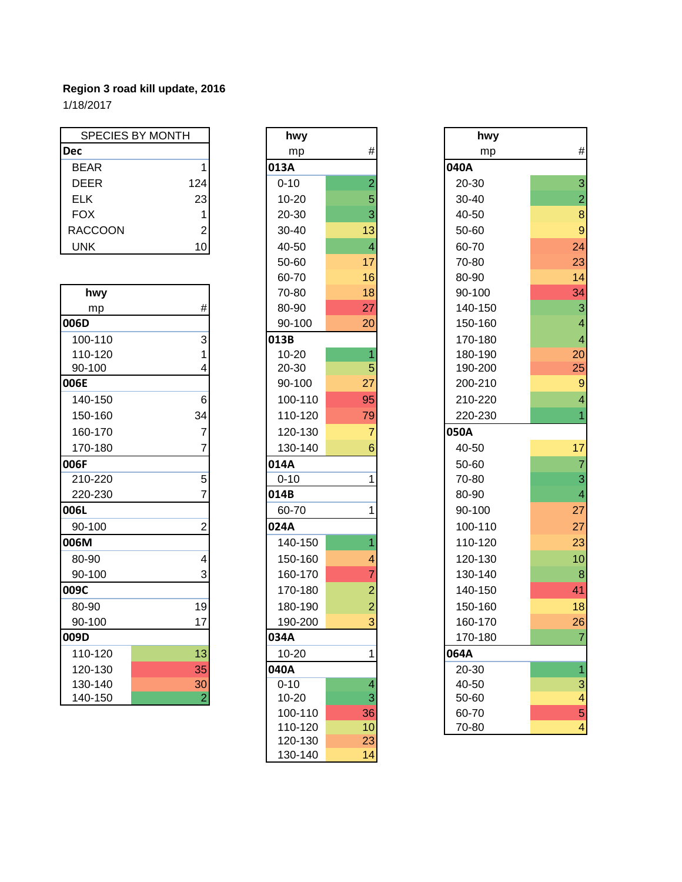**Region 3 road kill update, 2016**

1/18/2017

| SPECIES BY MONTH | |
|---|---|
| **Dec** | |
| BEAR | 1 |
| DEER | 124 |
| ELK | 23 |
| FOX | 1 |
| RACCOON | 2 |
| UNK | 10 |

| hwy mp | # |
|---|---|
| **006D** | |
| 100-110 | 3 |
| 110-120 | 1 |
| 90-100 | 4 |
| **006E** | |
| 140-150 | 6 |
| 150-160 | 34 |
| 160-170 | 7 |
| 170-180 | 7 |
| **006F** | |
| 210-220 | 5 |
| 220-230 | 7 |
| **006L** | |
| 90-100 | 2 |
| **006M** | |
| 80-90 | 4 |
| 90-100 | 3 |
| **009C** | |
| 80-90 | 19 |
| 90-100 | 17 |
| **009D** | |
| 110-120 | 13 |
| 120-130 | 35 |
| 130-140 | 30 |
| 140-150 | 2 |

| hwy mp | # |
|---|---|
| **013A** | |
| 0-10 | 2 |
| 10-20 | 5 |
| 20-30 | 3 |
| 30-40 | 13 |
| 40-50 | 4 |
| 50-60 | 17 |
| 60-70 | 16 |
| 70-80 | 18 |
| 80-90 | 27 |
| 90-100 | 20 |
| **013B** | |
| 10-20 | 1 |
| 20-30 | 5 |
| 90-100 | 27 |
| 100-110 | 95 |
| 110-120 | 79 |
| 120-130 | 7 |
| 130-140 | 6 |
| **014A** | |
| 0-10 | 1 |
| **014B** | |
| 60-70 | 1 |
| **024A** | |
| 140-150 | 1 |
| 150-160 | 4 |
| 160-170 | 7 |
| 170-180 | 2 |
| 180-190 | 2 |
| 190-200 | 3 |
| **034A** | |
| 10-20 | 1 |
| **040A** | |
| 0-10 | 4 |
| 10-20 | 3 |
| 100-110 | 36 |
| 110-120 | 10 |
| 120-130 | 23 |
| 130-140 | 14 |

| hwy mp | # |
|---|---|
| **040A** | |
| 20-30 | 3 |
| 30-40 | 2 |
| 40-50 | 8 |
| 50-60 | 9 |
| 60-70 | 24 |
| 70-80 | 23 |
| 80-90 | 14 |
| 90-100 | 34 |
| 140-150 | 3 |
| 150-160 | 4 |
| 170-180 | 4 |
| 180-190 | 20 |
| 190-200 | 25 |
| 200-210 | 9 |
| 210-220 | 4 |
| 220-230 | 1 |
| **050A** | |
| 40-50 | 17 |
| 50-60 | 7 |
| 70-80 | 3 |
| 80-90 | 4 |
| 90-100 | 27 |
| 100-110 | 27 |
| 110-120 | 23 |
| 120-130 | 10 |
| 130-140 | 8 |
| 140-150 | 41 |
| 150-160 | 18 |
| 160-170 | 26 |
| 170-180 | 7 |
| **064A** | |
| 20-30 | 1 |
| 40-50 | 3 |
| 50-60 | 4 |
| 60-70 | 5 |
| 70-80 | 4 |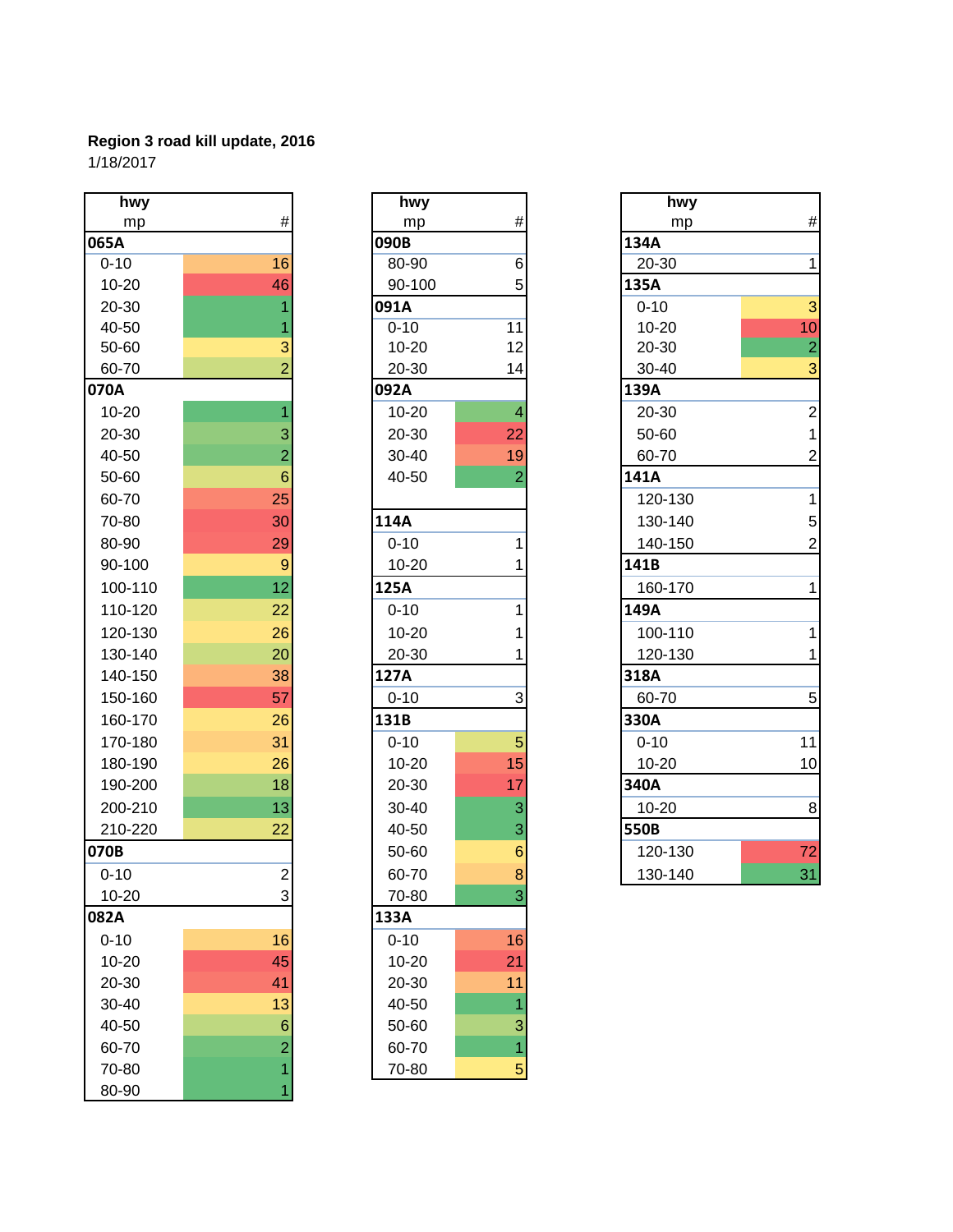**Region 3 road kill update, 2016**

1/18/2017

| hwy mp | # |
|---|---|
| **065A** | |
| 0-10 | 16 |
| 10-20 | 46 |
| 20-30 | 1 |
| 40-50 | 1 |
| 50-60 | 3 |
| 60-70 | 2 |
| **070A** | |
| 10-20 | 1 |
| 20-30 | 3 |
| 40-50 | 2 |
| 50-60 | 6 |
| 60-70 | 25 |
| 70-80 | 30 |
| 80-90 | 29 |
| 90-100 | 9 |
| 100-110 | 12 |
| 110-120 | 22 |
| 120-130 | 26 |
| 130-140 | 20 |
| 140-150 | 38 |
| 150-160 | 57 |
| 160-170 | 26 |
| 170-180 | 31 |
| 180-190 | 26 |
| 190-200 | 18 |
| 200-210 | 13 |
| 210-220 | 22 |
| **070B** | |
| 0-10 | 2 |
| 10-20 | 3 |
| **082A** | |
| 0-10 | 16 |
| 10-20 | 45 |
| 20-30 | 41 |
| 30-40 | 13 |
| 40-50 | 6 |
| 60-70 | 2 |
| 70-80 | 1 |
| 80-90 | 1 |

| hwy mp | # |
|---|---|
| **090B** | |
| 80-90 | 6 |
| 90-100 | 5 |
| **091A** | |
| 0-10 | 11 |
| 10-20 | 12 |
| 20-30 | 14 |
| **092A** | |
| 10-20 | 4 |
| 20-30 | 22 |
| 30-40 | 19 |
| 40-50 | 2 |
| **114A** | |
| 0-10 | 1 |
| 10-20 | 1 |
| **125A** | |
| 0-10 | 1 |
| 10-20 | 1 |
| 20-30 | 1 |
| **127A** | |
| 0-10 | 3 |
| **131B** | |
| 0-10 | 5 |
| 10-20 | 15 |
| 20-30 | 17 |
| 30-40 | 3 |
| 40-50 | 3 |
| 50-60 | 6 |
| 60-70 | 8 |
| 70-80 | 3 |
| **133A** | |
| 0-10 | 16 |
| 10-20 | 21 |
| 20-30 | 11 |
| 40-50 | 1 |
| 50-60 | 3 |
| 60-70 | 1 |
| 70-80 | 5 |

| hwy mp | # |
|---|---|
| **134A** | |
| 20-30 | 1 |
| **135A** | |
| 0-10 | 3 |
| 10-20 | 10 |
| 20-30 | 2 |
| 30-40 | 3 |
| **139A** | |
| 20-30 | 2 |
| 50-60 | 1 |
| 60-70 | 2 |
| **141A** | |
| 120-130 | 1 |
| 130-140 | 5 |
| 140-150 | 2 |
| **141B** | |
| 160-170 | 1 |
| **149A** | |
| 100-110 | 1 |
| 120-130 | 1 |
| **318A** | |
| 60-70 | 5 |
| **330A** | |
| 0-10 | 11 |
| 10-20 | 10 |
| **340A** | |
| 10-20 | 8 |
| **550B** | |
| 120-130 | 72 |
| 130-140 | 31 |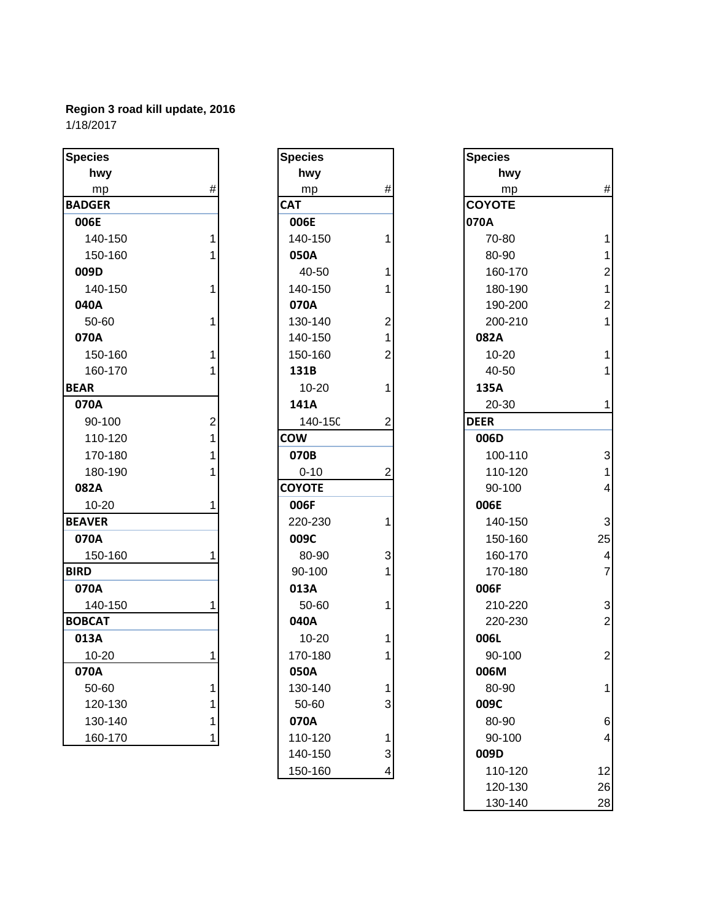**Region 3 road kill update, 2016**
1/18/2017

| Species hwy mp | # |
|---|---|
| **BADGER** | |
| **006E** | |
| 140-150 | 1 |
| 150-160 | 1 |
| **009D** | |
| 140-150 | 1 |
| **040A** | |
| 50-60 | 1 |
| **070A** | |
| 150-160 | 1 |
| 160-170 | 1 |
| **BEAR** | |
| **070A** | |
| 90-100 | 2 |
| 110-120 | 1 |
| 170-180 | 1 |
| 180-190 | 1 |
| **082A** | |
| 10-20 | 1 |
| **BEAVER** | |
| **070A** | |
| 150-160 | 1 |
| **BIRD** | |
| **070A** | |
| 140-150 | 1 |
| **BOBCAT** | |
| **013A** | |
| 10-20 | 1 |
| **070A** | |
| 50-60 | 1 |
| 120-130 | 1 |
| 130-140 | 1 |
| 160-170 | 1 |

| Species hwy mp | # |
|---|---|
| **CAT** | |
| **006E** | |
| 140-150 | 1 |
| **050A** | |
| 40-50 | 1 |
| 140-150 | 1 |
| **070A** | |
| 130-140 | 2 |
| 140-150 | 1 |
| 150-160 | 2 |
| **131B** | |
| 10-20 | 1 |
| **141A** | |
| 140-150 | 2 |
| **COW** | |
| **070B** | |
| 0-10 | 2 |
| **COYOTE** | |
| **006F** | |
| 220-230 | 1 |
| **009C** | |
| 80-90 | 3 |
| 90-100 | 1 |
| **013A** | |
| 50-60 | 1 |
| **040A** | |
| 10-20 | 1 |
| 170-180 | 1 |
| **050A** | |
| 130-140 | 1 |
| 50-60 | 3 |
| **070A** | |
| 110-120 | 1 |
| 140-150 | 3 |
| 150-160 | 4 |

| Species hwy mp | # |
|---|---|
| **COYOTE** | |
| **070A** | |
| 70-80 | 1 |
| 80-90 | 1 |
| 160-170 | 2 |
| 180-190 | 1 |
| 190-200 | 2 |
| 200-210 | 1 |
| **082A** | |
| 10-20 | 1 |
| 40-50 | 1 |
| **135A** | |
| 20-30 | 1 |
| **DEER** | |
| **006D** | |
| 100-110 | 3 |
| 110-120 | 1 |
| 90-100 | 4 |
| **006E** | |
| 140-150 | 3 |
| 150-160 | 25 |
| 160-170 | 4 |
| 170-180 | 7 |
| **006F** | |
| 210-220 | 3 |
| 220-230 | 2 |
| **006L** | |
| 90-100 | 2 |
| **006M** | |
| 80-90 | 1 |
| **009C** | |
| 80-90 | 6 |
| 90-100 | 4 |
| **009D** | |
| 110-120 | 12 |
| 120-130 | 26 |
| 130-140 | 28 |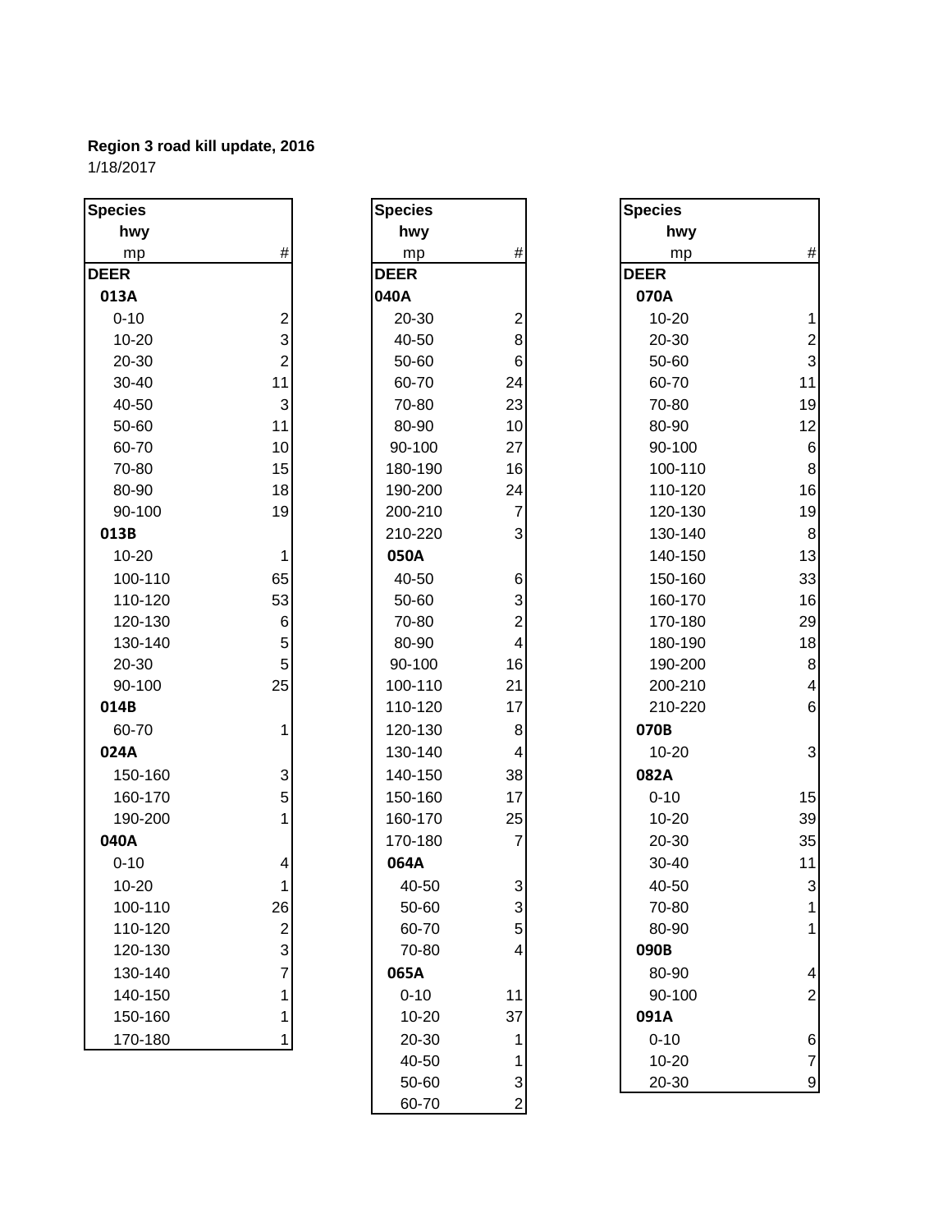**Region 3 road kill update, 2016**
1/18/2017

| Species<br>hwy<br>mp | # |
|---|---|
| **DEER** | |
| **013A** | |
| 0-10 | 2 |
| 10-20 | 3 |
| 20-30 | 2 |
| 30-40 | 11 |
| 40-50 | 3 |
| 50-60 | 11 |
| 60-70 | 10 |
| 70-80 | 15 |
| 80-90 | 18 |
| 90-100 | 19 |
| **013B** | |
| 10-20 | 1 |
| 100-110 | 65 |
| 110-120 | 53 |
| 120-130 | 6 |
| 130-140 | 5 |
| 20-30 | 5 |
| 90-100 | 25 |
| **014B** | |
| 60-70 | 1 |
| **024A** | |
| 150-160 | 3 |
| 160-170 | 5 |
| 190-200 | 1 |
| **040A** | |
| 0-10 | 4 |
| 10-20 | 1 |
| 100-110 | 26 |
| 110-120 | 2 |
| 120-130 | 3 |
| 130-140 | 7 |
| 140-150 | 1 |
| 150-160 | 1 |
| 170-180 | 1 |

| Species<br>hwy<br>mp | # |
|---|---|
| **DEER** | |
| **040A** | |
| 20-30 | 2 |
| 40-50 | 8 |
| 50-60 | 6 |
| 60-70 | 24 |
| 70-80 | 23 |
| 80-90 | 10 |
| 90-100 | 27 |
| 180-190 | 16 |
| 190-200 | 24 |
| 200-210 | 7 |
| 210-220 | 3 |
| **050A** | |
| 40-50 | 6 |
| 50-60 | 3 |
| 70-80 | 2 |
| 80-90 | 4 |
| 90-100 | 16 |
| 100-110 | 21 |
| 110-120 | 17 |
| 120-130 | 8 |
| 130-140 | 4 |
| 140-150 | 38 |
| 150-160 | 17 |
| 160-170 | 25 |
| 170-180 | 7 |
| **064A** | |
| 40-50 | 3 |
| 50-60 | 3 |
| 60-70 | 5 |
| 70-80 | 4 |
| **065A** | |
| 0-10 | 11 |
| 10-20 | 37 |
| 20-30 | 1 |
| 40-50 | 1 |
| 50-60 | 3 |
| 60-70 | 2 |

| Species<br>hwy<br>mp | # |
|---|---|
| **DEER** | |
| **070A** | |
| 10-20 | 1 |
| 20-30 | 2 |
| 50-60 | 3 |
| 60-70 | 11 |
| 70-80 | 19 |
| 80-90 | 12 |
| 90-100 | 6 |
| 100-110 | 8 |
| 110-120 | 16 |
| 120-130 | 19 |
| 130-140 | 8 |
| 140-150 | 13 |
| 150-160 | 33 |
| 160-170 | 16 |
| 170-180 | 29 |
| 180-190 | 18 |
| 190-200 | 8 |
| 200-210 | 4 |
| 210-220 | 6 |
| **070B** | |
| 10-20 | 3 |
| **082A** | |
| 0-10 | 15 |
| 10-20 | 39 |
| 20-30 | 35 |
| 30-40 | 11 |
| 40-50 | 3 |
| 70-80 | 1 |
| 80-90 | 1 |
| **090B** | |
| 80-90 | 4 |
| 90-100 | 2 |
| **091A** | |
| 0-10 | 6 |
| 10-20 | 7 |
| 20-30 | 9 |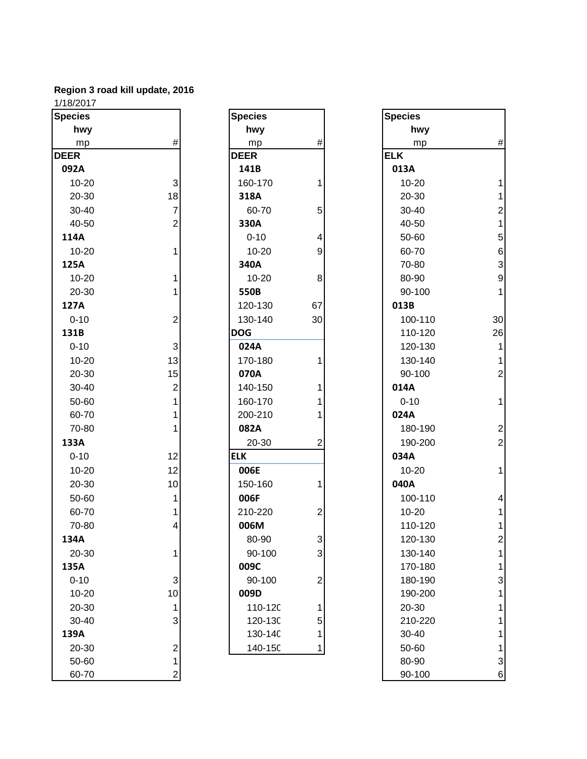**Region 3 road kill update, 2016**

1/18/2017

| Species<br>hwy<br>mp | # |
|---|---|
| **DEER** | |
| **092A** | |
| 10-20 | 3 |
| 20-30 | 18 |
| 30-40 | 7 |
| 40-50 | 2 |
| **114A** | |
| 10-20 | 1 |
| **125A** | |
| 10-20 | 1 |
| 20-30 | 1 |
| **127A** | |
| 0-10 | 2 |
| **131B** | |
| 0-10 | 3 |
| 10-20 | 13 |
| 20-30 | 15 |
| 30-40 | 2 |
| 50-60 | 1 |
| 60-70 | 1 |
| 70-80 | 1 |
| **133A** | |
| 0-10 | 12 |
| 10-20 | 12 |
| 20-30 | 10 |
| 50-60 | 1 |
| 60-70 | 1 |
| 70-80 | 4 |
| **134A** | |
| 20-30 | 1 |
| **135A** | |
| 0-10 | 3 |
| 10-20 | 10 |
| 20-30 | 1 |
| 30-40 | 3 |
| **139A** | |
| 20-30 | 2 |
| 50-60 | 1 |
| 60-70 | 2 |

| Species<br>hwy<br>mp | # |
|---|---|
| **DEER** | |
| **141B** | |
| 160-170 | 1 |
| **318A** | |
| 60-70 | 5 |
| **330A** | |
| 0-10 | 4 |
| 10-20 | 9 |
| **340A** | |
| 10-20 | 8 |
| **550B** | |
| 120-130 | 67 |
| 130-140 | 30 |
| **DOG** | |
| **024A** | |
| 170-180 | 1 |
| **070A** | |
| 140-150 | 1 |
| 160-170 | 1 |
| 200-210 | 1 |
| **082A** | |
| 20-30 | 2 |
| **ELK** | |
| **006E** | |
| 150-160 | 1 |
| **006F** | |
| 210-220 | 2 |
| **006M** | |
| 80-90 | 3 |
| 90-100 | 3 |
| **009C** | |
| 90-100 | 2 |
| **009D** | |
| 110-120 | 1 |
| 120-130 | 5 |
| 130-140 | 1 |
| 140-150 | 1 |

| Species<br>hwy<br>mp | # |
|---|---|
| **ELK** | |
| **013A** | |
| 10-20 | 1 |
| 20-30 | 1 |
| 30-40 | 2 |
| 40-50 | 1 |
| 50-60 | 5 |
| 60-70 | 6 |
| 70-80 | 3 |
| 80-90 | 9 |
| 90-100 | 1 |
| **013B** | |
| 100-110 | 30 |
| 110-120 | 26 |
| 120-130 | 1 |
| 130-140 | 1 |
| 90-100 | 2 |
| **014A** | |
| 0-10 | 1 |
| **024A** | |
| 180-190 | 2 |
| 190-200 | 2 |
| **034A** | |
| 10-20 | 1 |
| **040A** | |
| 100-110 | 4 |
| 10-20 | 1 |
| 110-120 | 1 |
| 120-130 | 2 |
| 130-140 | 1 |
| 170-180 | 1 |
| 180-190 | 3 |
| 190-200 | 1 |
| 20-30 | 1 |
| 210-220 | 1 |
| 30-40 | 1 |
| 50-60 | 1 |
| 80-90 | 3 |
| 90-100 | 6 |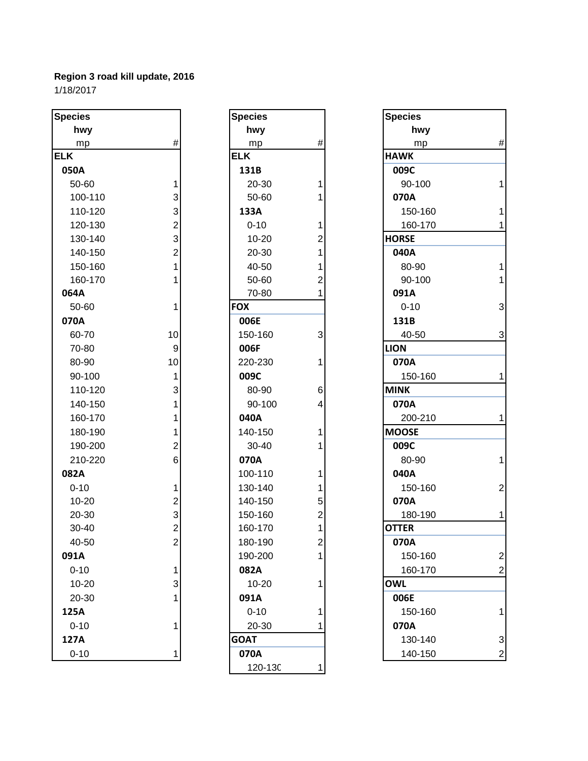**Region 3 road kill update, 2016**
1/18/2017

| Species / hwy / mp | # |
|---|---|
| **ELK** | |
| **050A** | |
| 50-60 | 1 |
| 100-110 | 3 |
| 110-120 | 3 |
| 120-130 | 2 |
| 130-140 | 3 |
| 140-150 | 2 |
| 150-160 | 1 |
| 160-170 | 1 |
| **064A** | |
| 50-60 | 1 |
| **070A** | |
| 60-70 | 10 |
| 70-80 | 9 |
| 80-90 | 10 |
| 90-100 | 1 |
| 110-120 | 3 |
| 140-150 | 1 |
| 160-170 | 1 |
| 180-190 | 1 |
| 190-200 | 2 |
| 210-220 | 6 |
| **082A** | |
| 0-10 | 1 |
| 10-20 | 2 |
| 20-30 | 3 |
| 30-40 | 2 |
| 40-50 | 2 |
| **091A** | |
| 0-10 | 1 |
| 10-20 | 3 |
| 20-30 | 1 |
| **125A** | |
| 0-10 | 1 |
| **127A** | |
| 0-10 | 1 |

| Species / hwy / mp | # |
|---|---|
| **ELK** | |
| **131B** | |
| 20-30 | 1 |
| 50-60 | 1 |
| **133A** | |
| 0-10 | 1 |
| 10-20 | 2 |
| 20-30 | 1 |
| 40-50 | 1 |
| 50-60 | 2 |
| 70-80 | 1 |
| **FOX** | |
| **006E** | |
| 150-160 | 3 |
| **006F** | |
| 220-230 | 1 |
| **009C** | |
| 80-90 | 6 |
| 90-100 | 4 |
| **040A** | |
| 140-150 | 1 |
| 30-40 | 1 |
| **070A** | |
| 100-110 | 1 |
| 130-140 | 1 |
| 140-150 | 5 |
| 150-160 | 2 |
| 160-170 | 1 |
| 180-190 | 2 |
| 190-200 | 1 |
| **082A** | |
| 10-20 | 1 |
| **091A** | |
| 0-10 | 1 |
| 20-30 | 1 |
| **GOAT** | |
| **070A** | |
| 120-130 | 1 |

| Species / hwy / mp | # |
|---|---|
| **HAWK** | |
| **009C** | |
| 90-100 | 1 |
| **070A** | |
| 150-160 | 1 |
| 160-170 | 1 |
| **HORSE** | |
| **040A** | |
| 80-90 | 1 |
| 90-100 | 1 |
| **091A** | |
| 0-10 | 3 |
| **131B** | |
| 40-50 | 3 |
| **LION** | |
| **070A** | |
| 150-160 | 1 |
| **MINK** | |
| **070A** | |
| 200-210 | 1 |
| **MOOSE** | |
| **009C** | |
| 80-90 | 1 |
| **040A** | |
| 150-160 | 2 |
| **070A** | |
| 180-190 | 1 |
| **OTTER** | |
| **070A** | |
| 150-160 | 2 |
| 160-170 | 2 |
| **OWL** | |
| **006E** | |
| 150-160 | 1 |
| **070A** | |
| 130-140 | 3 |
| 140-150 | 2 |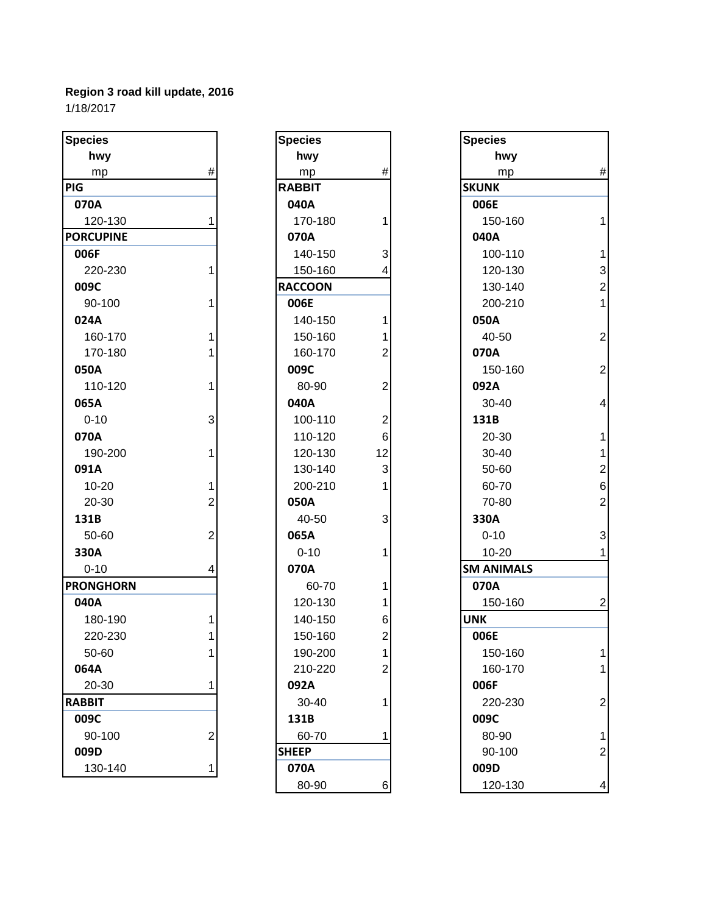**Region 3 road kill update, 2016**

1/18/2017

| Species / hwy / mp | # |
|---|---|
| **PIG** | |
| **070A** | |
| 120-130 | 1 |
| **PORCUPINE** | |
| **006F** | |
| 220-230 | 1 |
| **009C** | |
| 90-100 | 1 |
| **024A** | |
| 160-170 | 1 |
| 170-180 | 1 |
| **050A** | |
| 110-120 | 1 |
| **065A** | |
| 0-10 | 3 |
| **070A** | |
| 190-200 | 1 |
| **091A** | |
| 10-20 | 1 |
| 20-30 | 2 |
| **131B** | |
| 50-60 | 2 |
| **330A** | |
| 0-10 | 4 |
| **PRONGHORN** | |
| **040A** | |
| 180-190 | 1 |
| 220-230 | 1 |
| 50-60 | 1 |
| **064A** | |
| 20-30 | 1 |
| **RABBIT** | |
| **009C** | |
| 90-100 | 2 |
| **009D** | |
| 130-140 | 1 |

| Species / hwy / mp | # |
|---|---|
| **RABBIT** | |
| **040A** | |
| 170-180 | 1 |
| **070A** | |
| 140-150 | 3 |
| 150-160 | 4 |
| **RACCOON** | |
| **006E** | |
| 140-150 | 1 |
| 150-160 | 1 |
| 160-170 | 2 |
| **009C** | |
| 80-90 | 2 |
| **040A** | |
| 100-110 | 2 |
| 110-120 | 6 |
| 120-130 | 12 |
| 130-140 | 3 |
| 200-210 | 1 |
| **050A** | |
| 40-50 | 3 |
| **065A** | |
| 0-10 | 1 |
| **070A** | |
| 60-70 | 1 |
| 120-130 | 1 |
| 140-150 | 6 |
| 150-160 | 2 |
| 190-200 | 1 |
| 210-220 | 2 |
| **092A** | |
| 30-40 | 1 |
| **131B** | |
| 60-70 | 1 |
| **SHEEP** | |
| **070A** | |
| 80-90 | 6 |

| Species / hwy / mp | # |
|---|---|
| **SKUNK** | |
| **006E** | |
| 150-160 | 1 |
| **040A** | |
| 100-110 | 1 |
| 120-130 | 3 |
| 130-140 | 2 |
| 200-210 | 1 |
| **050A** | |
| 40-50 | 2 |
| **070A** | |
| 150-160 | 2 |
| **092A** | |
| 30-40 | 4 |
| **131B** | |
| 20-30 | 1 |
| 30-40 | 1 |
| 50-60 | 2 |
| 60-70 | 6 |
| 70-80 | 2 |
| **330A** | |
| 0-10 | 3 |
| 10-20 | 1 |
| **SM ANIMALS** | |
| **070A** | |
| 150-160 | 2 |
| **UNK** | |
| **006E** | |
| 150-160 | 1 |
| 160-170 | 1 |
| **006F** | |
| 220-230 | 2 |
| **009C** | |
| 80-90 | 1 |
| 90-100 | 2 |
| **009D** | |
| 120-130 | 4 |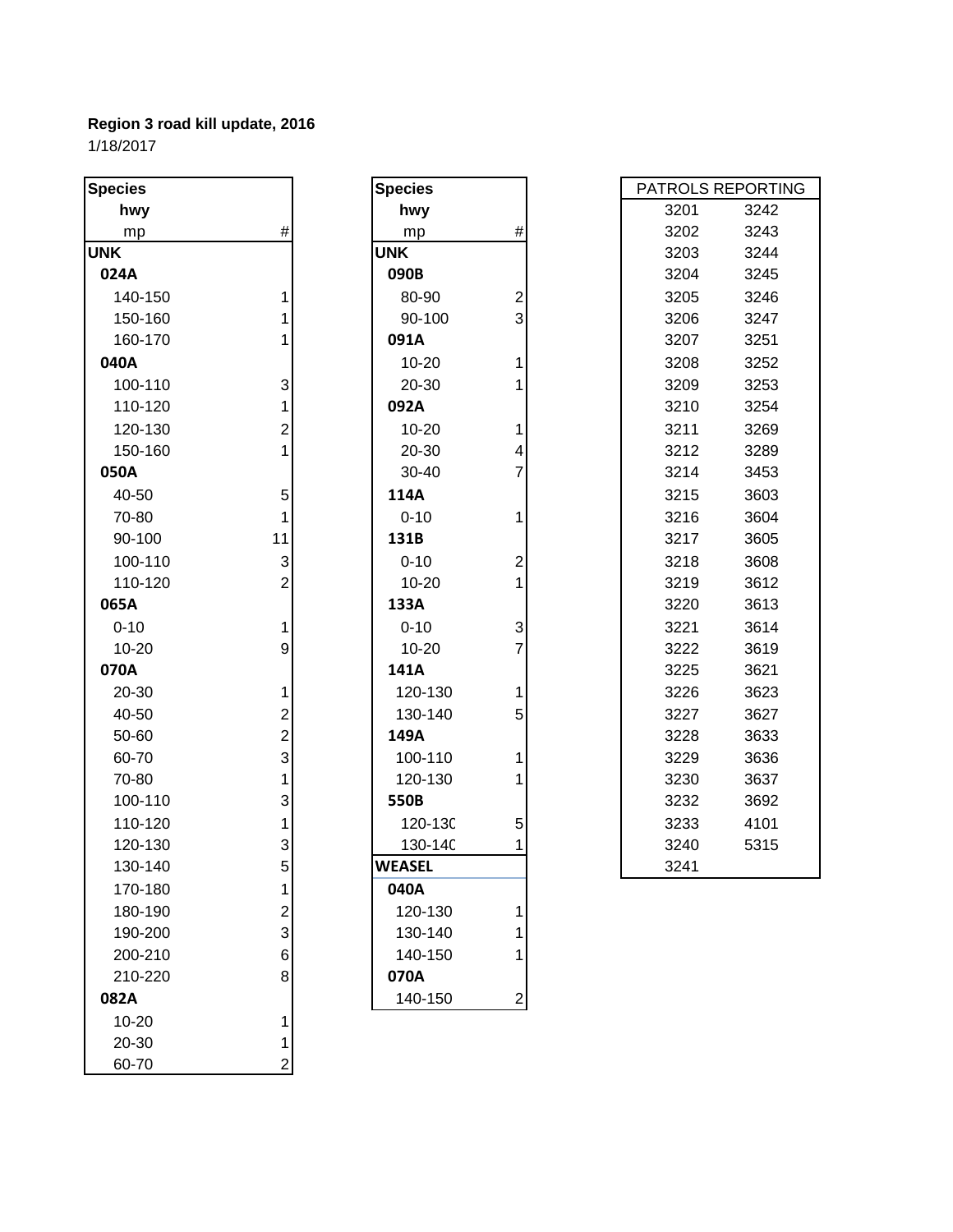**Region 3 road kill update, 2016**
1/18/2017

| Species | |
|---|---|
| hwy | |
| mp | # |
| **UNK** | |
| **024A** | |
| 140-150 | 1 |
| 150-160 | 1 |
| 160-170 | 1 |
| **040A** | |
| 100-110 | 3 |
| 110-120 | 1 |
| 120-130 | 2 |
| 150-160 | 1 |
| **050A** | |
| 40-50 | 5 |
| 70-80 | 1 |
| 90-100 | 11 |
| 100-110 | 3 |
| 110-120 | 2 |
| **065A** | |
| 0-10 | 1 |
| 10-20 | 9 |
| **070A** | |
| 20-30 | 1 |
| 40-50 | 2 |
| 50-60 | 2 |
| 60-70 | 3 |
| 70-80 | 1 |
| 100-110 | 3 |
| 110-120 | 1 |
| 120-130 | 3 |
| 130-140 | 5 |
| 170-180 | 1 |
| 180-190 | 2 |
| 190-200 | 3 |
| 200-210 | 6 |
| 210-220 | 8 |
| **082A** | |
| 10-20 | 1 |
| 20-30 | 1 |
| 60-70 | 2 |

| Species | |
|---|---|
| hwy | |
| mp | # |
| **UNK** | |
| **090B** | |
| 80-90 | 2 |
| 90-100 | 3 |
| **091A** | |
| 10-20 | 1 |
| 20-30 | 1 |
| **092A** | |
| 10-20 | 1 |
| 20-30 | 4 |
| 30-40 | 7 |
| **114A** | |
| 0-10 | 1 |
| **131B** | |
| 0-10 | 2 |
| 10-20 | 1 |
| **133A** | |
| 0-10 | 3 |
| 10-20 | 7 |
| **141A** | |
| 120-130 | 1 |
| 130-140 | 5 |
| **149A** | |
| 100-110 | 1 |
| 120-130 | 1 |
| **550B** | |
| 120-130 | 5 |
| 130-140 | 1 |
| **WEASEL** | |
| **040A** | |
| 120-130 | 1 |
| 130-140 | 1 |
| 140-150 | 1 |
| **070A** | |
| 140-150 | 2 |

| PATROLS REPORTING | |
|---|---|
| 3201 | 3242 |
| 3202 | 3243 |
| 3203 | 3244 |
| 3204 | 3245 |
| 3205 | 3246 |
| 3206 | 3247 |
| 3207 | 3251 |
| 3208 | 3252 |
| 3209 | 3253 |
| 3210 | 3254 |
| 3211 | 3269 |
| 3212 | 3289 |
| 3214 | 3453 |
| 3215 | 3603 |
| 3216 | 3604 |
| 3217 | 3605 |
| 3218 | 3608 |
| 3219 | 3612 |
| 3220 | 3613 |
| 3221 | 3614 |
| 3222 | 3619 |
| 3225 | 3621 |
| 3226 | 3623 |
| 3227 | 3627 |
| 3228 | 3633 |
| 3229 | 3636 |
| 3230 | 3637 |
| 3232 | 3692 |
| 3233 | 4101 |
| 3240 | 5315 |
| 3241 | |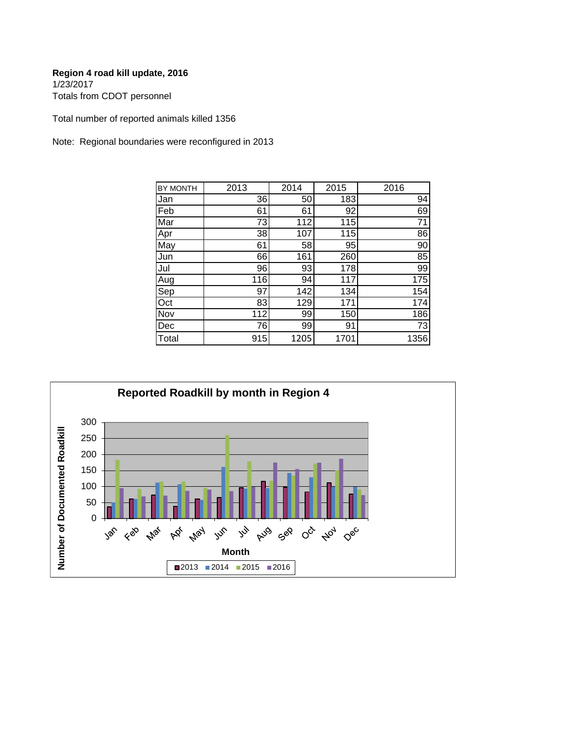**Region 4 road kill update, 2016**
1/23/2017
Totals from CDOT personnel

Total number of reported animals killed 1356

Note: Regional boundaries were reconfigured in 2013

| BY MONTH | 2013 | 2014 | 2015 | 2016 |
|---|---|---|---|---|
| Jan | 36 | 50 | 183 | 94 |
| Feb | 61 | 61 | 92 | 69 |
| Mar | 73 | 112 | 115 | 71 |
| Apr | 38 | 107 | 115 | 86 |
| May | 61 | 58 | 95 | 90 |
| Jun | 66 | 161 | 260 | 85 |
| Jul | 96 | 93 | 178 | 99 |
| Aug | 116 | 94 | 117 | 175 |
| Sep | 97 | 142 | 134 | 154 |
| Oct | 83 | 129 | 171 | 174 |
| Nov | 112 | 99 | 150 | 186 |
| Dec | 76 | 99 | 91 | 73 |
| Total | 915 | 1205 | 1701 | 1356 |

**Reported Roadkill by month in Region 4**

Number of Documented Roadkill

Month

2013 2014 2015 2016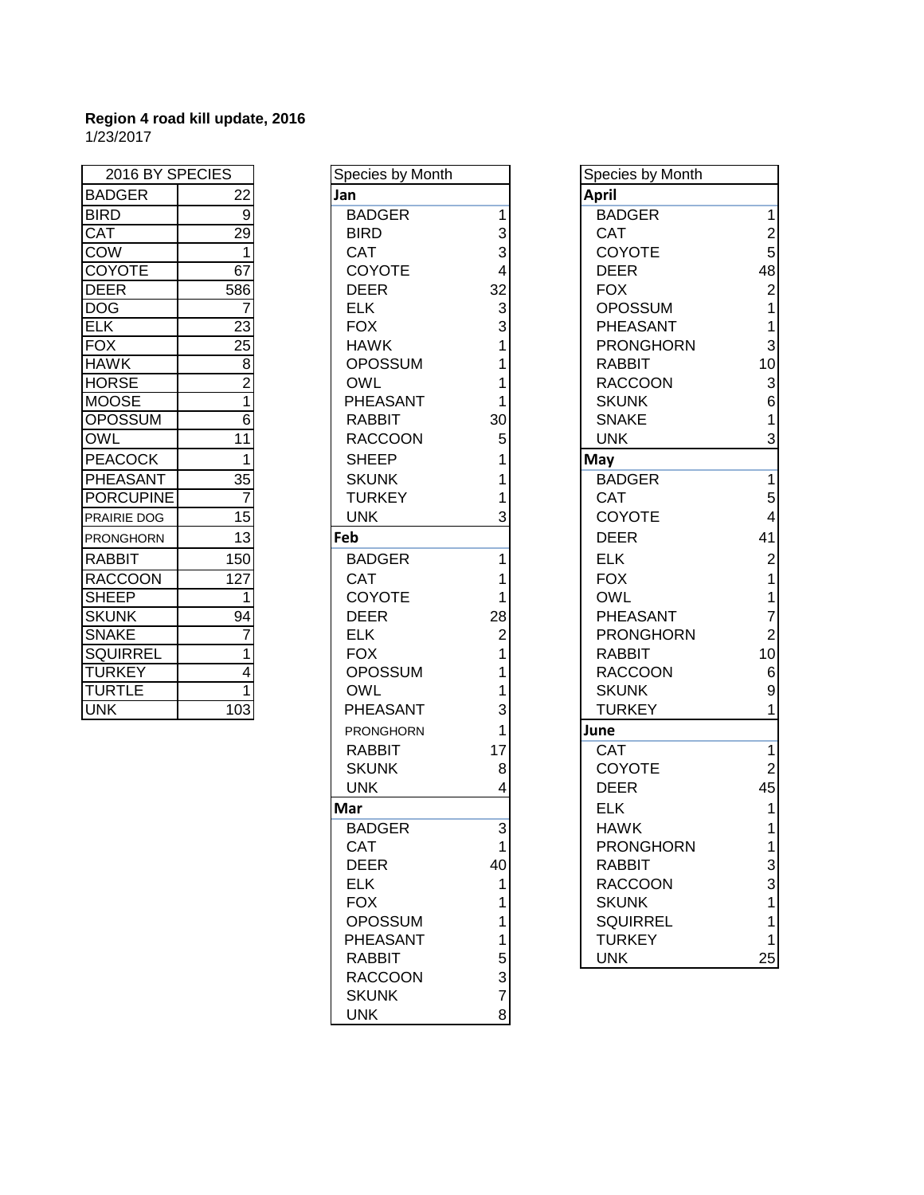**Region 4 road kill update, 2016**

1/23/2017

| 2016 BY SPECIES | |
|---|---|
| BADGER | 22 |
| BIRD | 9 |
| CAT | 29 |
| COW | 1 |
| COYOTE | 67 |
| DEER | 586 |
| DOG | 7 |
| ELK | 23 |
| FOX | 25 |
| HAWK | 8 |
| HORSE | 2 |
| MOOSE | 1 |
| OPOSSUM | 6 |
| OWL | 11 |
| PEACOCK | 1 |
| PHEASANT | 35 |
| PORCUPINE | 7 |
| PRAIRIE DOG | 15 |
| PRONGHORN | 13 |
| RABBIT | 150 |
| RACCOON | 127 |
| SHEEP | 1 |
| SKUNK | 94 |
| SNAKE | 7 |
| SQUIRREL | 1 |
| TURKEY | 4 |
| TURTLE | 1 |
| UNK | 103 |

| Species by Month | |
|---|---|
| **Jan** | |
| BADGER | 1 |
| BIRD | 3 |
| CAT | 3 |
| COYOTE | 4 |
| DEER | 32 |
| ELK | 3 |
| FOX | 3 |
| HAWK | 1 |
| OPOSSUM | 1 |
| OWL | 1 |
| PHEASANT | 1 |
| RABBIT | 30 |
| RACCOON | 5 |
| SHEEP | 1 |
| SKUNK | 1 |
| TURKEY | 1 |
| UNK | 3 |
| **Feb** | |
| BADGER | 1 |
| CAT | 1 |
| COYOTE | 1 |
| DEER | 28 |
| ELK | 2 |
| FOX | 1 |
| OPOSSUM | 1 |
| OWL | 1 |
| PHEASANT | 3 |
| PRONGHORN | 1 |
| RABBIT | 17 |
| SKUNK | 8 |
| UNK | 4 |
| **Mar** | |
| BADGER | 3 |
| CAT | 1 |
| DEER | 40 |
| ELK | 1 |
| FOX | 1 |
| OPOSSUM | 1 |
| PHEASANT | 1 |
| RABBIT | 5 |
| RACCOON | 3 |
| SKUNK | 7 |
| UNK | 8 |

| Species by Month | |
|---|---|
| **April** | |
| BADGER | 1 |
| CAT | 2 |
| COYOTE | 5 |
| DEER | 48 |
| FOX | 2 |
| OPOSSUM | 1 |
| PHEASANT | 1 |
| PRONGHORN | 3 |
| RABBIT | 10 |
| RACCOON | 3 |
| SKUNK | 6 |
| SNAKE | 1 |
| UNK | 3 |
| **May** | |
| BADGER | 1 |
| CAT | 5 |
| COYOTE | 4 |
| DEER | 41 |
| ELK | 2 |
| FOX | 1 |
| OWL | 1 |
| PHEASANT | 7 |
| PRONGHORN | 2 |
| RABBIT | 10 |
| RACCOON | 6 |
| SKUNK | 9 |
| TURKEY | 1 |
| **June** | |
| CAT | 1 |
| COYOTE | 2 |
| DEER | 45 |
| ELK | 1 |
| HAWK | 1 |
| PRONGHORN | 1 |
| RABBIT | 3 |
| RACCOON | 3 |
| SKUNK | 1 |
| SQUIRREL | 1 |
| TURKEY | 1 |
| UNK | 25 |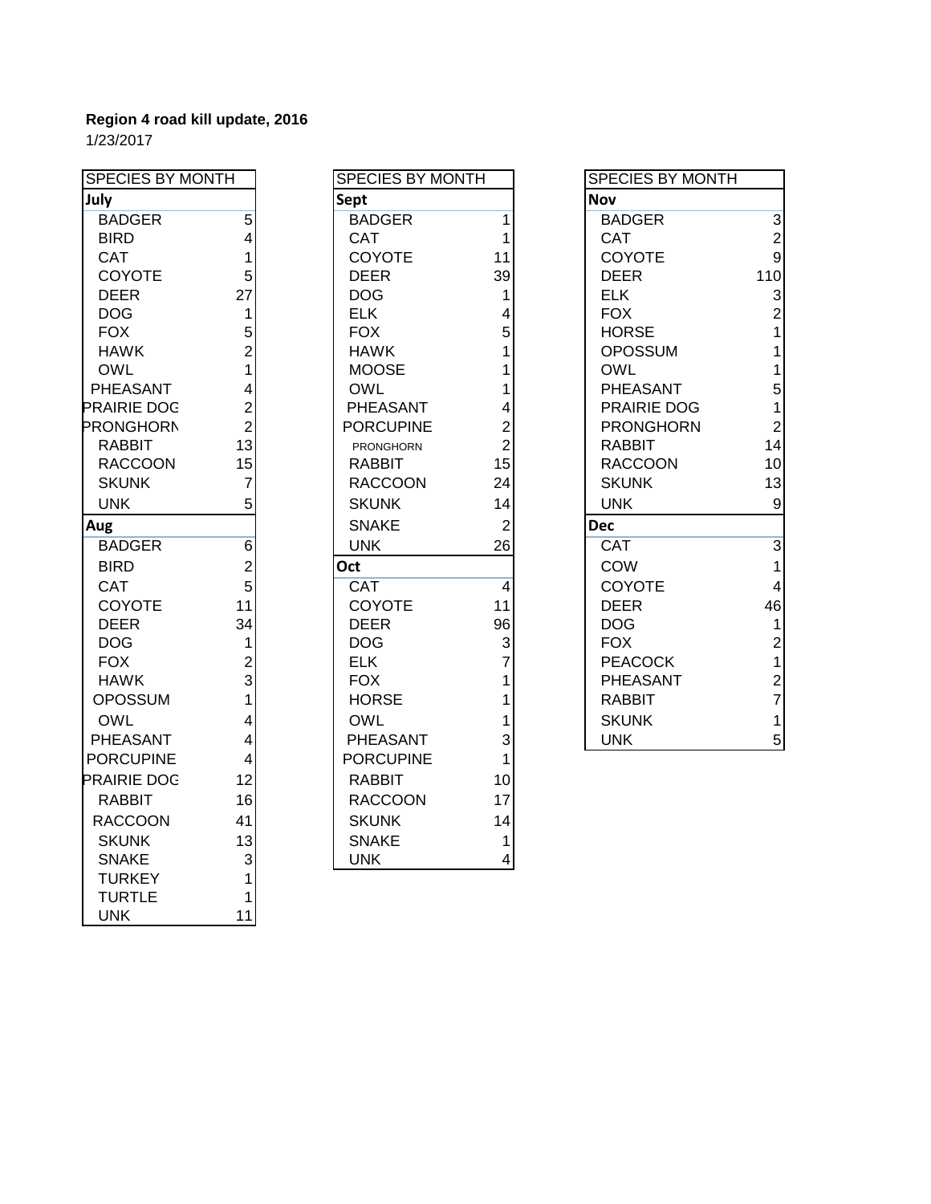**Region 4 road kill update, 2016**

1/23/2017

| SPECIES BY MONTH | |
|---|---|
| **July** | |
| BADGER | 5 |
| BIRD | 4 |
| CAT | 1 |
| COYOTE | 5 |
| DEER | 27 |
| DOG | 1 |
| FOX | 5 |
| HAWK | 2 |
| OWL | 1 |
| PHEASANT | 4 |
| PRAIRIE DOG | 2 |
| PRONGHORN | 2 |
| RABBIT | 13 |
| RACCOON | 15 |
| SKUNK | 7 |
| UNK | 5 |
| **Aug** | |
| BADGER | 6 |
| BIRD | 2 |
| CAT | 5 |
| COYOTE | 11 |
| DEER | 34 |
| DOG | 1 |
| FOX | 2 |
| HAWK | 3 |
| OPOSSUM | 1 |
| OWL | 4 |
| PHEASANT | 4 |
| PORCUPINE | 4 |
| PRAIRIE DOG | 12 |
| RABBIT | 16 |
| RACCOON | 41 |
| SKUNK | 13 |
| SNAKE | 3 |
| TURKEY | 1 |
| TURTLE | 1 |
| UNK | 11 |

| SPECIES BY MONTH | |
|---|---|
| **Sept** | |
| BADGER | 1 |
| CAT | 1 |
| COYOTE | 11 |
| DEER | 39 |
| DOG | 1 |
| ELK | 4 |
| FOX | 5 |
| HAWK | 1 |
| MOOSE | 1 |
| OWL | 1 |
| PHEASANT | 4 |
| PORCUPINE | 2 |
| PRONGHORN | 2 |
| RABBIT | 15 |
| RACCOON | 24 |
| SKUNK | 14 |
| SNAKE | 2 |
| UNK | 26 |
| **Oct** | |
| CAT | 4 |
| COYOTE | 11 |
| DEER | 96 |
| DOG | 3 |
| ELK | 7 |
| FOX | 1 |
| HORSE | 1 |
| OWL | 1 |
| PHEASANT | 3 |
| PORCUPINE | 1 |
| RABBIT | 10 |
| RACCOON | 17 |
| SKUNK | 14 |
| SNAKE | 1 |
| UNK | 4 |

| SPECIES BY MONTH | |
|---|---|
| **Nov** | |
| BADGER | 3 |
| CAT | 2 |
| COYOTE | 9 |
| DEER | 110 |
| ELK | 3 |
| FOX | 2 |
| HORSE | 1 |
| OPOSSUM | 1 |
| OWL | 1 |
| PHEASANT | 5 |
| PRAIRIE DOG | 1 |
| PRONGHORN | 2 |
| RABBIT | 14 |
| RACCOON | 10 |
| SKUNK | 13 |
| UNK | 9 |
| **Dec** | |
| CAT | 3 |
| COW | 1 |
| COYOTE | 4 |
| DEER | 46 |
| DOG | 1 |
| FOX | 2 |
| PEACOCK | 1 |
| PHEASANT | 2 |
| RABBIT | 7 |
| SKUNK | 1 |
| UNK | 5 |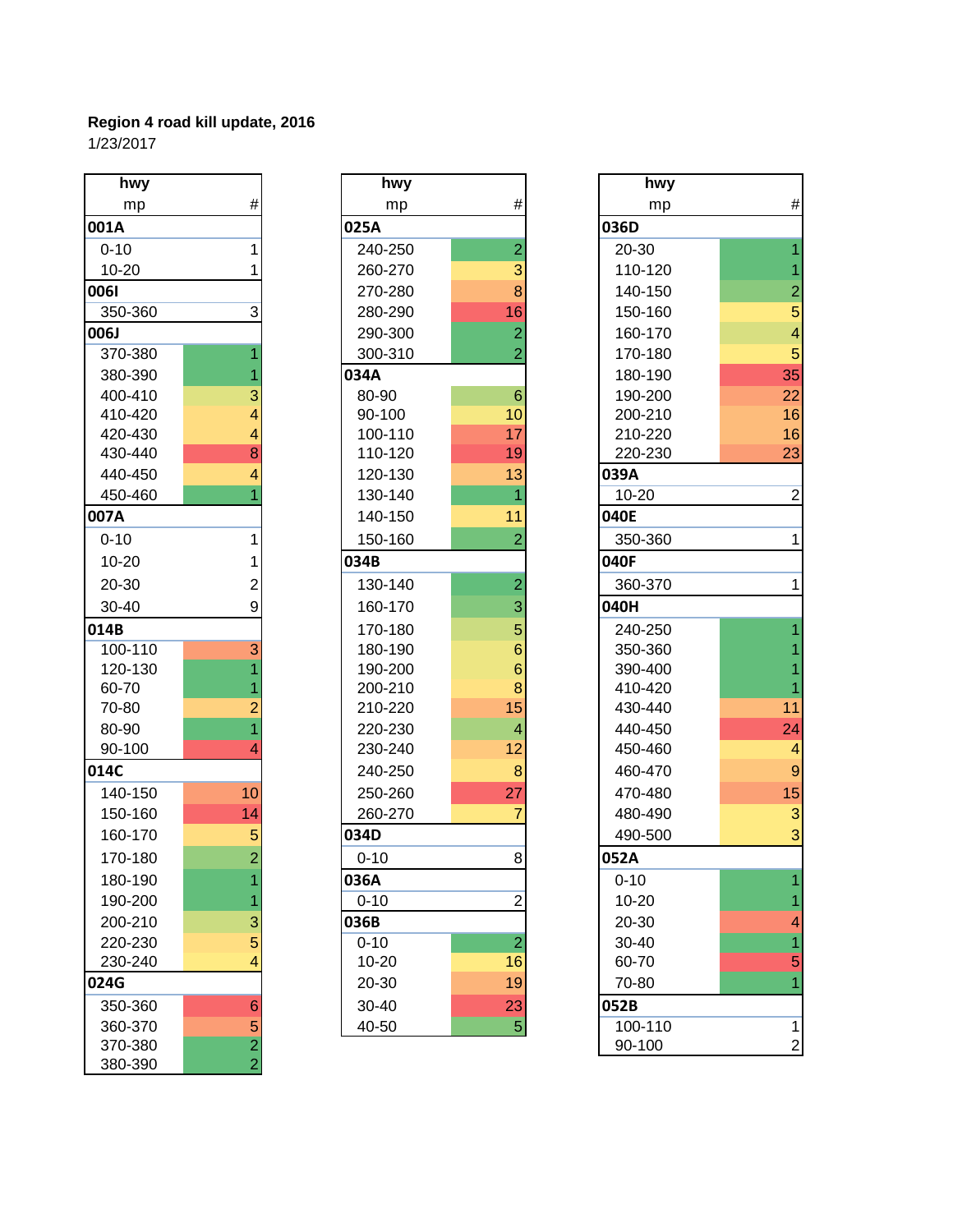**Region 4 road kill update, 2016**
1/23/2017

| hwy mp | # |
|---|---|
| **001A** | |
| 0-10 | 1 |
| 10-20 | 1 |
| **006I** | |
| 350-360 | 3 |
| **006J** | |
| 370-380 | 1 |
| 380-390 | 1 |
| 400-410 | 3 |
| 410-420 | 4 |
| 420-430 | 4 |
| 430-440 | 8 |
| 440-450 | 4 |
| 450-460 | 1 |
| **007A** | |
| 0-10 | 1 |
| 10-20 | 1 |
| 20-30 | 2 |
| 30-40 | 9 |
| **014B** | |
| 100-110 | 3 |
| 120-130 | 1 |
| 60-70 | 1 |
| 70-80 | 2 |
| 80-90 | 1 |
| 90-100 | 4 |
| **014C** | |
| 140-150 | 10 |
| 150-160 | 14 |
| 160-170 | 5 |
| 170-180 | 2 |
| 180-190 | 1 |
| 190-200 | 1 |
| 200-210 | 3 |
| 220-230 | 5 |
| 230-240 | 4 |
| **024G** | |
| 350-360 | 6 |
| 360-370 | 5 |
| 370-380 | 2 |
| 380-390 | 2 |

| hwy mp | # |
|---|---|
| **025A** | |
| 240-250 | 2 |
| 260-270 | 3 |
| 270-280 | 8 |
| 280-290 | 16 |
| 290-300 | 2 |
| 300-310 | 2 |
| **034A** | |
| 80-90 | 6 |
| 90-100 | 10 |
| 100-110 | 17 |
| 110-120 | 19 |
| 120-130 | 13 |
| 130-140 | 1 |
| 140-150 | 11 |
| 150-160 | 2 |
| **034B** | |
| 130-140 | 2 |
| 160-170 | 3 |
| 170-180 | 5 |
| 180-190 | 6 |
| 190-200 | 6 |
| 200-210 | 8 |
| 210-220 | 15 |
| 220-230 | 4 |
| 230-240 | 12 |
| 240-250 | 8 |
| 250-260 | 27 |
| 260-270 | 7 |
| **034D** | |
| 0-10 | 8 |
| **036A** | |
| 0-10 | 2 |
| **036B** | |
| 0-10 | 2 |
| 10-20 | 16 |
| 20-30 | 19 |
| 30-40 | 23 |
| 40-50 | 5 |

| hwy mp | # |
|---|---|
| **036D** | |
| 20-30 | 1 |
| 110-120 | 1 |
| 140-150 | 2 |
| 150-160 | 5 |
| 160-170 | 4 |
| 170-180 | 5 |
| 180-190 | 35 |
| 190-200 | 22 |
| 200-210 | 16 |
| 210-220 | 16 |
| 220-230 | 23 |
| **039A** | |
| 10-20 | 2 |
| **040E** | |
| 350-360 | 1 |
| **040F** | |
| 360-370 | 1 |
| **040H** | |
| 240-250 | 1 |
| 350-360 | 1 |
| 390-400 | 1 |
| 410-420 | 1 |
| 430-440 | 11 |
| 440-450 | 24 |
| 450-460 | 4 |
| 460-470 | 9 |
| 470-480 | 15 |
| 480-490 | 3 |
| 490-500 | 3 |
| **052A** | |
| 0-10 | 1 |
| 10-20 | 1 |
| 20-30 | 4 |
| 30-40 | 1 |
| 60-70 | 5 |
| 70-80 | 1 |
| **052B** | |
| 100-110 | 1 |
| 90-100 | 2 |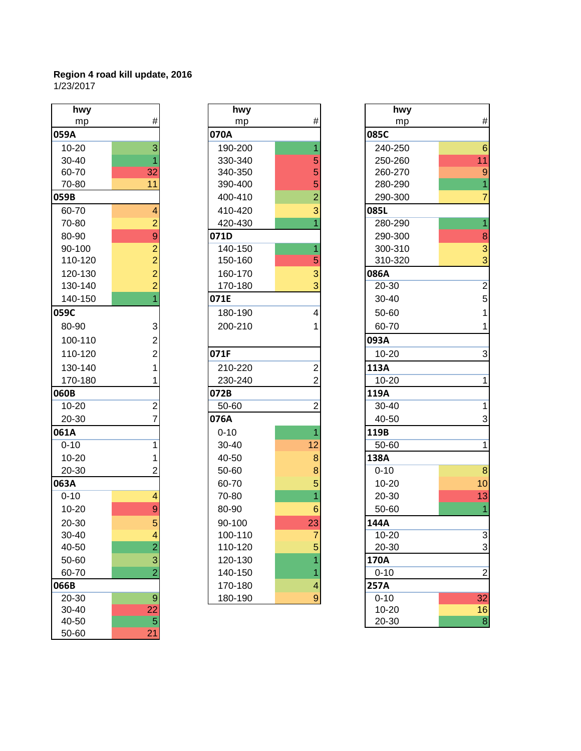**Region 4 road kill update, 2016**
1/23/2017

| hwy mp | # |
|---|---|
| **059A** | |
| 10-20 | 3 |
| 30-40 | 1 |
| 60-70 | 32 |
| 70-80 | 11 |
| **059B** | |
| 60-70 | 4 |
| 70-80 | 2 |
| 80-90 | 9 |
| 90-100 | 2 |
| 110-120 | 2 |
| 120-130 | 2 |
| 130-140 | 2 |
| 140-150 | 1 |
| **059C** | |
| 80-90 | 3 |
| 100-110 | 2 |
| 110-120 | 2 |
| 130-140 | 1 |
| 170-180 | 1 |
| **060B** | |
| 10-20 | 2 |
| 20-30 | 7 |
| **061A** | |
| 0-10 | 1 |
| 10-20 | 1 |
| 20-30 | 2 |
| **063A** | |
| 0-10 | 4 |
| 10-20 | 9 |
| 20-30 | 5 |
| 30-40 | 4 |
| 40-50 | 2 |
| 50-60 | 3 |
| 60-70 | 2 |
| **066B** | |
| 20-30 | 9 |
| 30-40 | 22 |
| 40-50 | 5 |
| 50-60 | 21 |

| hwy mp | # |
|---|---|
| **070A** | |
| 190-200 | 1 |
| 330-340 | 5 |
| 340-350 | 5 |
| 390-400 | 5 |
| 400-410 | 2 |
| 410-420 | 3 |
| 420-430 | 1 |
| **071D** | |
| 140-150 | 1 |
| 150-160 | 5 |
| 160-170 | 3 |
| 170-180 | 3 |
| **071E** | |
| 180-190 | 4 |
| 200-210 | 1 |
| **071F** | |
| 210-220 | 2 |
| 230-240 | 2 |
| **072B** | |
| 50-60 | 2 |
| **076A** | |
| 0-10 | 1 |
| 30-40 | 12 |
| 40-50 | 8 |
| 50-60 | 8 |
| 60-70 | 5 |
| 70-80 | 1 |
| 80-90 | 6 |
| 90-100 | 23 |
| 100-110 | 7 |
| 110-120 | 5 |
| 120-130 | 1 |
| 140-150 | 1 |
| 170-180 | 4 |
| 180-190 | 9 |

| hwy mp | # |
|---|---|
| **085C** | |
| 240-250 | 6 |
| 250-260 | 11 |
| 260-270 | 9 |
| 280-290 | 1 |
| 290-300 | 7 |
| **085L** | |
| 280-290 | 1 |
| 290-300 | 8 |
| 300-310 | 3 |
| 310-320 | 3 |
| **086A** | |
| 20-30 | 2 |
| 30-40 | 5 |
| 50-60 | 1 |
| 60-70 | 1 |
| **093A** | |
| 10-20 | 3 |
| **113A** | |
| 10-20 | 1 |
| **119A** | |
| 30-40 | 1 |
| 40-50 | 3 |
| **119B** | |
| 50-60 | 1 |
| **138A** | |
| 0-10 | 8 |
| 10-20 | 10 |
| 20-30 | 13 |
| 50-60 | 1 |
| **144A** | |
| 10-20 | 3 |
| 20-30 | 3 |
| **170A** | |
| 0-10 | 2 |
| **257A** | |
| 0-10 | 32 |
| 10-20 | 16 |
| 20-30 | 8 |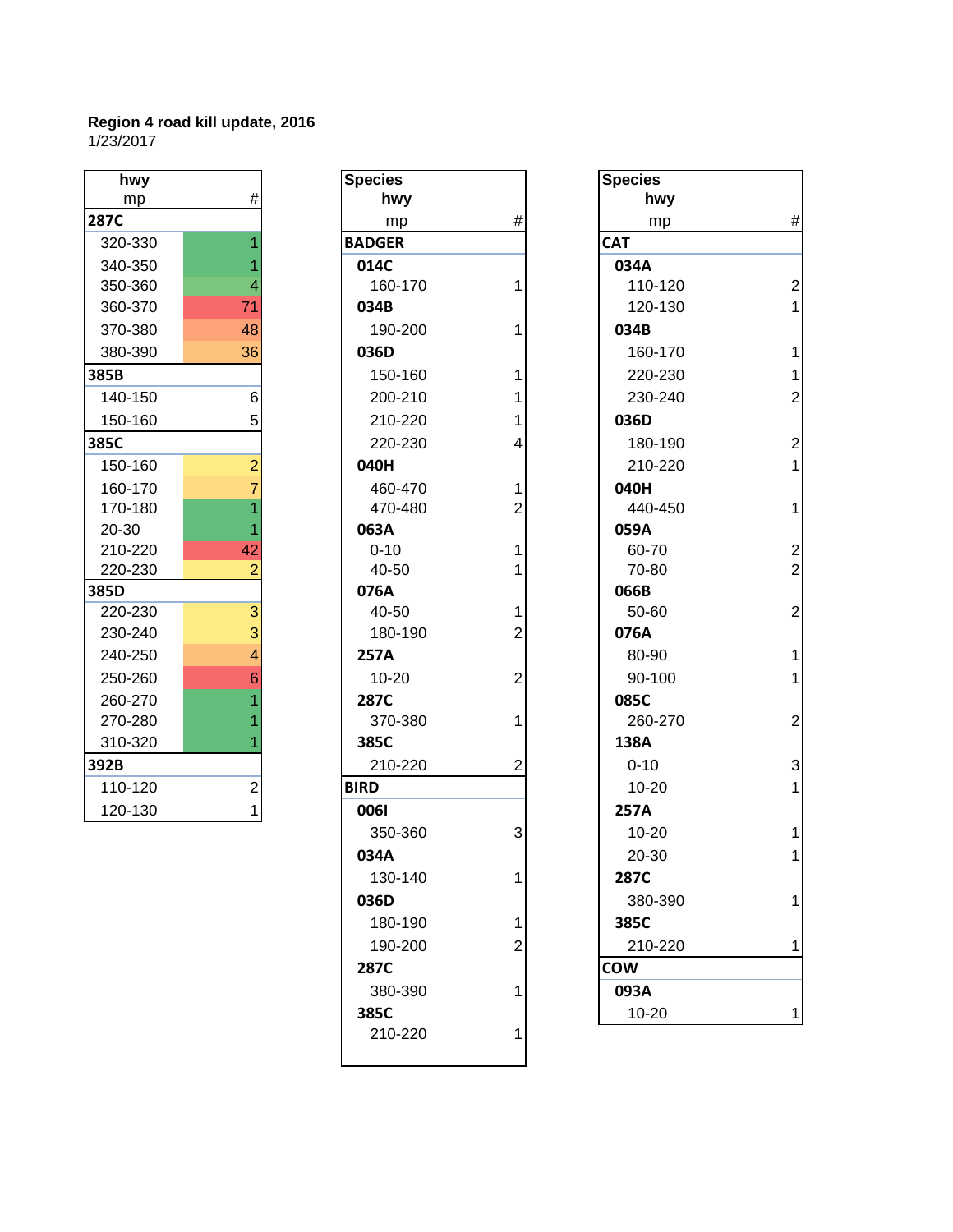**Region 4 road kill update, 2016**
1/23/2017

| hwy mp | # |
|---|---|
| **287C** | |
| 320-330 | 1 |
| 340-350 | 1 |
| 350-360 | 4 |
| 360-370 | 71 |
| 370-380 | 48 |
| 380-390 | 36 |
| **385B** | |
| 140-150 | 6 |
| 150-160 | 5 |
| **385C** | |
| 150-160 | 2 |
| 160-170 | 7 |
| 170-180 | 1 |
| 20-30 | 1 |
| 210-220 | 42 |
| 220-230 | 2 |
| **385D** | |
| 220-230 | 3 |
| 230-240 | 3 |
| 240-250 | 4 |
| 250-260 | 6 |
| 260-270 | 1 |
| 270-280 | 1 |
| 310-320 | 1 |
| **392B** | |
| 110-120 | 2 |
| 120-130 | 1 |

| Species hwy mp | # |
|---|---|
| **BADGER** | |
| **014C** | |
| 160-170 | 1 |
| **034B** | |
| 190-200 | 1 |
| **036D** | |
| 150-160 | 1 |
| 200-210 | 1 |
| 210-220 | 1 |
| 220-230 | 4 |
| **040H** | |
| 460-470 | 1 |
| 470-480 | 2 |
| **063A** | |
| 0-10 | 1 |
| 40-50 | 1 |
| **076A** | |
| 40-50 | 1 |
| 180-190 | 2 |
| **257A** | |
| 10-20 | 2 |
| **287C** | |
| 370-380 | 1 |
| **385C** | |
| 210-220 | 2 |
| **BIRD** | |
| **006I** | |
| 350-360 | 3 |
| **034A** | |
| 130-140 | 1 |
| **036D** | |
| 180-190 | 1 |
| 190-200 | 2 |
| **287C** | |
| 380-390 | 1 |
| **385C** | |
| 210-220 | 1 |

| Species hwy mp | # |
|---|---|
| **CAT** | |
| **034A** | |
| 110-120 | 2 |
| 120-130 | 1 |
| **034B** | |
| 160-170 | 1 |
| 220-230 | 1 |
| 230-240 | 2 |
| **036D** | |
| 180-190 | 2 |
| 210-220 | 1 |
| **040H** | |
| 440-450 | 1 |
| **059A** | |
| 60-70 | 2 |
| 70-80 | 2 |
| **066B** | |
| 50-60 | 2 |
| **076A** | |
| 80-90 | 1 |
| 90-100 | 1 |
| **085C** | |
| 260-270 | 2 |
| **138A** | |
| 0-10 | 3 |
| 10-20 | 1 |
| **257A** | |
| 10-20 | 1 |
| 20-30 | 1 |
| **287C** | |
| 380-390 | 1 |
| **385C** | |
| 210-220 | 1 |
| **COW** | |
| **093A** | |
| 10-20 | 1 |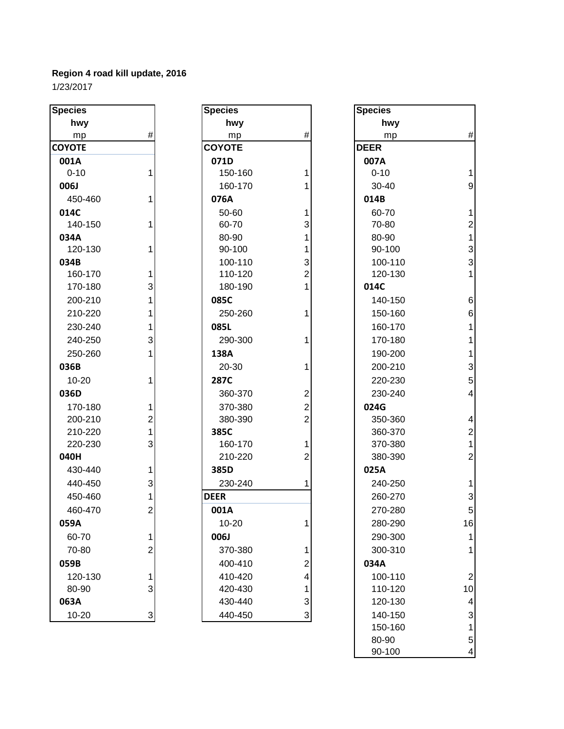**Region 4 road kill update, 2016**

1/23/2017

| Species<br>hwy<br>mp | # |
|---|---|
| **COYOTE** | |
| **001A** | |
| 0-10 | 1 |
| **006J** | |
| 450-460 | 1 |
| **014C** | |
| 140-150 | 1 |
| **034A** | |
| 120-130 | 1 |
| **034B** | |
| 160-170 | 1 |
| 170-180 | 3 |
| 200-210 | 1 |
| 210-220 | 1 |
| 230-240 | 1 |
| 240-250 | 3 |
| 250-260 | 1 |
| **036B** | |
| 10-20 | 1 |
| **036D** | |
| 170-180 | 1 |
| 200-210 | 2 |
| 210-220 | 1 |
| 220-230 | 3 |
| **040H** | |
| 430-440 | 1 |
| 440-450 | 3 |
| 450-460 | 1 |
| 460-470 | 2 |
| **059A** | |
| 60-70 | 1 |
| 70-80 | 2 |
| **059B** | |
| 120-130 | 1 |
| 80-90 | 3 |
| **063A** | |
| 10-20 | 3 |

| Species<br>hwy<br>mp | # |
|---|---|
| **COYOTE** | |
| **071D** | |
| 150-160 | 1 |
| 160-170 | 1 |
| **076A** | |
| 50-60 | 1 |
| 60-70 | 3 |
| 80-90 | 1 |
| 90-100 | 1 |
| 100-110 | 3 |
| 110-120 | 2 |
| 180-190 | 1 |
| **085C** | |
| 250-260 | 1 |
| **085L** | |
| 290-300 | 1 |
| **138A** | |
| 20-30 | 1 |
| **287C** | |
| 360-370 | 2 |
| 370-380 | 2 |
| 380-390 | 2 |
| **385C** | |
| 160-170 | 1 |
| 210-220 | 2 |
| **385D** | |
| 230-240 | 1 |
| **DEER** | |
| **001A** | |
| 10-20 | 1 |
| **006J** | |
| 370-380 | 1 |
| 400-410 | 2 |
| 410-420 | 4 |
| 420-430 | 1 |
| 430-440 | 3 |
| 440-450 | 3 |

| Species<br>hwy<br>mp | # |
|---|---|
| **DEER** | |
| **007A** | |
| 0-10 | 1 |
| 30-40 | 9 |
| **014B** | |
| 60-70 | 1 |
| 70-80 | 2 |
| 80-90 | 1 |
| 90-100 | 3 |
| 100-110 | 3 |
| 120-130 | 1 |
| **014C** | |
| 140-150 | 6 |
| 150-160 | 6 |
| 160-170 | 1 |
| 170-180 | 1 |
| 190-200 | 1 |
| 200-210 | 3 |
| 220-230 | 5 |
| 230-240 | 4 |
| **024G** | |
| 350-360 | 4 |
| 360-370 | 2 |
| 370-380 | 1 |
| 380-390 | 2 |
| **025A** | |
| 240-250 | 1 |
| 260-270 | 3 |
| 270-280 | 5 |
| 280-290 | 16 |
| 290-300 | 1 |
| 300-310 | 1 |
| **034A** | |
| 100-110 | 2 |
| 110-120 | 10 |
| 120-130 | 4 |
| 140-150 | 3 |
| 150-160 | 1 |
| 80-90 | 5 |
| 90-100 | 4 |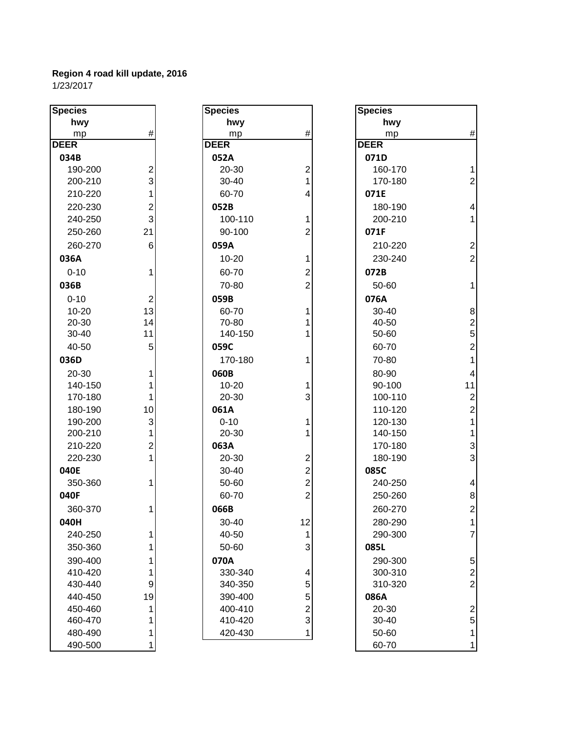**Region 4 road kill update, 2016**
1/23/2017

| Species<br>hwy<br>mp | # |
|---|---|
| **DEER** | |
| **034B** | |
| 190-200 | 2 |
| 200-210 | 3 |
| 210-220 | 1 |
| 220-230 | 2 |
| 240-250 | 3 |
| 250-260 | 21 |
| 260-270 | 6 |
| **036A** | |
| 0-10 | 1 |
| **036B** | |
| 0-10 | 2 |
| 10-20 | 13 |
| 20-30 | 14 |
| 30-40 | 11 |
| 40-50 | 5 |
| **036D** | |
| 20-30 | 1 |
| 140-150 | 1 |
| 170-180 | 1 |
| 180-190 | 10 |
| 190-200 | 3 |
| 200-210 | 1 |
| 210-220 | 2 |
| 220-230 | 1 |
| **040E** | |
| 350-360 | 1 |
| **040F** | |
| 360-370 | 1 |
| **040H** | |
| 240-250 | 1 |
| 350-360 | 1 |
| 390-400 | 1 |
| 410-420 | 1 |
| 430-440 | 9 |
| 440-450 | 19 |
| 450-460 | 1 |
| 460-470 | 1 |
| 480-490 | 1 |
| 490-500 | 1 |

| Species<br>hwy<br>mp | # |
|---|---|
| **DEER** | |
| **052A** | |
| 20-30 | 2 |
| 30-40 | 1 |
| 60-70 | 4 |
| **052B** | |
| 100-110 | 1 |
| 90-100 | 2 |
| **059A** | |
| 10-20 | 1 |
| 60-70 | 2 |
| 70-80 | 2 |
| **059B** | |
| 60-70 | 1 |
| 70-80 | 1 |
| 140-150 | 1 |
| **059C** | |
| 170-180 | 1 |
| **060B** | |
| 10-20 | 1 |
| 20-30 | 3 |
| **061A** | |
| 0-10 | 1 |
| 20-30 | 1 |
| **063A** | |
| 20-30 | 2 |
| 30-40 | 2 |
| 50-60 | 2 |
| 60-70 | 2 |
| **066B** | |
| 30-40 | 12 |
| 40-50 | 1 |
| 50-60 | 3 |
| **070A** | |
| 330-340 | 4 |
| 340-350 | 5 |
| 390-400 | 5 |
| 400-410 | 2 |
| 410-420 | 3 |
| 420-430 | 1 |

| Species<br>hwy<br>mp | # |
|---|---|
| **DEER** | |
| **071D** | |
| 160-170 | 1 |
| 170-180 | 2 |
| **071E** | |
| 180-190 | 4 |
| 200-210 | 1 |
| **071F** | |
| 210-220 | 2 |
| 230-240 | 2 |
| **072B** | |
| 50-60 | 1 |
| **076A** | |
| 30-40 | 8 |
| 40-50 | 2 |
| 50-60 | 5 |
| 60-70 | 2 |
| 70-80 | 1 |
| 80-90 | 4 |
| 90-100 | 11 |
| 100-110 | 2 |
| 110-120 | 2 |
| 120-130 | 1 |
| 140-150 | 1 |
| 170-180 | 3 |
| 180-190 | 3 |
| **085C** | |
| 240-250 | 4 |
| 250-260 | 8 |
| 260-270 | 2 |
| 280-290 | 1 |
| 290-300 | 7 |
| **085L** | |
| 290-300 | 5 |
| 300-310 | 2 |
| 310-320 | 2 |
| **086A** | |
| 20-30 | 2 |
| 30-40 | 5 |
| 50-60 | 1 |
| 60-70 | 1 |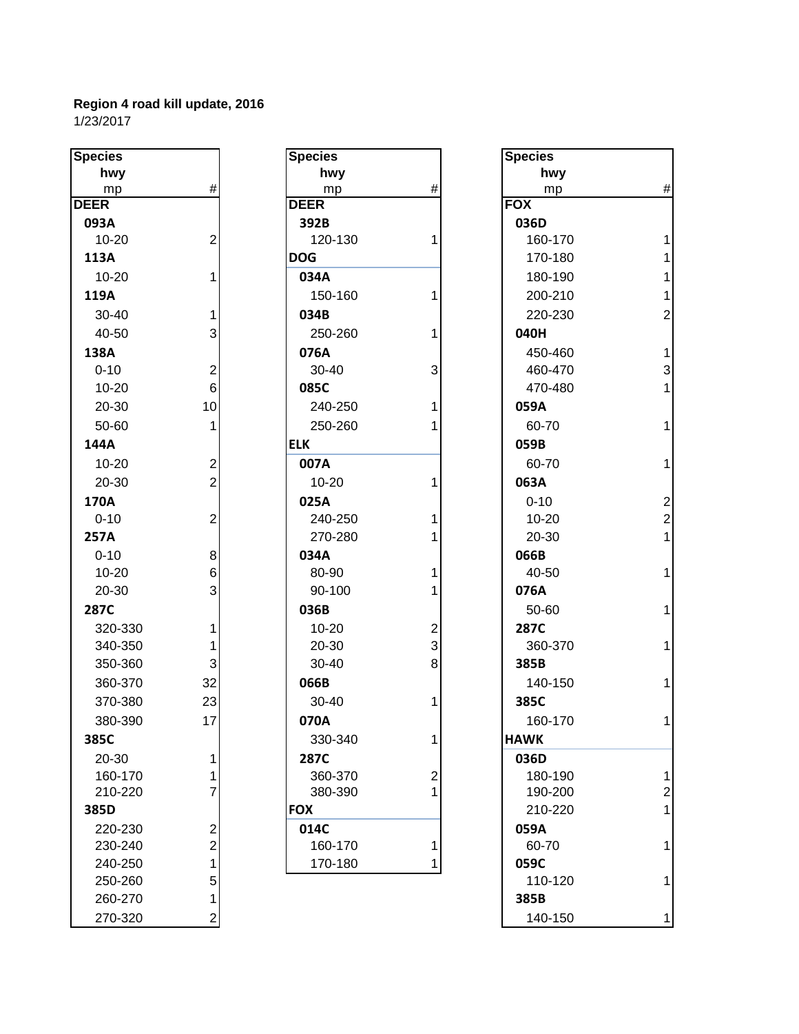**Region 4 road kill update, 2016**
1/23/2017

| Species / hwy / mp | # |
|---|---|
| **DEER** | |
| **093A** | |
| 10-20 | 2 |
| **113A** | |
| 10-20 | 1 |
| **119A** | |
| 30-40 | 1 |
| 40-50 | 3 |
| **138A** | |
| 0-10 | 2 |
| 10-20 | 6 |
| 20-30 | 10 |
| 50-60 | 1 |
| **144A** | |
| 10-20 | 2 |
| 20-30 | 2 |
| **170A** | |
| 0-10 | 2 |
| **257A** | |
| 0-10 | 8 |
| 10-20 | 6 |
| 20-30 | 3 |
| **287C** | |
| 320-330 | 1 |
| 340-350 | 1 |
| 350-360 | 3 |
| 360-370 | 32 |
| 370-380 | 23 |
| 380-390 | 17 |
| **385C** | |
| 20-30 | 1 |
| 160-170 | 1 |
| 210-220 | 7 |
| **385D** | |
| 220-230 | 2 |
| 230-240 | 2 |
| 240-250 | 1 |
| 250-260 | 5 |
| 260-270 | 1 |
| 270-320 | 2 |

| Species / hwy / mp | # |
|---|---|
| **DEER** | |
| **392B** | |
| 120-130 | 1 |
| **DOG** | |
| **034A** | |
| 150-160 | 1 |
| **034B** | |
| 250-260 | 1 |
| **076A** | |
| 30-40 | 3 |
| **085C** | |
| 240-250 | 1 |
| 250-260 | 1 |
| **ELK** | |
| **007A** | |
| 10-20 | 1 |
| **025A** | |
| 240-250 | 1 |
| 270-280 | 1 |
| **034A** | |
| 80-90 | 1 |
| 90-100 | 1 |
| **036B** | |
| 10-20 | 2 |
| 20-30 | 3 |
| 30-40 | 8 |
| **066B** | |
| 30-40 | 1 |
| **070A** | |
| 330-340 | 1 |
| **287C** | |
| 360-370 | 2 |
| 380-390 | 1 |
| **FOX** | |
| **014C** | |
| 160-170 | 1 |
| 170-180 | 1 |

| Species / hwy / mp | # |
|---|---|
| **FOX** | |
| **036D** | |
| 160-170 | 1 |
| 170-180 | 1 |
| 180-190 | 1 |
| 200-210 | 1 |
| 220-230 | 2 |
| **040H** | |
| 450-460 | 1 |
| 460-470 | 3 |
| 470-480 | 1 |
| **059A** | |
| 60-70 | 1 |
| **059B** | |
| 60-70 | 1 |
| **063A** | |
| 0-10 | 2 |
| 10-20 | 2 |
| 20-30 | 1 |
| **066B** | |
| 40-50 | 1 |
| **076A** | |
| 50-60 | 1 |
| **287C** | |
| 360-370 | 1 |
| **385B** | |
| 140-150 | 1 |
| **385C** | |
| 160-170 | 1 |
| **HAWK** | |
| **036D** | |
| 180-190 | 1 |
| 190-200 | 2 |
| 210-220 | 1 |
| **059A** | |
| 60-70 | 1 |
| **059C** | |
| 110-120 | 1 |
| **385B** | |
| 140-150 | 1 |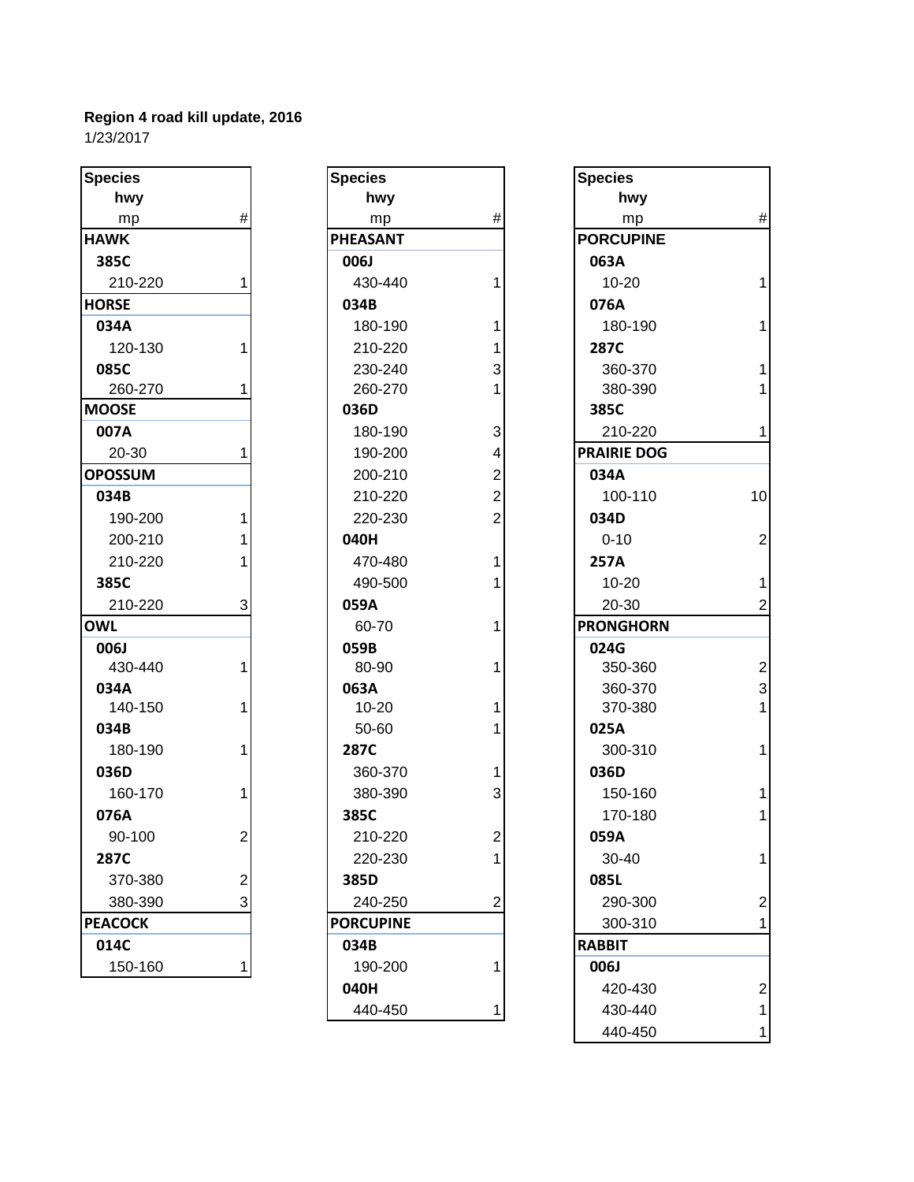**Region 4 road kill update, 2016**
1/23/2017

| Species / hwy / mp | # |
|---|---|
| **HAWK** | |
| **385C** | |
| 210-220 | 1 |
| **HORSE** | |
| **034A** | |
| 120-130 | 1 |
| **085C** | |
| 260-270 | 1 |
| **MOOSE** | |
| **007A** | |
| 20-30 | 1 |
| **OPOSSUM** | |
| **034B** | |
| 190-200 | 1 |
| 200-210 | 1 |
| 210-220 | 1 |
| **385C** | |
| 210-220 | 3 |
| **OWL** | |
| **006J** | |
| 430-440 | 1 |
| **034A** | |
| 140-150 | 1 |
| **034B** | |
| 180-190 | 1 |
| **036D** | |
| 160-170 | 1 |
| **076A** | |
| 90-100 | 2 |
| **287C** | |
| 370-380 | 2 |
| 380-390 | 3 |
| **PEACOCK** | |
| **014C** | |
| 150-160 | 1 |

| Species / hwy / mp | # |
|---|---|
| **PHEASANT** | |
| **006J** | |
| 430-440 | 1 |
| **034B** | |
| 180-190 | 1 |
| 210-220 | 1 |
| 230-240 | 3 |
| 260-270 | 1 |
| **036D** | |
| 180-190 | 3 |
| 190-200 | 4 |
| 200-210 | 2 |
| 210-220 | 2 |
| 220-230 | 2 |
| **040H** | |
| 470-480 | 1 |
| 490-500 | 1 |
| **059A** | |
| 60-70 | 1 |
| **059B** | |
| 80-90 | 1 |
| **063A** | |
| 10-20 | 1 |
| 50-60 | 1 |
| **287C** | |
| 360-370 | 1 |
| 380-390 | 3 |
| **385C** | |
| 210-220 | 2 |
| 220-230 | 1 |
| **385D** | |
| 240-250 | 2 |
| **PORCUPINE** | |
| **034B** | |
| 190-200 | 1 |
| **040H** | |
| 440-450 | 1 |

| Species / hwy / mp | # |
|---|---|
| **PORCUPINE** | |
| **063A** | |
| 10-20 | 1 |
| **076A** | |
| 180-190 | 1 |
| **287C** | |
| 360-370 | 1 |
| 380-390 | 1 |
| **385C** | |
| 210-220 | 1 |
| **PRAIRIE DOG** | |
| **034A** | |
| 100-110 | 10 |
| **034D** | |
| 0-10 | 2 |
| **257A** | |
| 10-20 | 1 |
| 20-30 | 2 |
| **PRONGHORN** | |
| **024G** | |
| 350-360 | 2 |
| 360-370 | 3 |
| 370-380 | 1 |
| **025A** | |
| 300-310 | 1 |
| **036D** | |
| 150-160 | 1 |
| 170-180 | 1 |
| **059A** | |
| 30-40 | 1 |
| **085L** | |
| 290-300 | 2 |
| 300-310 | 1 |
| **RABBIT** | |
| **006J** | |
| 420-430 | 2 |
| 430-440 | 1 |
| 440-450 | 1 |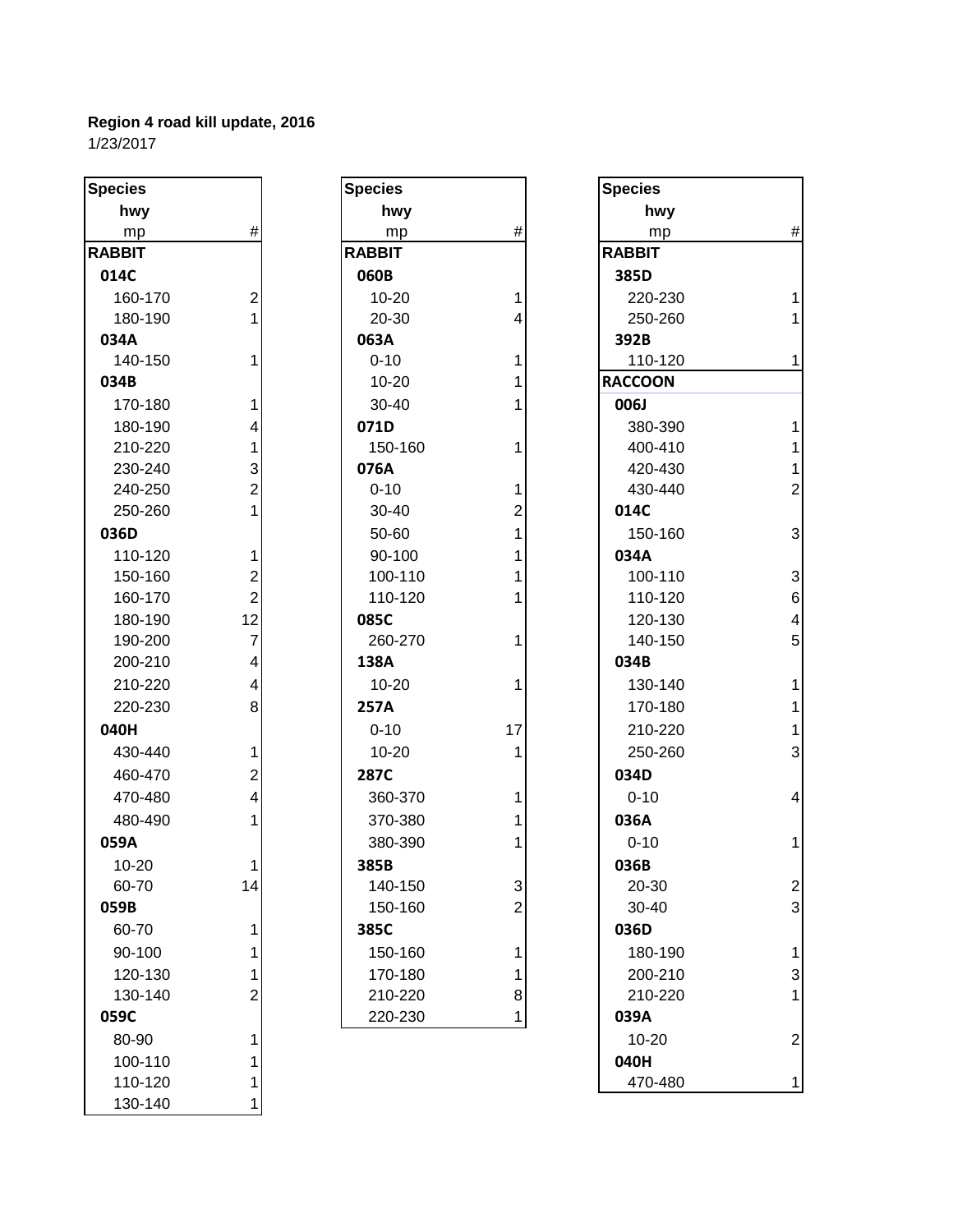**Region 4 road kill update, 2016**
1/23/2017

| Species<br>hwy<br>mp | # |
|---|---|
| **RABBIT** | |
| **014C** | |
| 160-170 | 2 |
| 180-190 | 1 |
| **034A** | |
| 140-150 | 1 |
| **034B** | |
| 170-180 | 1 |
| 180-190 | 4 |
| 210-220 | 1 |
| 230-240 | 3 |
| 240-250 | 2 |
| 250-260 | 1 |
| **036D** | |
| 110-120 | 1 |
| 150-160 | 2 |
| 160-170 | 2 |
| 180-190 | 12 |
| 190-200 | 7 |
| 200-210 | 4 |
| 210-220 | 4 |
| 220-230 | 8 |
| **040H** | |
| 430-440 | 1 |
| 460-470 | 2 |
| 470-480 | 4 |
| 480-490 | 1 |
| **059A** | |
| 10-20 | 1 |
| 60-70 | 14 |
| **059B** | |
| 60-70 | 1 |
| 90-100 | 1 |
| 120-130 | 1 |
| 130-140 | 2 |
| **059C** | |
| 80-90 | 1 |
| 100-110 | 1 |
| 110-120 | 1 |
| 130-140 | 1 |

| Species<br>hwy<br>mp | # |
|---|---|
| **RABBIT** | |
| **060B** | |
| 10-20 | 1 |
| 20-30 | 4 |
| **063A** | |
| 0-10 | 1 |
| 10-20 | 1 |
| 30-40 | 1 |
| **071D** | |
| 150-160 | 1 |
| **076A** | |
| 0-10 | 1 |
| 30-40 | 2 |
| 50-60 | 1 |
| 90-100 | 1 |
| 100-110 | 1 |
| 110-120 | 1 |
| **085C** | |
| 260-270 | 1 |
| **138A** | |
| 10-20 | 1 |
| **257A** | |
| 0-10 | 17 |
| 10-20 | 1 |
| **287C** | |
| 360-370 | 1 |
| 370-380 | 1 |
| 380-390 | 1 |
| **385B** | |
| 140-150 | 3 |
| 150-160 | 2 |
| **385C** | |
| 150-160 | 1 |
| 170-180 | 1 |
| 210-220 | 8 |
| 220-230 | 1 |

| Species<br>hwy<br>mp | # |
|---|---|
| **RABBIT** | |
| **385D** | |
| 220-230 | 1 |
| 250-260 | 1 |
| **392B** | |
| 110-120 | 1 |
| **RACCOON** | |
| **006J** | |
| 380-390 | 1 |
| 400-410 | 1 |
| 420-430 | 1 |
| 430-440 | 2 |
| **014C** | |
| 150-160 | 3 |
| **034A** | |
| 100-110 | 3 |
| 110-120 | 6 |
| 120-130 | 4 |
| 140-150 | 5 |
| **034B** | |
| 130-140 | 1 |
| 170-180 | 1 |
| 210-220 | 1 |
| 250-260 | 3 |
| **034D** | |
| 0-10 | 4 |
| **036A** | |
| 0-10 | 1 |
| **036B** | |
| 20-30 | 2 |
| 30-40 | 3 |
| **036D** | |
| 180-190 | 1 |
| 200-210 | 3 |
| 210-220 | 1 |
| **039A** | |
| 10-20 | 2 |
| **040H** | |
| 470-480 | 1 |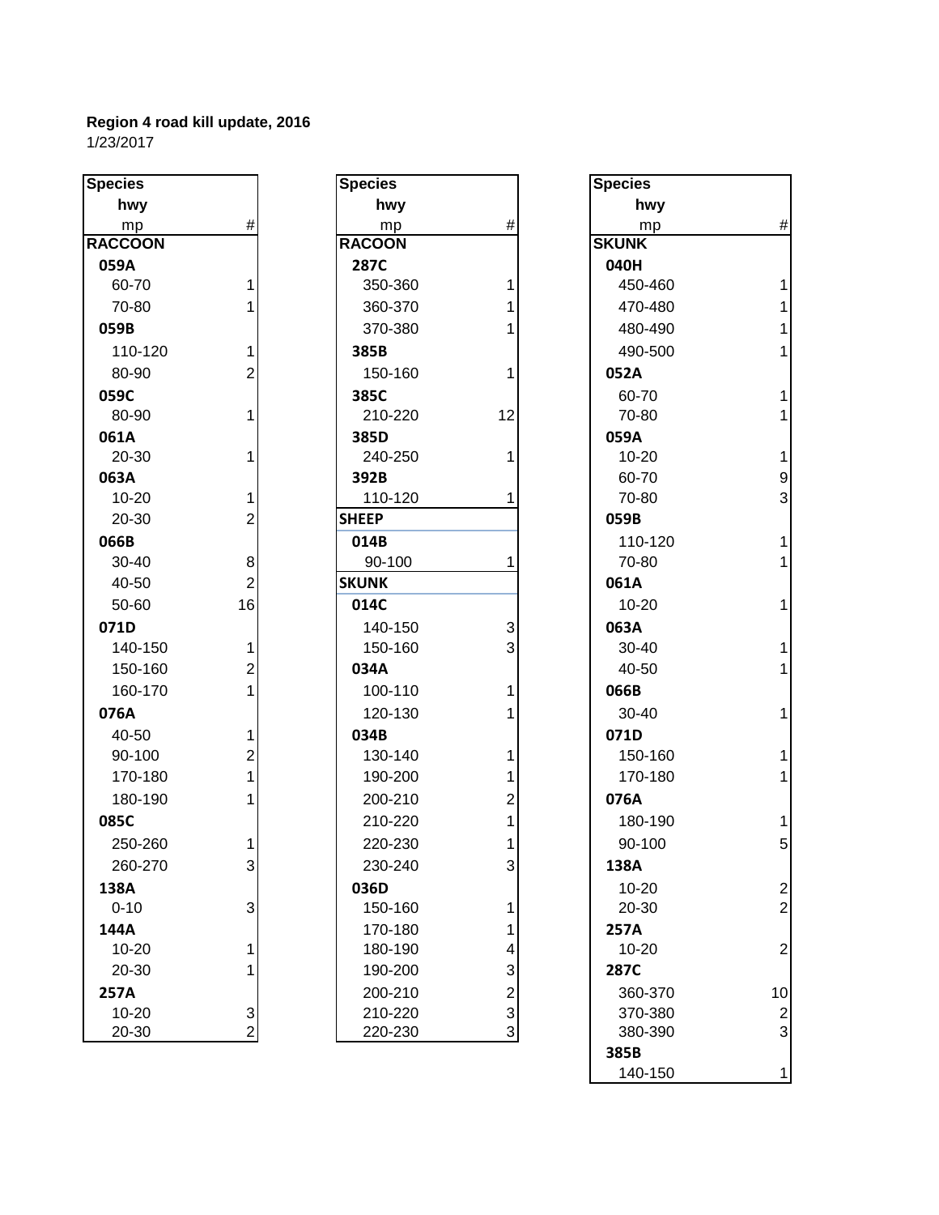**Region 4 road kill update, 2016**
1/23/2017

| Species / hwy / mp | # |
|---|---|
| **RACCOON** | |
| **059A** | |
| 60-70 | 1 |
| 70-80 | 1 |
| **059B** | |
| 110-120 | 1 |
| 80-90 | 2 |
| **059C** | |
| 80-90 | 1 |
| **061A** | |
| 20-30 | 1 |
| **063A** | |
| 10-20 | 1 |
| 20-30 | 2 |
| **066B** | |
| 30-40 | 8 |
| 40-50 | 2 |
| 50-60 | 16 |
| **071D** | |
| 140-150 | 1 |
| 150-160 | 2 |
| 160-170 | 1 |
| **076A** | |
| 40-50 | 1 |
| 90-100 | 2 |
| 170-180 | 1 |
| 180-190 | 1 |
| **085C** | |
| 250-260 | 1 |
| 260-270 | 3 |
| **138A** | |
| 0-10 | 3 |
| **144A** | |
| 10-20 | 1 |
| 20-30 | 1 |
| **257A** | |
| 10-20 | 3 |
| 20-30 | 2 |

| Species / hwy / mp | # |
|---|---|
| **RACOON** | |
| **287C** | |
| 350-360 | 1 |
| 360-370 | 1 |
| 370-380 | 1 |
| **385B** | |
| 150-160 | 1 |
| **385C** | |
| 210-220 | 12 |
| **385D** | |
| 240-250 | 1 |
| **392B** | |
| 110-120 | 1 |
| **SHEEP** | |
| **014B** | |
| 90-100 | 1 |
| **SKUNK** | |
| **014C** | |
| 140-150 | 3 |
| 150-160 | 3 |
| **034A** | |
| 100-110 | 1 |
| 120-130 | 1 |
| **034B** | |
| 130-140 | 1 |
| 190-200 | 1 |
| 200-210 | 2 |
| 210-220 | 1 |
| 220-230 | 1 |
| 230-240 | 3 |
| **036D** | |
| 150-160 | 1 |
| 170-180 | 1 |
| 180-190 | 4 |
| 190-200 | 3 |
| 200-210 | 2 |
| 210-220 | 3 |
| 220-230 | 3 |

| Species / hwy / mp | # |
|---|---|
| **SKUNK** | |
| **040H** | |
| 450-460 | 1 |
| 470-480 | 1 |
| 480-490 | 1 |
| 490-500 | 1 |
| **052A** | |
| 60-70 | 1 |
| 70-80 | 1 |
| **059A** | |
| 10-20 | 1 |
| 60-70 | 9 |
| 70-80 | 3 |
| **059B** | |
| 110-120 | 1 |
| 70-80 | 1 |
| **061A** | |
| 10-20 | 1 |
| **063A** | |
| 30-40 | 1 |
| 40-50 | 1 |
| **066B** | |
| 30-40 | 1 |
| **071D** | |
| 150-160 | 1 |
| 170-180 | 1 |
| **076A** | |
| 180-190 | 1 |
| 90-100 | 5 |
| **138A** | |
| 10-20 | 2 |
| 20-30 | 2 |
| **257A** | |
| 10-20 | 2 |
| **287C** | |
| 360-370 | 10 |
| 370-380 | 2 |
| 380-390 | 3 |
| **385B** | |
| 140-150 | 1 |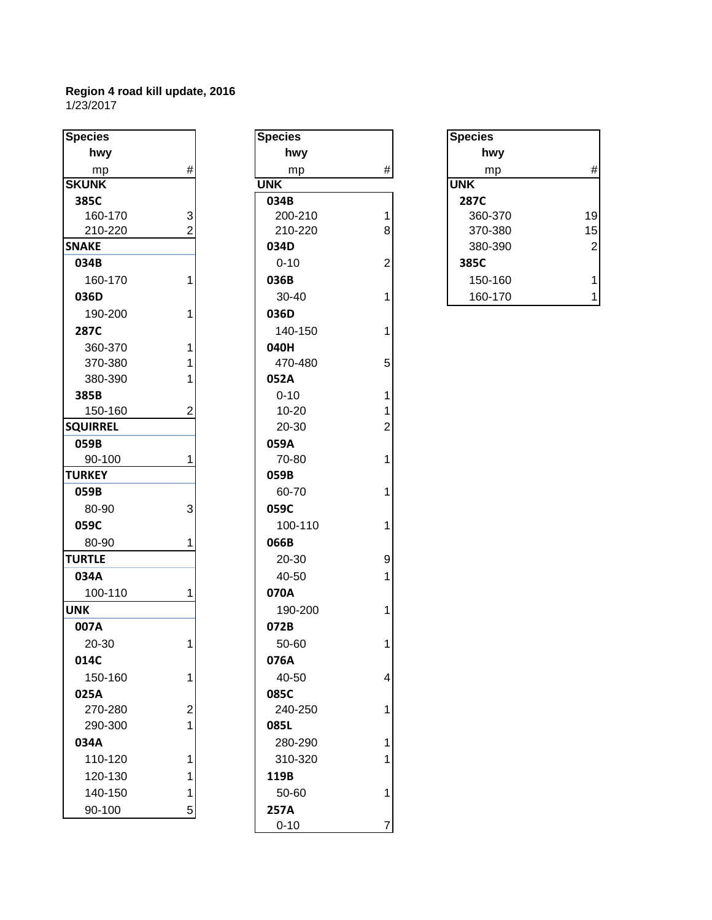**Region 4 road kill update, 2016**
1/23/2017

| Species<br>hwy<br>mp | # |
|---|---|
| **SKUNK** | |
| **385C** | |
| 160-170 | 3 |
| 210-220 | 2 |
| **SNAKE** | |
| **034B** | |
| 160-170 | 1 |
| **036D** | |
| 190-200 | 1 |
| **287C** | |
| 360-370 | 1 |
| 370-380 | 1 |
| 380-390 | 1 |
| **385B** | |
| 150-160 | 2 |
| **SQUIRREL** | |
| **059B** | |
| 90-100 | 1 |
| **TURKEY** | |
| **059B** | |
| 80-90 | 3 |
| **059C** | |
| 80-90 | 1 |
| **TURTLE** | |
| **034A** | |
| 100-110 | 1 |
| **UNK** | |
| **007A** | |
| 20-30 | 1 |
| **014C** | |
| 150-160 | 1 |
| **025A** | |
| 270-280 | 2 |
| 290-300 | 1 |
| **034A** | |
| 110-120 | 1 |
| 120-130 | 1 |
| 140-150 | 1 |
| 90-100 | 5 |

| Species<br>hwy<br>mp | # |
|---|---|
| **UNK** | |
| **034B** | |
| 200-210 | 1 |
| 210-220 | 8 |
| **034D** | |
| 0-10 | 2 |
| **036B** | |
| 30-40 | 1 |
| **036D** | |
| 140-150 | 1 |
| **040H** | |
| 470-480 | 5 |
| **052A** | |
| 0-10 | 1 |
| 10-20 | 1 |
| 20-30 | 2 |
| **059A** | |
| 70-80 | 1 |
| **059B** | |
| 60-70 | 1 |
| **059C** | |
| 100-110 | 1 |
| **066B** | |
| 20-30 | 9 |
| 40-50 | 1 |
| **070A** | |
| 190-200 | 1 |
| **072B** | |
| 50-60 | 1 |
| **076A** | |
| 40-50 | 4 |
| **085C** | |
| 240-250 | 1 |
| **085L** | |
| 280-290 | 1 |
| 310-320 | 1 |
| **119B** | |
| 50-60 | 1 |
| **257A** | |
| 0-10 | 7 |

| Species<br>hwy<br>mp | # |
|---|---|
| **UNK** | |
| **287C** | |
| 360-370 | 19 |
| 370-380 | 15 |
| 380-390 | 2 |
| **385C** | |
| 150-160 | 1 |
| 160-170 | 1 |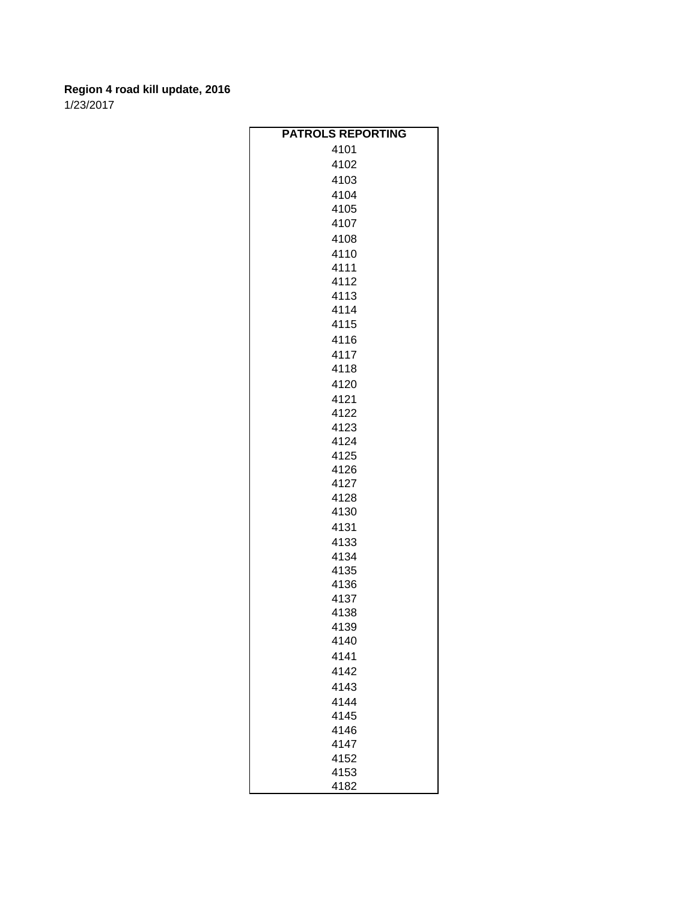**Region 4 road kill update, 2016**

1/23/2017

| PATROLS REPORTING |
|---|
| 4101 |
| 4102 |
| 4103 |
| 4104 |
| 4105 |
| 4107 |
| 4108 |
| 4110 |
| 4111 |
| 4112 |
| 4113 |
| 4114 |
| 4115 |
| 4116 |
| 4117 |
| 4118 |
| 4120 |
| 4121 |
| 4122 |
| 4123 |
| 4124 |
| 4125 |
| 4126 |
| 4127 |
| 4128 |
| 4130 |
| 4131 |
| 4133 |
| 4134 |
| 4135 |
| 4136 |
| 4137 |
| 4138 |
| 4139 |
| 4140 |
| 4141 |
| 4142 |
| 4143 |
| 4144 |
| 4145 |
| 4146 |
| 4147 |
| 4152 |
| 4153 |
| 4182 |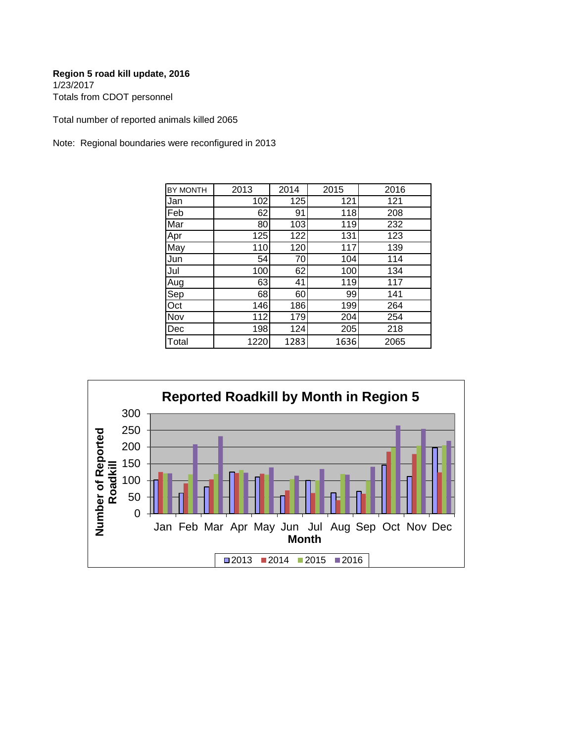**Region 5 road kill update, 2016**
1/23/2017
Totals from CDOT personnel

Total number of reported animals killed 2065

Note: Regional boundaries were reconfigured in 2013

| BY MONTH | 2013 | 2014 | 2015 | 2016 |
|---|---|---|---|---|
| Jan | 102 | 125 | 121 | 121 |
| Feb | 62 | 91 | 118 | 208 |
| Mar | 80 | 103 | 119 | 232 |
| Apr | 125 | 122 | 131 | 123 |
| May | 110 | 120 | 117 | 139 |
| Jun | 54 | 70 | 104 | 114 |
| Jul | 100 | 62 | 100 | 134 |
| Aug | 63 | 41 | 119 | 117 |
| Sep | 68 | 60 | 99 | 141 |
| Oct | 146 | 186 | 199 | 264 |
| Nov | 112 | 179 | 204 | 254 |
| Dec | 198 | 124 | 205 | 218 |
| Total | 1220 | 1283 | 1636 | 2065 |

**Reported Roadkill by Month in Region 5**

Number of Reported Roadkill (0–300) vs. Month (Jan–Dec); series: 2013, 2014, 2015, 2016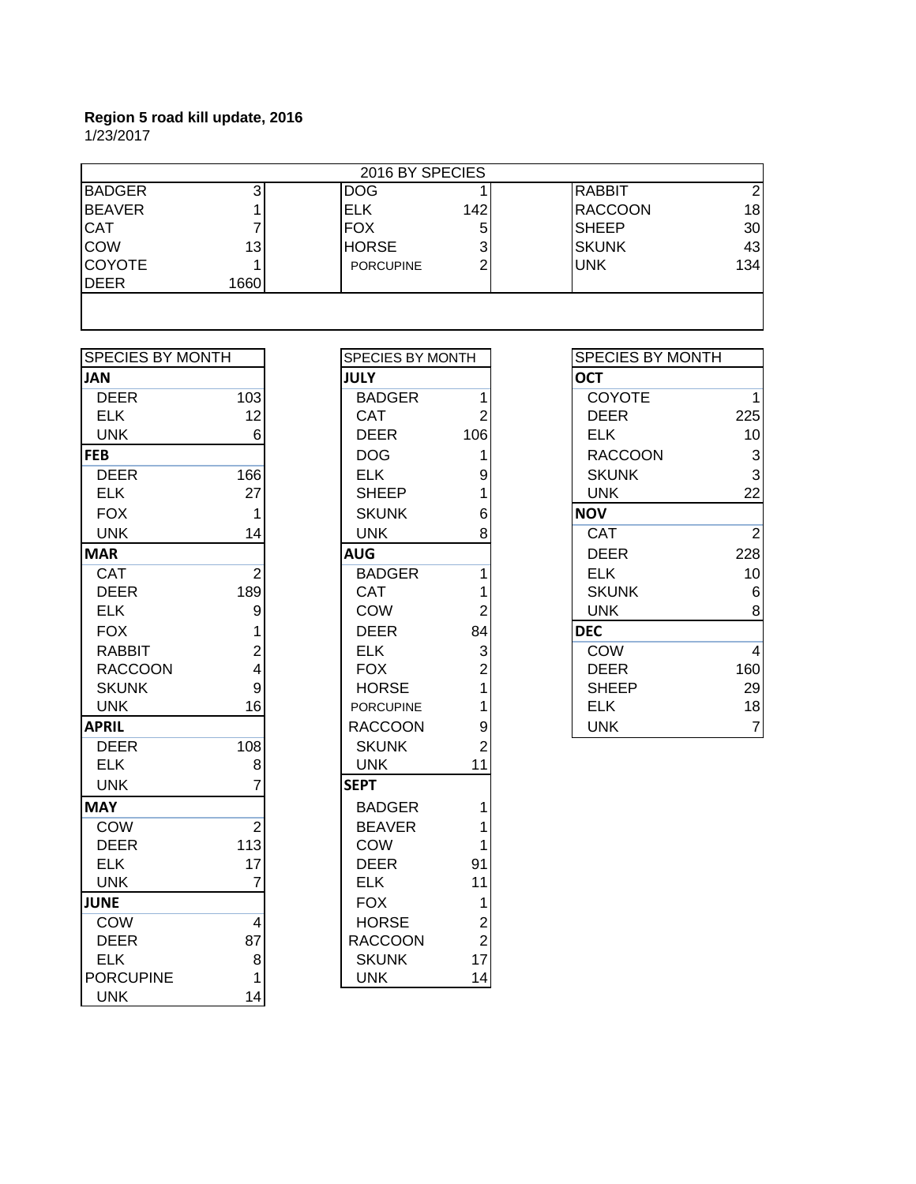**Region 5 road kill update, 2016**
1/23/2017

| 2016 BY SPECIES | | | | | |
|---|---|---|---|---|---|
| BADGER | 3 | DOG | 1 | RABBIT | 2 |
| BEAVER | 1 | ELK | 142 | RACCOON | 18 |
| CAT | 7 | FOX | 5 | SHEEP | 30 |
| COW | 13 | HORSE | 3 | SKUNK | 43 |
| COYOTE | 1 | PORCUPINE | 2 | UNK | 134 |
| DEER | 1660 | | | | |

| SPECIES BY MONTH | |
|---|---|
| **JAN** | |
| DEER | 103 |
| ELK | 12 |
| UNK | 6 |
| **FEB** | |
| DEER | 166 |
| ELK | 27 |
| FOX | 1 |
| UNK | 14 |
| **MAR** | |
| CAT | 2 |
| DEER | 189 |
| ELK | 9 |
| FOX | 1 |
| RABBIT | 2 |
| RACCOON | 4 |
| SKUNK | 9 |
| UNK | 16 |
| **APRIL** | |
| DEER | 108 |
| ELK | 8 |
| UNK | 7 |
| **MAY** | |
| COW | 2 |
| DEER | 113 |
| ELK | 17 |
| UNK | 7 |
| **JUNE** | |
| COW | 4 |
| DEER | 87 |
| ELK | 8 |
| PORCUPINE | 1 |
| UNK | 14 |

| SPECIES BY MONTH | |
|---|---|
| **JULY** | |
| BADGER | 1 |
| CAT | 2 |
| DEER | 106 |
| DOG | 1 |
| ELK | 9 |
| SHEEP | 1 |
| SKUNK | 6 |
| UNK | 8 |
| **AUG** | |
| BADGER | 1 |
| CAT | 1 |
| COW | 2 |
| DEER | 84 |
| ELK | 3 |
| FOX | 2 |
| HORSE | 1 |
| PORCUPINE | 1 |
| RACCOON | 9 |
| SKUNK | 2 |
| UNK | 11 |
| **SEPT** | |
| BADGER | 1 |
| BEAVER | 1 |
| COW | 1 |
| DEER | 91 |
| ELK | 11 |
| FOX | 1 |
| HORSE | 2 |
| RACCOON | 2 |
| SKUNK | 17 |
| UNK | 14 |

| SPECIES BY MONTH | |
|---|---|
| **OCT** | |
| COYOTE | 1 |
| DEER | 225 |
| ELK | 10 |
| RACCOON | 3 |
| SKUNK | 3 |
| UNK | 22 |
| **NOV** | |
| CAT | 2 |
| DEER | 228 |
| ELK | 10 |
| SKUNK | 6 |
| UNK | 8 |
| **DEC** | |
| COW | 4 |
| DEER | 160 |
| SHEEP | 29 |
| ELK | 18 |
| UNK | 7 |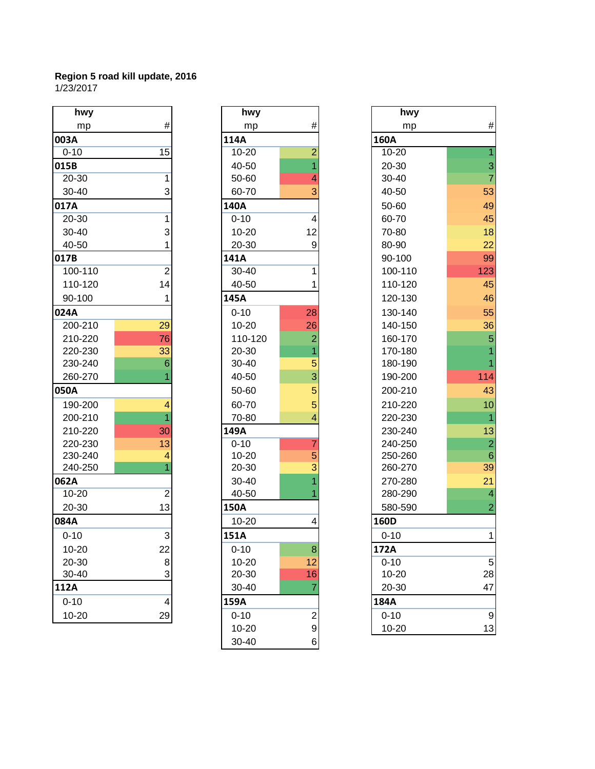**Region 5 road kill update, 2016**
1/23/2017

| hwy mp | # |
|---|---|
| **003A** | |
| 0-10 | 15 |
| **015B** | |
| 20-30 | 1 |
| 30-40 | 3 |
| **017A** | |
| 20-30 | 1 |
| 30-40 | 3 |
| 40-50 | 1 |
| **017B** | |
| 100-110 | 2 |
| 110-120 | 14 |
| 90-100 | 1 |
| **024A** | |
| 200-210 | 29 |
| 210-220 | 76 |
| 220-230 | 33 |
| 230-240 | 6 |
| 260-270 | 1 |
| **050A** | |
| 190-200 | 4 |
| 200-210 | 1 |
| 210-220 | 30 |
| 220-230 | 13 |
| 230-240 | 4 |
| 240-250 | 1 |
| **062A** | |
| 10-20 | 2 |
| 20-30 | 13 |
| **084A** | |
| 0-10 | 3 |
| 10-20 | 22 |
| 20-30 | 8 |
| 30-40 | 3 |
| **112A** | |
| 0-10 | 4 |
| 10-20 | 29 |

| hwy mp | # |
|---|---|
| **114A** | |
| 10-20 | 2 |
| 40-50 | 1 |
| 50-60 | 4 |
| 60-70 | 3 |
| **140A** | |
| 0-10 | 4 |
| 10-20 | 12 |
| 20-30 | 9 |
| **141A** | |
| 30-40 | 1 |
| 40-50 | 1 |
| **145A** | |
| 0-10 | 28 |
| 10-20 | 26 |
| 110-120 | 2 |
| 20-30 | 1 |
| 30-40 | 5 |
| 40-50 | 3 |
| 50-60 | 5 |
| 60-70 | 5 |
| 70-80 | 4 |
| **149A** | |
| 0-10 | 7 |
| 10-20 | 5 |
| 20-30 | 3 |
| 30-40 | 1 |
| 40-50 | 1 |
| **150A** | |
| 10-20 | 4 |
| **151A** | |
| 0-10 | 8 |
| 10-20 | 12 |
| 20-30 | 16 |
| 30-40 | 7 |
| **159A** | |
| 0-10 | 2 |
| 10-20 | 9 |
| 30-40 | 6 |

| hwy mp | # |
|---|---|
| **160A** | |
| 10-20 | 1 |
| 20-30 | 3 |
| 30-40 | 7 |
| 40-50 | 53 |
| 50-60 | 49 |
| 60-70 | 45 |
| 70-80 | 18 |
| 80-90 | 22 |
| 90-100 | 99 |
| 100-110 | 123 |
| 110-120 | 45 |
| 120-130 | 46 |
| 130-140 | 55 |
| 140-150 | 36 |
| 160-170 | 5 |
| 170-180 | 1 |
| 180-190 | 1 |
| 190-200 | 114 |
| 200-210 | 43 |
| 210-220 | 10 |
| 220-230 | 1 |
| 230-240 | 13 |
| 240-250 | 2 |
| 250-260 | 6 |
| 260-270 | 39 |
| 270-280 | 21 |
| 280-290 | 4 |
| 580-590 | 2 |
| **160D** | |
| 0-10 | 1 |
| **172A** | |
| 0-10 | 5 |
| 10-20 | 28 |
| 20-30 | 47 |
| **184A** | |
| 0-10 | 9 |
| 10-20 | 13 |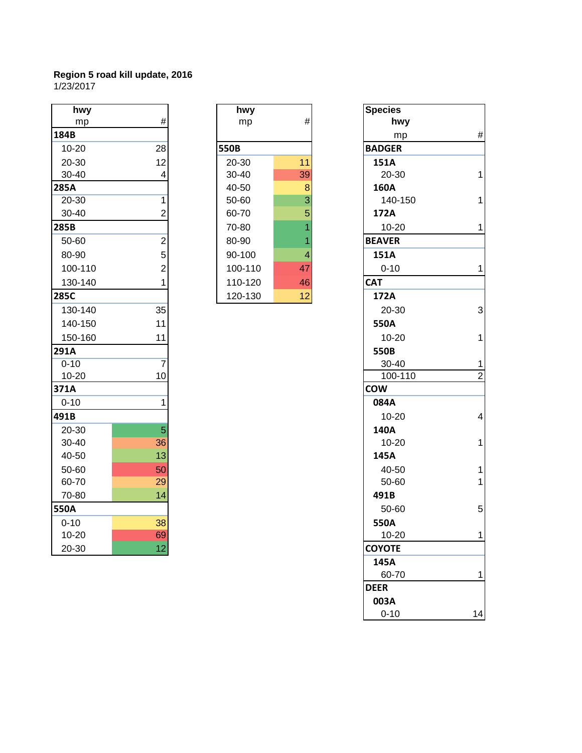**Region 5 road kill update, 2016**
1/23/2017

| hwy mp | # |
|---|---|
| **184B** | |
| 10-20 | 28 |
| 20-30 | 12 |
| 30-40 | 4 |
| **285A** | |
| 20-30 | 1 |
| 30-40 | 2 |
| **285B** | |
| 50-60 | 2 |
| 80-90 | 5 |
| 100-110 | 2 |
| 130-140 | 1 |
| **285C** | |
| 130-140 | 35 |
| 140-150 | 11 |
| 150-160 | 11 |
| **291A** | |
| 0-10 | 7 |
| 10-20 | 10 |
| **371A** | |
| 0-10 | 1 |
| **491B** | |
| 20-30 | 5 |
| 30-40 | 36 |
| 40-50 | 13 |
| 50-60 | 50 |
| 60-70 | 29 |
| 70-80 | 14 |
| **550A** | |
| 0-10 | 38 |
| 10-20 | 69 |
| 20-30 | 12 |

| hwy mp | # |
|---|---|
| **550B** | |
| 20-30 | 11 |
| 30-40 | 39 |
| 40-50 | 8 |
| 50-60 | 3 |
| 60-70 | 5 |
| 70-80 | 1 |
| 80-90 | 1 |
| 90-100 | 4 |
| 100-110 | 47 |
| 110-120 | 46 |
| 120-130 | 12 |

| Species hwy mp | # |
|---|---|
| **BADGER** | |
| **151A** | |
| 20-30 | 1 |
| **160A** | |
| 140-150 | 1 |
| **172A** | |
| 10-20 | 1 |
| **BEAVER** | |
| **151A** | |
| 0-10 | 1 |
| **CAT** | |
| **172A** | |
| 20-30 | 3 |
| **550A** | |
| 10-20 | 1 |
| **550B** | |
| 30-40 | 1 |
| 100-110 | 2 |
| **COW** | |
| **084A** | |
| 10-20 | 4 |
| **140A** | |
| 10-20 | 1 |
| **145A** | |
| 40-50 | 1 |
| 50-60 | 1 |
| **491B** | |
| 50-60 | 5 |
| **550A** | |
| 10-20 | 1 |
| **COYOTE** | |
| **145A** | |
| 60-70 | 1 |
| **DEER** | |
| **003A** | |
| 0-10 | 14 |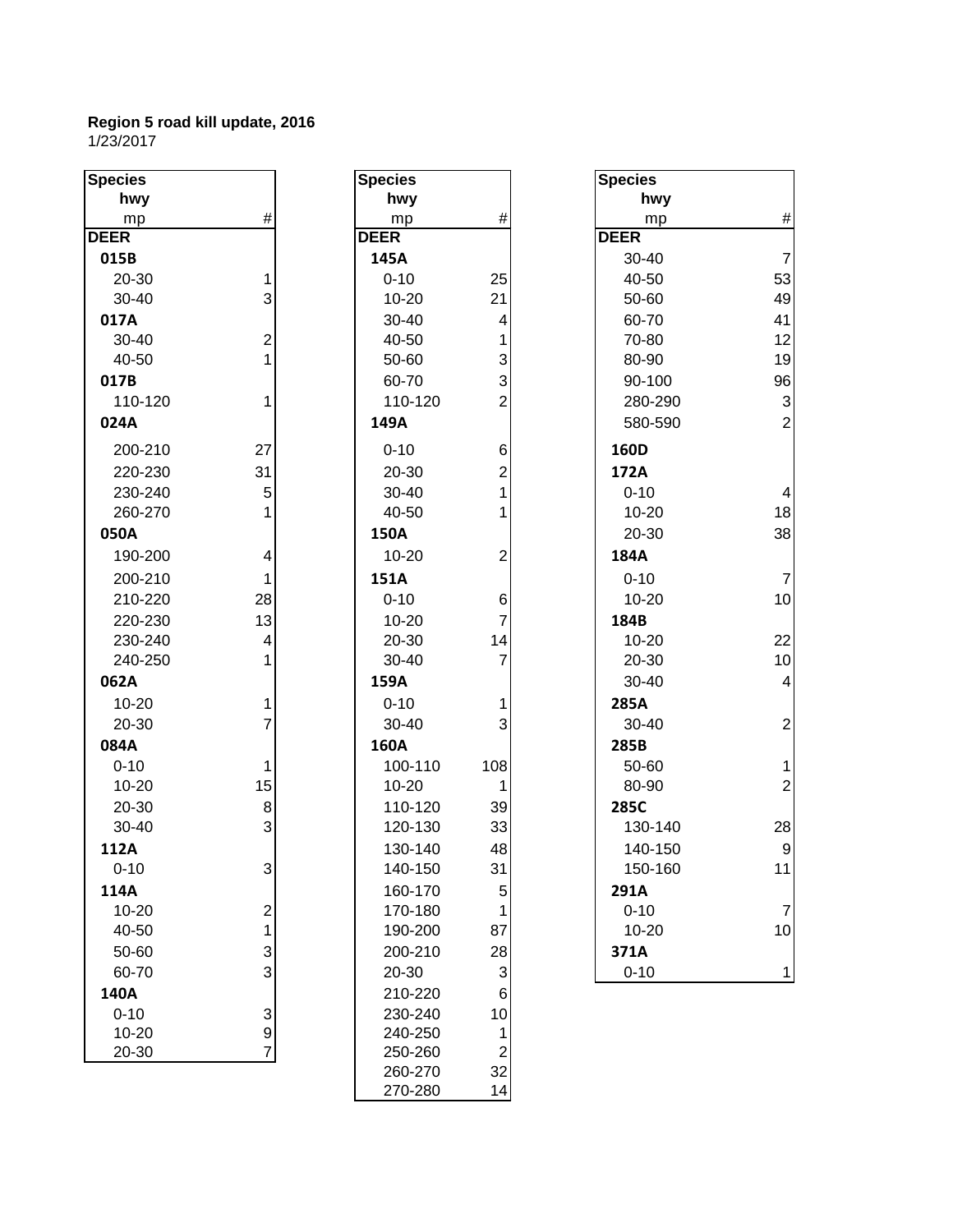**Region 5 road kill update, 2016**
1/23/2017

| Species<br>hwy<br>mp | # |
|---|---|
| **DEER** | |
| **015B** | |
| 20-30 | 1 |
| 30-40 | 3 |
| **017A** | |
| 30-40 | 2 |
| 40-50 | 1 |
| **017B** | |
| 110-120 | 1 |
| **024A** | |
| 200-210 | 27 |
| 220-230 | 31 |
| 230-240 | 5 |
| 260-270 | 1 |
| **050A** | |
| 190-200 | 4 |
| 200-210 | 1 |
| 210-220 | 28 |
| 220-230 | 13 |
| 230-240 | 4 |
| 240-250 | 1 |
| **062A** | |
| 10-20 | 1 |
| 20-30 | 7 |
| **084A** | |
| 0-10 | 1 |
| 10-20 | 15 |
| 20-30 | 8 |
| 30-40 | 3 |
| **112A** | |
| 0-10 | 3 |
| **114A** | |
| 10-20 | 2 |
| 40-50 | 1 |
| 50-60 | 3 |
| 60-70 | 3 |
| **140A** | |
| 0-10 | 3 |
| 10-20 | 9 |
| 20-30 | 7 |

| Species<br>hwy<br>mp | # |
|---|---|
| **DEER** | |
| **145A** | |
| 0-10 | 25 |
| 10-20 | 21 |
| 30-40 | 4 |
| 40-50 | 1 |
| 50-60 | 3 |
| 60-70 | 3 |
| 110-120 | 2 |
| **149A** | |
| 0-10 | 6 |
| 20-30 | 2 |
| 30-40 | 1 |
| 40-50 | 1 |
| **150A** | |
| 10-20 | 2 |
| **151A** | |
| 0-10 | 6 |
| 10-20 | 7 |
| 20-30 | 14 |
| 30-40 | 7 |
| **159A** | |
| 0-10 | 1 |
| 30-40 | 3 |
| **160A** | |
| 100-110 | 108 |
| 10-20 | 1 |
| 110-120 | 39 |
| 120-130 | 33 |
| 130-140 | 48 |
| 140-150 | 31 |
| 160-170 | 5 |
| 170-180 | 1 |
| 190-200 | 87 |
| 200-210 | 28 |
| 20-30 | 3 |
| 210-220 | 6 |
| 230-240 | 10 |
| 240-250 | 1 |
| 250-260 | 2 |
| 260-270 | 32 |
| 270-280 | 14 |

| Species<br>hwy<br>mp | # |
|---|---|
| **DEER** | |
| 30-40 | 7 |
| 40-50 | 53 |
| 50-60 | 49 |
| 60-70 | 41 |
| 70-80 | 12 |
| 80-90 | 19 |
| 90-100 | 96 |
| 280-290 | 3 |
| 580-590 | 2 |
| **160D** | |
| **172A** | |
| 0-10 | 4 |
| 10-20 | 18 |
| 20-30 | 38 |
| **184A** | |
| 0-10 | 7 |
| 10-20 | 10 |
| **184B** | |
| 10-20 | 22 |
| 20-30 | 10 |
| 30-40 | 4 |
| **285A** | |
| 30-40 | 2 |
| **285B** | |
| 50-60 | 1 |
| 80-90 | 2 |
| **285C** | |
| 130-140 | 28 |
| 140-150 | 9 |
| 150-160 | 11 |
| **291A** | |
| 0-10 | 7 |
| 10-20 | 10 |
| **371A** | |
| 0-10 | 1 |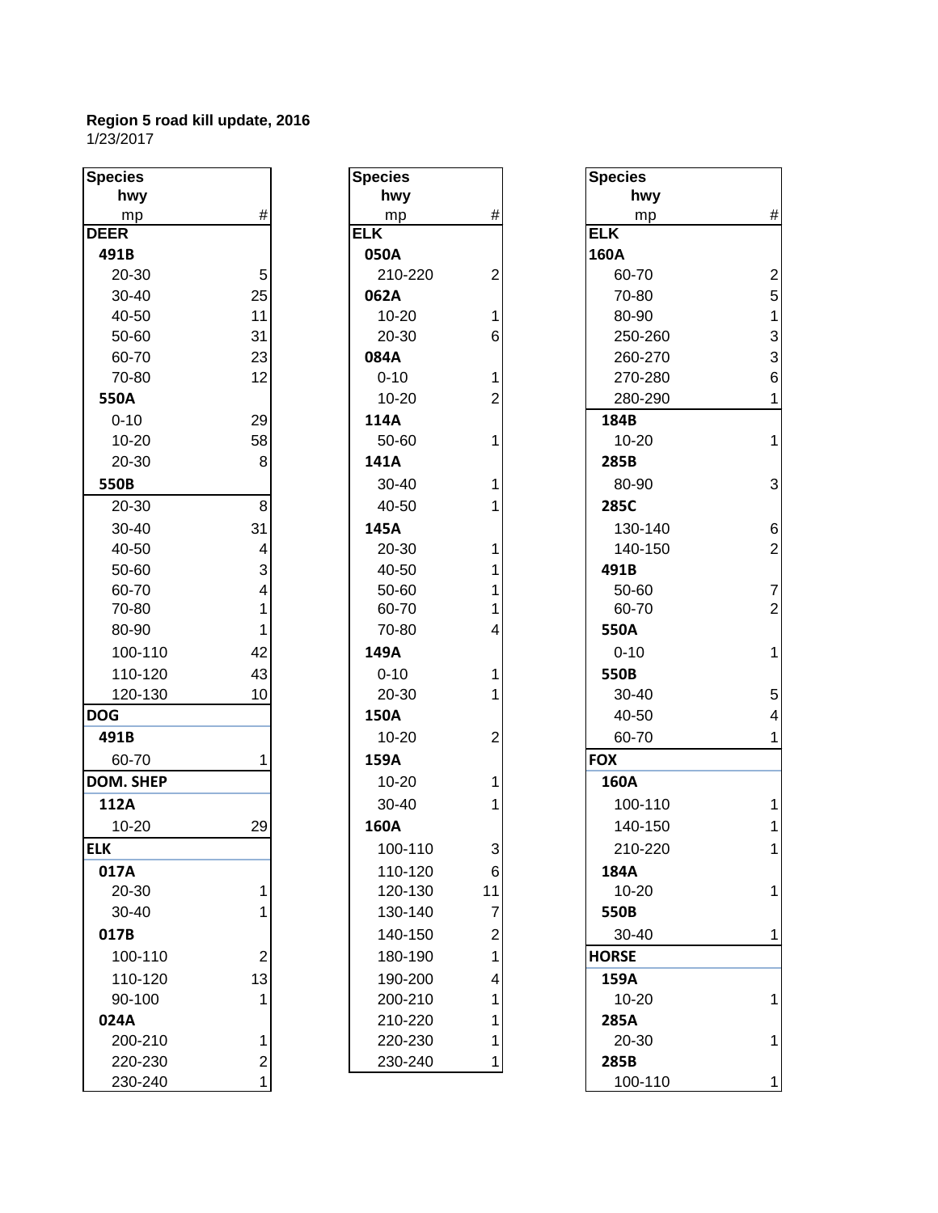**Region 5 road kill update, 2016**
1/23/2017

| Species hwy mp | # |
|---|---|
| **DEER** | |
| **491B** | |
| 20-30 | 5 |
| 30-40 | 25 |
| 40-50 | 11 |
| 50-60 | 31 |
| 60-70 | 23 |
| 70-80 | 12 |
| **550A** | |
| 0-10 | 29 |
| 10-20 | 58 |
| 20-30 | 8 |
| **550B** | |
| 20-30 | 8 |
| 30-40 | 31 |
| 40-50 | 4 |
| 50-60 | 3 |
| 60-70 | 4 |
| 70-80 | 1 |
| 80-90 | 1 |
| 100-110 | 42 |
| 110-120 | 43 |
| 120-130 | 10 |
| **DOG** | |
| **491B** | |
| 60-70 | 1 |
| **DOM. SHEP** | |
| **112A** | |
| 10-20 | 29 |
| **ELK** | |
| **017A** | |
| 20-30 | 1 |
| 30-40 | 1 |
| **017B** | |
| 100-110 | 2 |
| 110-120 | 13 |
| 90-100 | 1 |
| **024A** | |
| 200-210 | 1 |
| 220-230 | 2 |
| 230-240 | 1 |

| Species hwy mp | # |
|---|---|
| **ELK** | |
| **050A** | |
| 210-220 | 2 |
| **062A** | |
| 10-20 | 1 |
| 20-30 | 6 |
| **084A** | |
| 0-10 | 1 |
| 10-20 | 2 |
| **114A** | |
| 50-60 | 1 |
| **141A** | |
| 30-40 | 1 |
| 40-50 | 1 |
| **145A** | |
| 20-30 | 1 |
| 40-50 | 1 |
| 50-60 | 1 |
| 60-70 | 1 |
| 70-80 | 4 |
| **149A** | |
| 0-10 | 1 |
| 20-30 | 1 |
| **150A** | |
| 10-20 | 2 |
| **159A** | |
| 10-20 | 1 |
| 30-40 | 1 |
| **160A** | |
| 100-110 | 3 |
| 110-120 | 6 |
| 120-130 | 11 |
| 130-140 | 7 |
| 140-150 | 2 |
| 180-190 | 1 |
| 190-200 | 4 |
| 200-210 | 1 |
| 210-220 | 1 |
| 220-230 | 1 |
| 230-240 | 1 |

| Species hwy mp | # |
|---|---|
| **ELK** | |
| **160A** | |
| 60-70 | 2 |
| 70-80 | 5 |
| 80-90 | 1 |
| 250-260 | 3 |
| 260-270 | 3 |
| 270-280 | 6 |
| 280-290 | 1 |
| **184B** | |
| 10-20 | 1 |
| **285B** | |
| 80-90 | 3 |
| **285C** | |
| 130-140 | 6 |
| 140-150 | 2 |
| **491B** | |
| 50-60 | 7 |
| 60-70 | 2 |
| **550A** | |
| 0-10 | 1 |
| **550B** | |
| 30-40 | 5 |
| 40-50 | 4 |
| 60-70 | 1 |
| **FOX** | |
| **160A** | |
| 100-110 | 1 |
| 140-150 | 1 |
| 210-220 | 1 |
| **184A** | |
| 10-20 | 1 |
| **550B** | |
| 30-40 | 1 |
| **HORSE** | |
| **159A** | |
| 10-20 | 1 |
| **285A** | |
| 20-30 | 1 |
| **285B** | |
| 100-110 | 1 |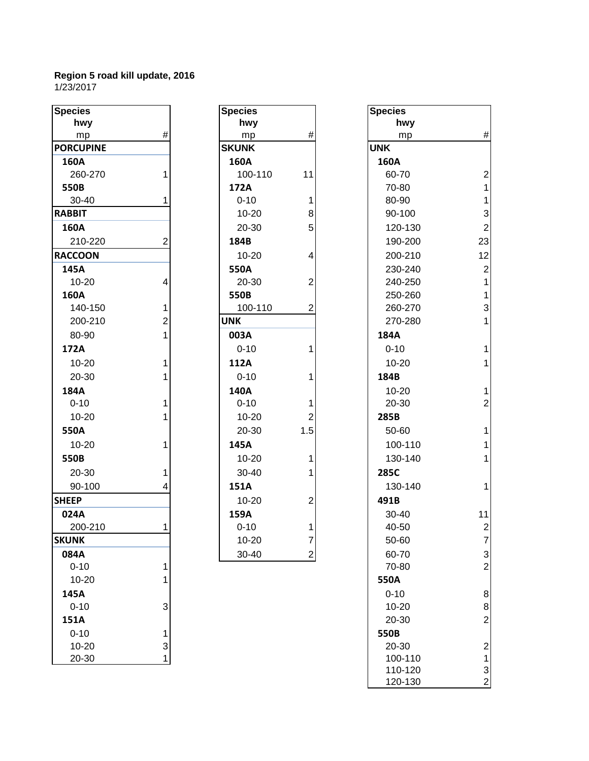**Region 5 road kill update, 2016**
1/23/2017

| Species / hwy / mp | # |
|---|---|
| **PORCUPINE** | |
| **160A** | |
| 260-270 | 1 |
| **550B** | |
| 30-40 | 1 |
| **RABBIT** | |
| **160A** | |
| 210-220 | 2 |
| **RACCOON** | |
| **145A** | |
| 10-20 | 4 |
| **160A** | |
| 140-150 | 1 |
| 200-210 | 2 |
| 80-90 | 1 |
| **172A** | |
| 10-20 | 1 |
| 20-30 | 1 |
| **184A** | |
| 0-10 | 1 |
| 10-20 | 1 |
| **550A** | |
| 10-20 | 1 |
| **550B** | |
| 20-30 | 1 |
| 90-100 | 4 |
| **SHEEP** | |
| **024A** | |
| 200-210 | 1 |
| **SKUNK** | |
| **084A** | |
| 0-10 | 1 |
| 10-20 | 1 |
| **145A** | |
| 0-10 | 3 |
| **151A** | |
| 0-10 | 1 |
| 10-20 | 3 |
| 20-30 | 1 |

| Species / hwy / mp | # |
|---|---|
| **SKUNK** | |
| **160A** | |
| 100-110 | 11 |
| **172A** | |
| 0-10 | 1 |
| 10-20 | 8 |
| 20-30 | 5 |
| **184B** | |
| 10-20 | 4 |
| **550A** | |
| 20-30 | 2 |
| **550B** | |
| 100-110 | 2 |
| **UNK** | |
| **003A** | |
| 0-10 | 1 |
| **112A** | |
| 0-10 | 1 |
| **140A** | |
| 0-10 | 1 |
| 10-20 | 2 |
| 20-30 | 1.5 |
| **145A** | |
| 10-20 | 1 |
| 30-40 | 1 |
| **151A** | |
| 10-20 | 2 |
| **159A** | |
| 0-10 | 1 |
| 10-20 | 7 |
| 30-40 | 2 |

| Species / hwy / mp | # |
|---|---|
| **UNK** | |
| **160A** | |
| 60-70 | 2 |
| 70-80 | 1 |
| 80-90 | 1 |
| 90-100 | 3 |
| 120-130 | 2 |
| 190-200 | 23 |
| 200-210 | 12 |
| 230-240 | 2 |
| 240-250 | 1 |
| 250-260 | 1 |
| 260-270 | 3 |
| 270-280 | 1 |
| **184A** | |
| 0-10 | 1 |
| 10-20 | 1 |
| **184B** | |
| 10-20 | 1 |
| 20-30 | 2 |
| **285B** | |
| 50-60 | 1 |
| 100-110 | 1 |
| 130-140 | 1 |
| **285C** | |
| 130-140 | 1 |
| **491B** | |
| 30-40 | 11 |
| 40-50 | 2 |
| 50-60 | 7 |
| 60-70 | 3 |
| 70-80 | 2 |
| **550A** | |
| 0-10 | 8 |
| 10-20 | 8 |
| 20-30 | 2 |
| **550B** | |
| 20-30 | 2 |
| 100-110 | 1 |
| 110-120 | 3 |
| 120-130 | 2 |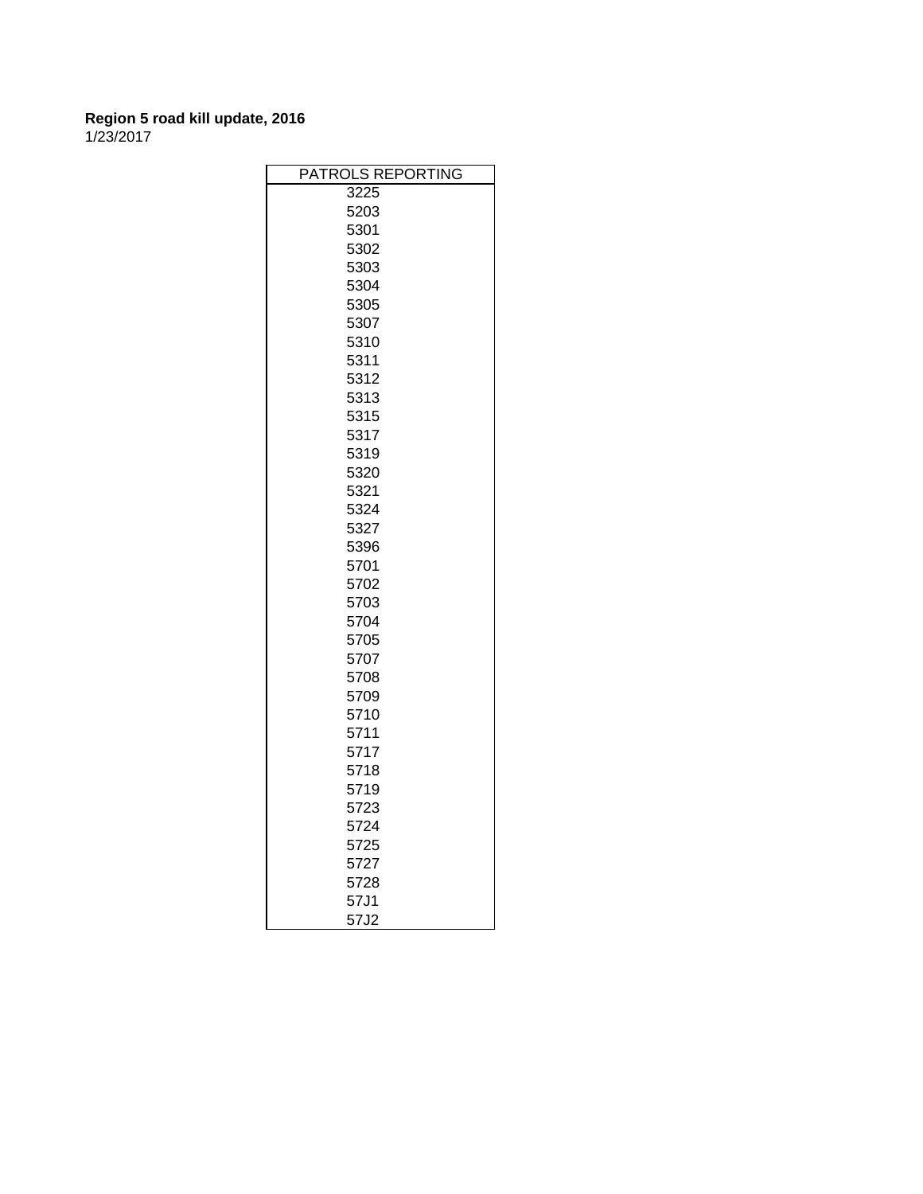**Region 5 road kill update, 2016**
1/23/2017

| PATROLS REPORTING |
|---|
| 3225 |
| 5203 |
| 5301 |
| 5302 |
| 5303 |
| 5304 |
| 5305 |
| 5307 |
| 5310 |
| 5311 |
| 5312 |
| 5313 |
| 5315 |
| 5317 |
| 5319 |
| 5320 |
| 5321 |
| 5324 |
| 5327 |
| 5396 |
| 5701 |
| 5702 |
| 5703 |
| 5704 |
| 5705 |
| 5707 |
| 5708 |
| 5709 |
| 5710 |
| 5711 |
| 5717 |
| 5718 |
| 5719 |
| 5723 |
| 5724 |
| 5725 |
| 5727 |
| 5728 |
| 57J1 |
| 57J2 |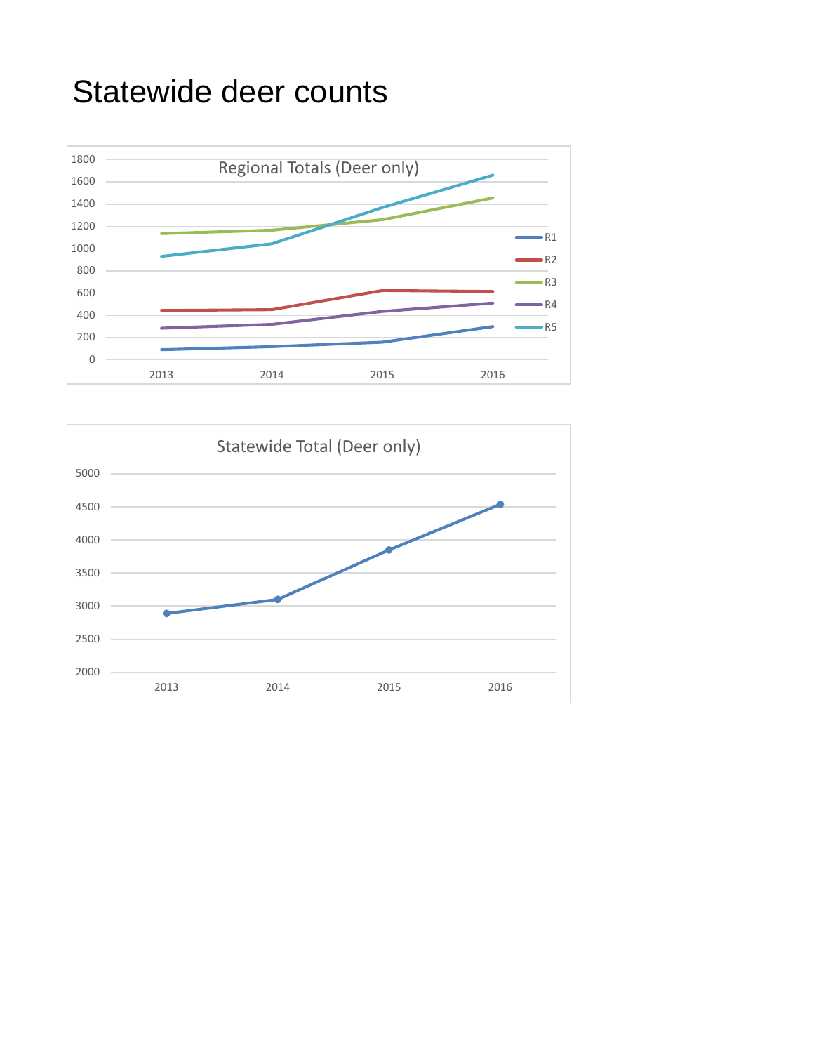# Statewide deer counts

Regional Totals (Deer only)

1800
1600
1400
1200
1000
800
600
400
200
0

2013
2014
2015
2016

R1
R2
R3
R4
R5

Statewide Total (Deer only)

5000
4500
4000
3500
3000
2500
2000

2013
2014
2015
2016